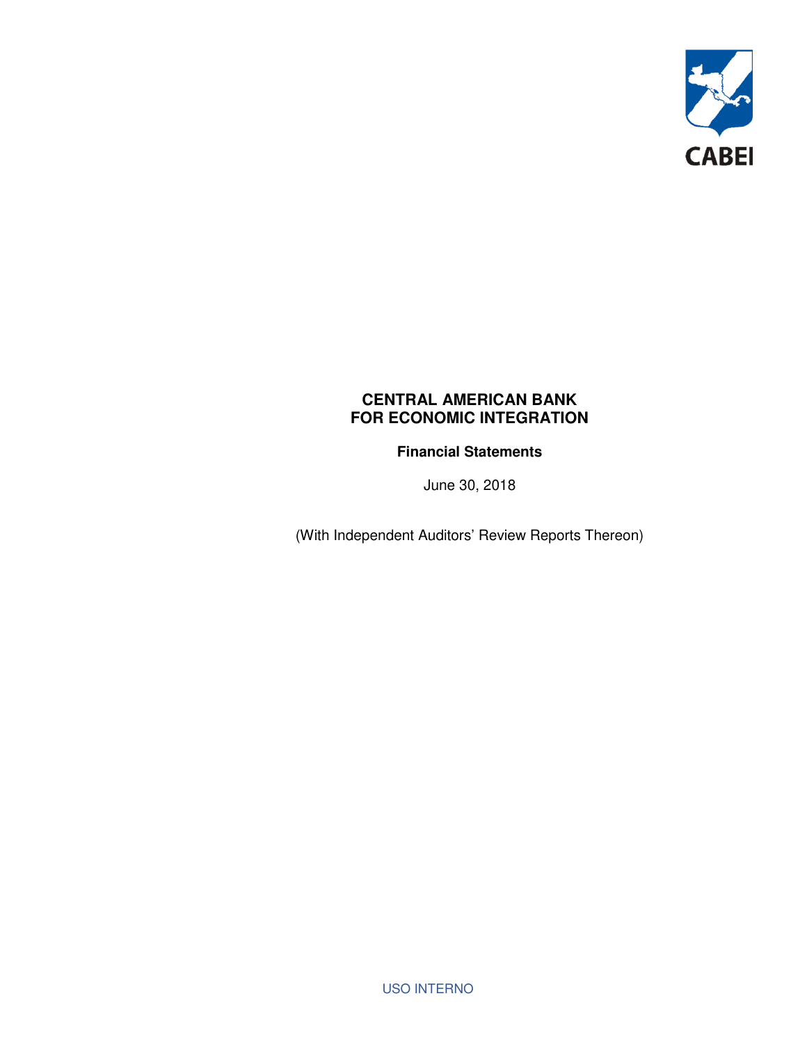CABEI

# CENTRAL AMERICAN BANK FOR ECONOMIC INTEGRATION

## Financial Statements

June 30, 2018

(With Independent Auditors' Review Reports Thereon)

USO INTERNO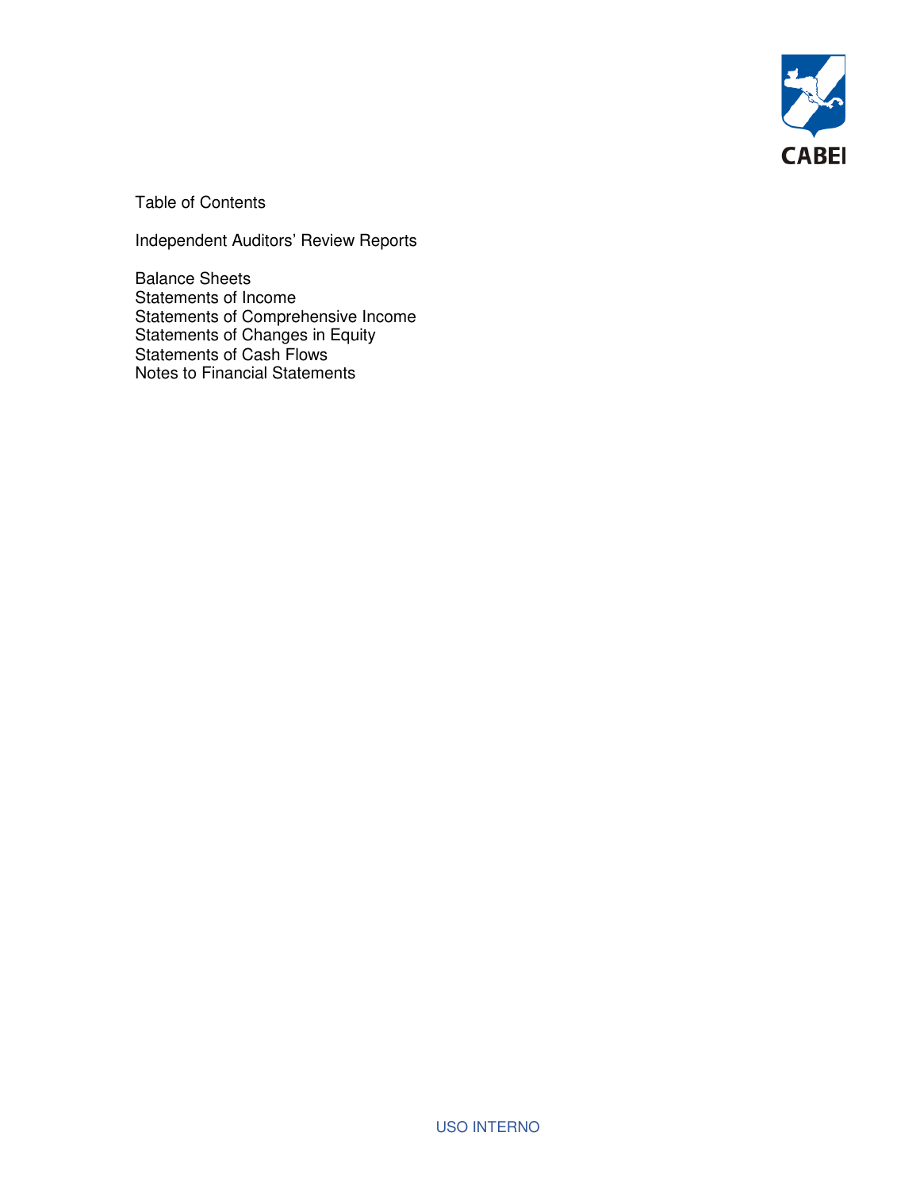CABEI

# Table of Contents

Independent Auditors' Review Reports

Balance Sheets
Statements of Income
Statements of Comprehensive Income
Statements of Changes in Equity
Statements of Cash Flows
Notes to Financial Statements

USO INTERNO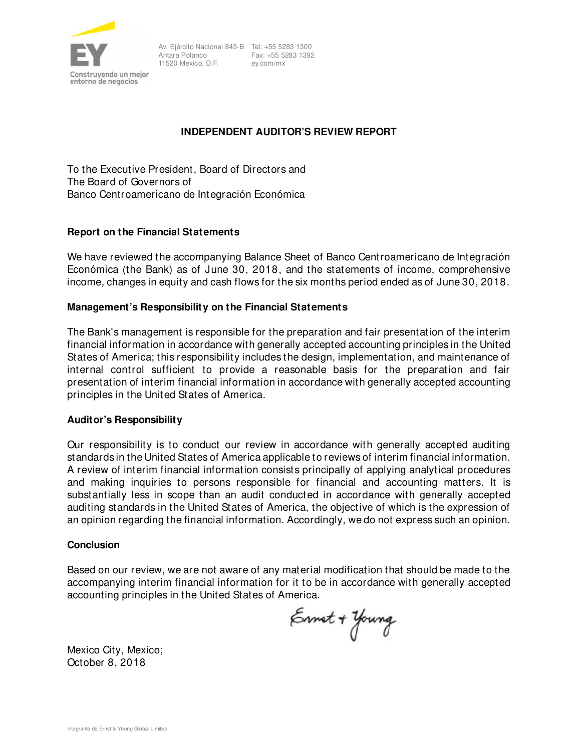Av. Ejército Nacional 843-B
Antara Polanco
11520 Mexico, D.F.

Tel: +55 5283 1300
Fax: +55 5283 1392
ey.com/mx

## INDEPENDENT AUDITOR'S REVIEW REPORT

To the Executive President, Board of Directors and
The Board of Governors of
Banco Centroamericano de Integración Económica

### Report on the Financial Statements

We have reviewed the accompanying Balance Sheet of Banco Centroamericano de Integración Económica (the Bank) as of June 30, 2018, and the statements of income, comprehensive income, changes in equity and cash flows for the six months period ended as of June 30, 2018.

### Management's Responsibility on the Financial Statements

The Bank's management is responsible for the preparation and fair presentation of the interim financial information in accordance with generally accepted accounting principles in the United States of America; this responsibility includes the design, implementation, and maintenance of internal control sufficient to provide a reasonable basis for the preparation and fair presentation of interim financial information in accordance with generally accepted accounting principles in the United States of America.

### Auditor's Responsibility

Our responsibility is to conduct our review in accordance with generally accepted auditing standards in the United States of America applicable to reviews of interim financial information. A review of interim financial information consists principally of applying analytical procedures and making inquiries to persons responsible for financial and accounting matters. It is substantially less in scope than an audit conducted in accordance with generally accepted auditing standards in the United States of America, the objective of which is the expression of an opinion regarding the financial information. Accordingly, we do not express such an opinion.

### Conclusion

Based on our review, we are not aware of any material modification that should be made to the accompanying interim financial information for it to be in accordance with generally accepted accounting principles in the United States of America.

Ernst + Young

Mexico City, Mexico;
October 8, 2018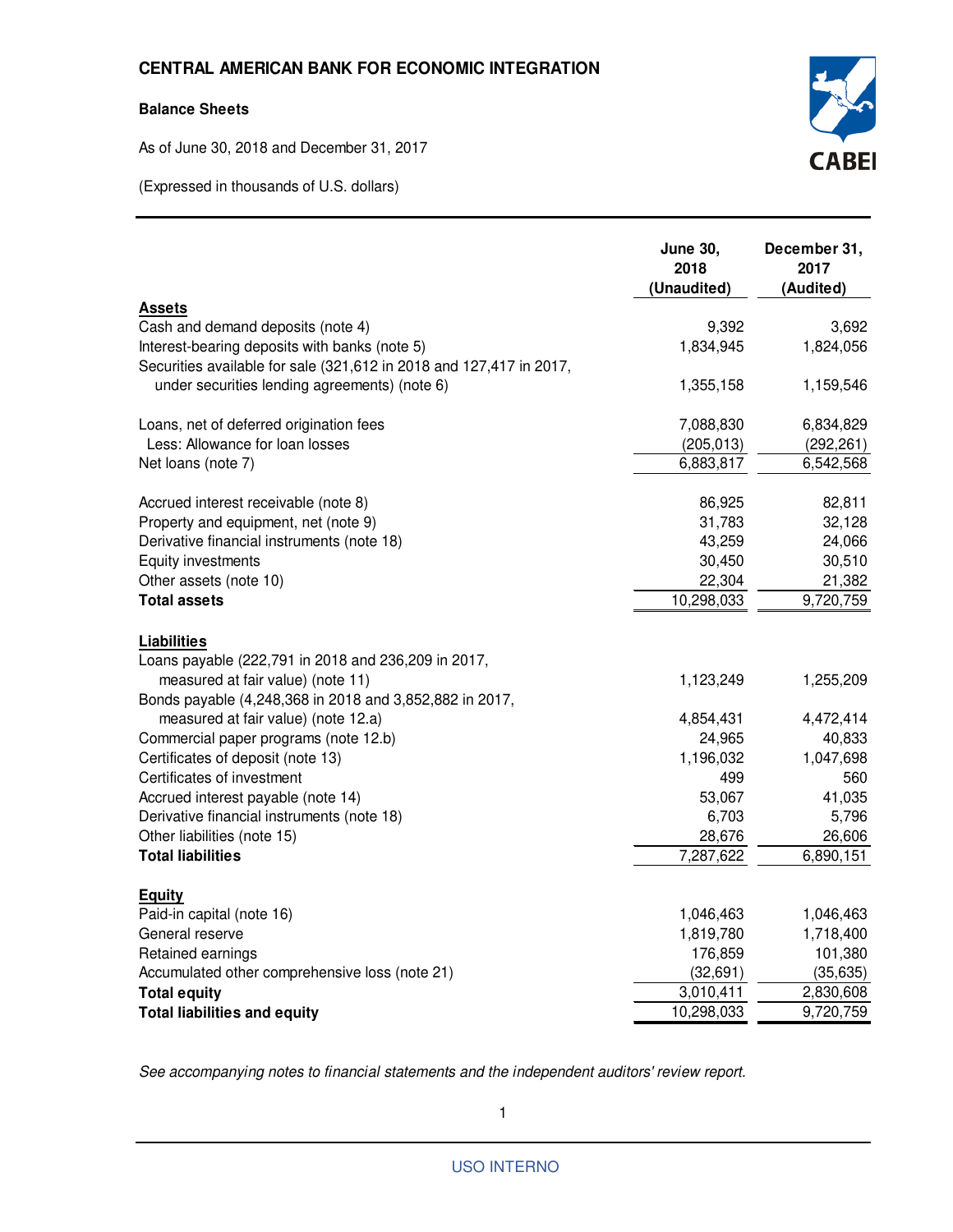# CENTRAL AMERICAN BANK FOR ECONOMIC INTEGRATION

**Balance Sheets**

As of June 30, 2018 and December 31, 2017

(Expressed in thousands of U.S. dollars)

| | June 30, 2018 (Unaudited) | December 31, 2017 (Audited) |
|---|---|---|
| **Assets** | | |
| Cash and demand deposits (note 4) | 9,392 | 3,692 |
| Interest-bearing deposits with banks (note 5) | 1,834,945 | 1,824,056 |
| Securities available for sale (321,612 in 2018 and 127,417 in 2017, under securities lending agreements) (note 6) | 1,355,158 | 1,159,546 |
| Loans, net of deferred origination fees | 7,088,830 | 6,834,829 |
| Less: Allowance for loan losses | (205,013) | (292,261) |
| Net loans (note 7) | 6,883,817 | 6,542,568 |
| Accrued interest receivable (note 8) | 86,925 | 82,811 |
| Property and equipment, net (note 9) | 31,783 | 32,128 |
| Derivative financial instruments (note 18) | 43,259 | 24,066 |
| Equity investments | 30,450 | 30,510 |
| Other assets (note 10) | 22,304 | 21,382 |
| **Total assets** | 10,298,033 | 9,720,759 |
| **Liabilities** | | |
| Loans payable (222,791 in 2018 and 236,209 in 2017, measured at fair value) (note 11) | 1,123,249 | 1,255,209 |
| Bonds payable (4,248,368 in 2018 and 3,852,882 in 2017, measured at fair value) (note 12.a) | 4,854,431 | 4,472,414 |
| Commercial paper programs (note 12.b) | 24,965 | 40,833 |
| Certificates of deposit (note 13) | 1,196,032 | 1,047,698 |
| Certificates of investment | 499 | 560 |
| Accrued interest payable (note 14) | 53,067 | 41,035 |
| Derivative financial instruments (note 18) | 6,703 | 5,796 |
| Other liabilities (note 15) | 28,676 | 26,606 |
| **Total liabilities** | 7,287,622 | 6,890,151 |
| **Equity** | | |
| Paid-in capital (note 16) | 1,046,463 | 1,046,463 |
| General reserve | 1,819,780 | 1,718,400 |
| Retained earnings | 176,859 | 101,380 |
| Accumulated other comprehensive loss (note 21) | (32,691) | (35,635) |
| **Total equity** | 3,010,411 | 2,830,608 |
| **Total liabilities and equity** | 10,298,033 | 9,720,759 |

*See accompanying notes to financial statements and the independent auditors' review report.*

USO INTERNO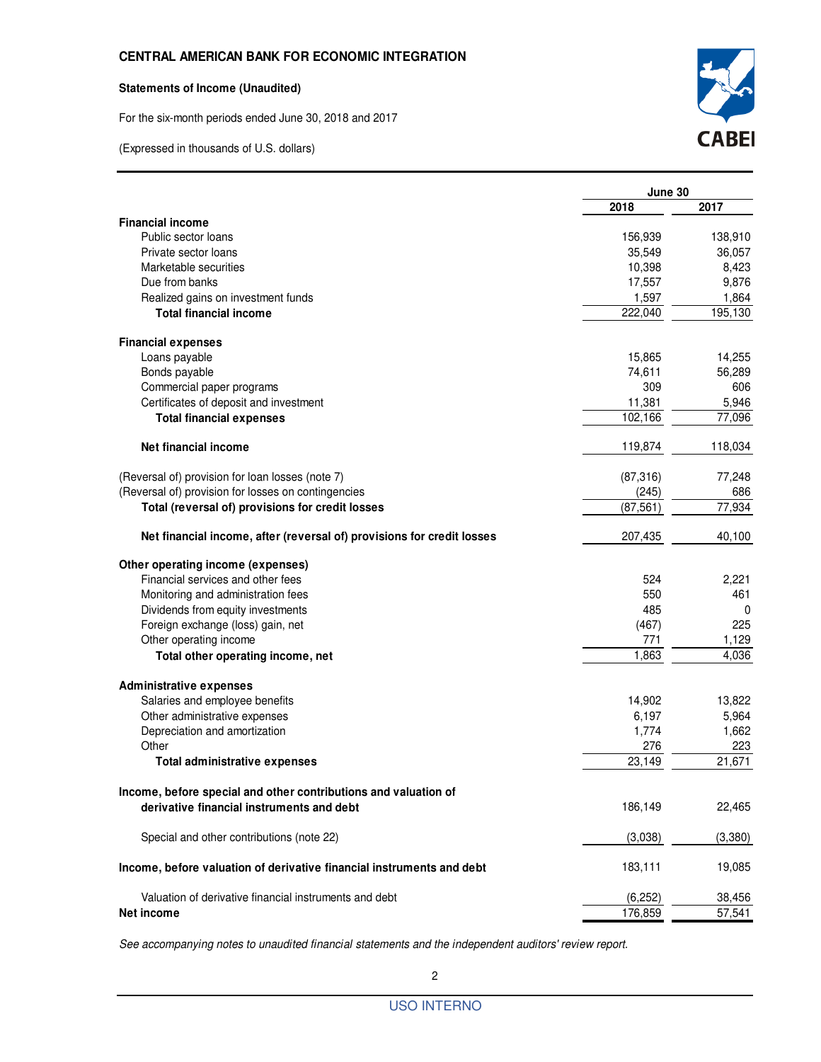# CENTRAL AMERICAN BANK FOR ECONOMIC INTEGRATION

**Statements of Income (Unaudited)**

For the six-month periods ended June 30, 2018 and 2017

(Expressed in thousands of U.S. dollars)

| | June 30 | |
|---|---|---|
| | **2018** | **2017** |
| **Financial income** | | |
| Public sector loans | 156,939 | 138,910 |
| Private sector loans | 35,549 | 36,057 |
| Marketable securities | 10,398 | 8,423 |
| Due from banks | 17,557 | 9,876 |
| Realized gains on investment funds | 1,597 | 1,864 |
| **Total financial income** | 222,040 | 195,130 |
| **Financial expenses** | | |
| Loans payable | 15,865 | 14,255 |
| Bonds payable | 74,611 | 56,289 |
| Commercial paper programs | 309 | 606 |
| Certificates of deposit and investment | 11,381 | 5,946 |
| **Total financial expenses** | 102,166 | 77,096 |
| **Net financial income** | 119,874 | 118,034 |
| (Reversal of) provision for loan losses (note 7) | (87,316) | 77,248 |
| (Reversal of) provision for losses on contingencies | (245) | 686 |
| **Total (reversal of) provisions for credit losses** | (87,561) | 77,934 |
| **Net financial income, after (reversal of) provisions for credit losses** | 207,435 | 40,100 |
| **Other operating income (expenses)** | | |
| Financial services and other fees | 524 | 2,221 |
| Monitoring and administration fees | 550 | 461 |
| Dividends from equity investments | 485 | 0 |
| Foreign exchange (loss) gain, net | (467) | 225 |
| Other operating income | 771 | 1,129 |
| **Total other operating income, net** | 1,863 | 4,036 |
| **Administrative expenses** | | |
| Salaries and employee benefits | 14,902 | 13,822 |
| Other administrative expenses | 6,197 | 5,964 |
| Depreciation and amortization | 1,774 | 1,662 |
| Other | 276 | 223 |
| **Total administrative expenses** | 23,149 | 21,671 |
| **Income, before special and other contributions and valuation of derivative financial instruments and debt** | 186,149 | 22,465 |
| Special and other contributions (note 22) | (3,038) | (3,380) |
| **Income, before valuation of derivative financial instruments and debt** | 183,111 | 19,085 |
| Valuation of derivative financial instruments and debt | (6,252) | 38,456 |
| **Net income** | 176,859 | 57,541 |

*See accompanying notes to unaudited financial statements and the independent auditors' review report.*

USO INTERNO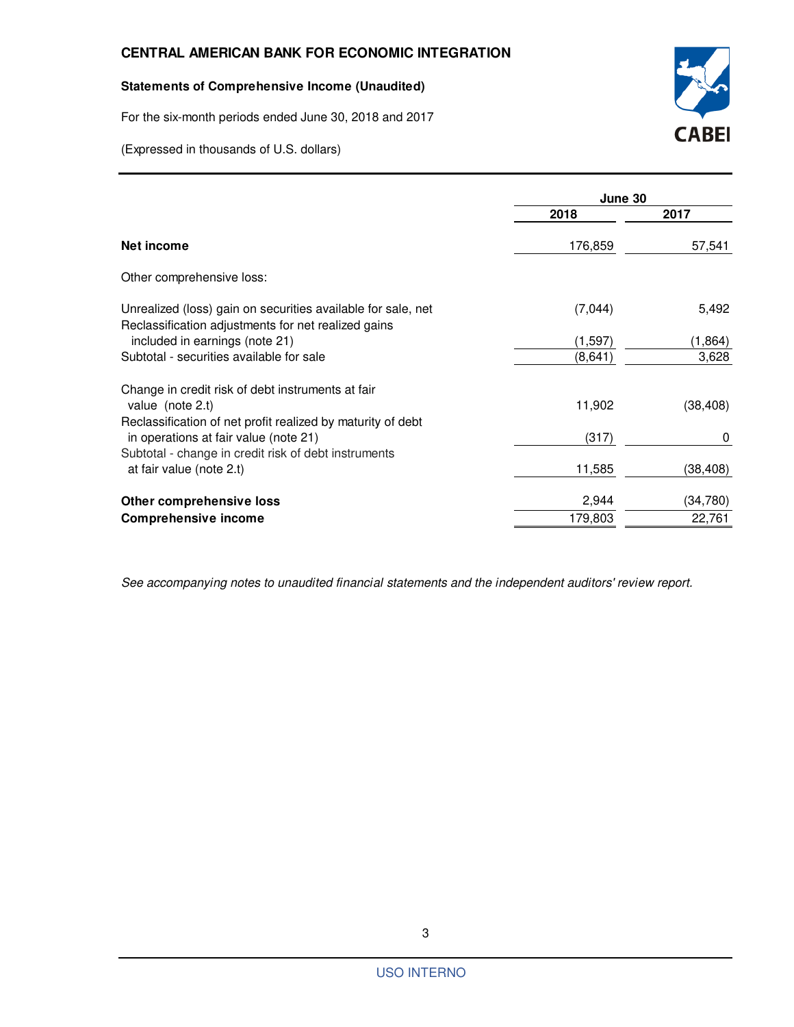# CENTRAL AMERICAN BANK FOR ECONOMIC INTEGRATION

**Statements of Comprehensive Income (Unaudited)**

For the six-month periods ended June 30, 2018 and 2017

(Expressed in thousands of U.S. dollars)

| | June 30 | |
|---|---|---|
| | **2018** | **2017** |
| **Net income** | 176,859 | 57,541 |
| Other comprehensive loss: | | |
| Unrealized (loss) gain on securities available for sale, net | (7,044) | 5,492 |
| Reclassification adjustments for net realized gains included in earnings (note 21) | (1,597) | (1,864) |
| Subtotal - securities available for sale | (8,641) | 3,628 |
| Change in credit risk of debt instruments at fair value (note 2.t) | 11,902 | (38,408) |
| Reclassification of net profit realized by maturity of debt in operations at fair value (note 21) | (317) | 0 |
| Subtotal - change in credit risk of debt instruments at fair value (note 2.t) | 11,585 | (38,408) |
| **Other comprehensive loss** | 2,944 | (34,780) |
| **Comprehensive income** | 179,803 | 22,761 |

*See accompanying notes to unaudited financial statements and the independent auditors' review report.*

USO INTERNO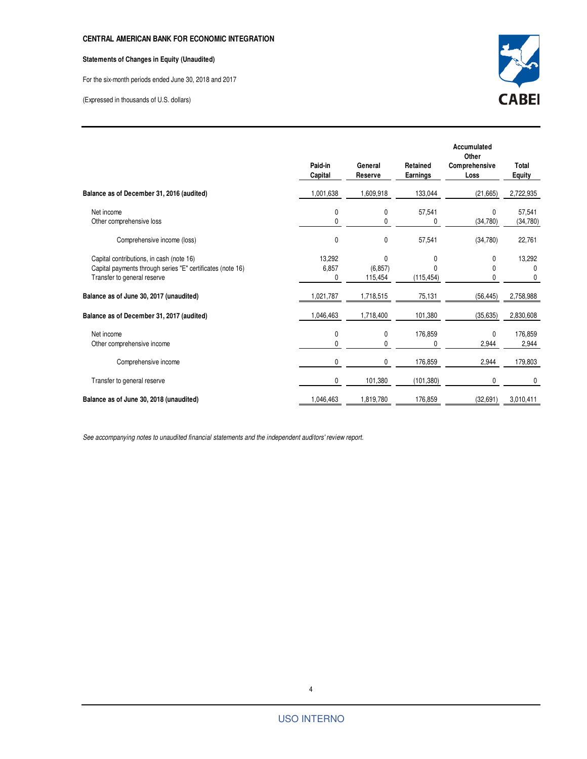**CENTRAL AMERICAN BANK FOR ECONOMIC INTEGRATION**

**Statements of Changes in Equity (Unaudited)**

For the six-month periods ended June 30, 2018 and 2017

(Expressed in thousands of U.S. dollars)

| | Paid-in Capital | General Reserve | Retained Earnings | Accumulated Other Comprehensive Loss | Total Equity |
|---|---|---|---|---|---|
| **Balance as of December 31, 2016 (audited)** | 1,001,638 | 1,609,918 | 133,044 | (21,665) | 2,722,935 |
| Net income | 0 | 0 | 57,541 | 0 | 57,541 |
| Other comprehensive loss | 0 | 0 | 0 | (34,780) | (34,780) |
| Comprehensive income (loss) | 0 | 0 | 57,541 | (34,780) | 22,761 |
| Capital contributions, in cash (note 16) | 13,292 | 0 | 0 | 0 | 13,292 |
| Capital payments through series "E" certificates (note 16) | 6,857 | (6,857) | 0 | 0 | 0 |
| Transfer to general reserve | 0 | 115,454 | (115,454) | 0 | 0 |
| **Balance as of June 30, 2017 (unaudited)** | 1,021,787 | 1,718,515 | 75,131 | (56,445) | 2,758,988 |
| **Balance as of December 31, 2017 (audited)** | 1,046,463 | 1,718,400 | 101,380 | (35,635) | 2,830,608 |
| Net income | 0 | 0 | 176,859 | 0 | 176,859 |
| Other comprehensive income | 0 | 0 | 0 | 2,944 | 2,944 |
| Comprehensive income | 0 | 0 | 176,859 | 2,944 | 179,803 |
| Transfer to general reserve | 0 | 101,380 | (101,380) | 0 | 0 |
| **Balance as of June 30, 2018 (unaudited)** | 1,046,463 | 1,819,780 | 176,859 | (32,691) | 3,010,411 |

*See accompanying notes to unaudited financial statements and the independent auditors' review report.*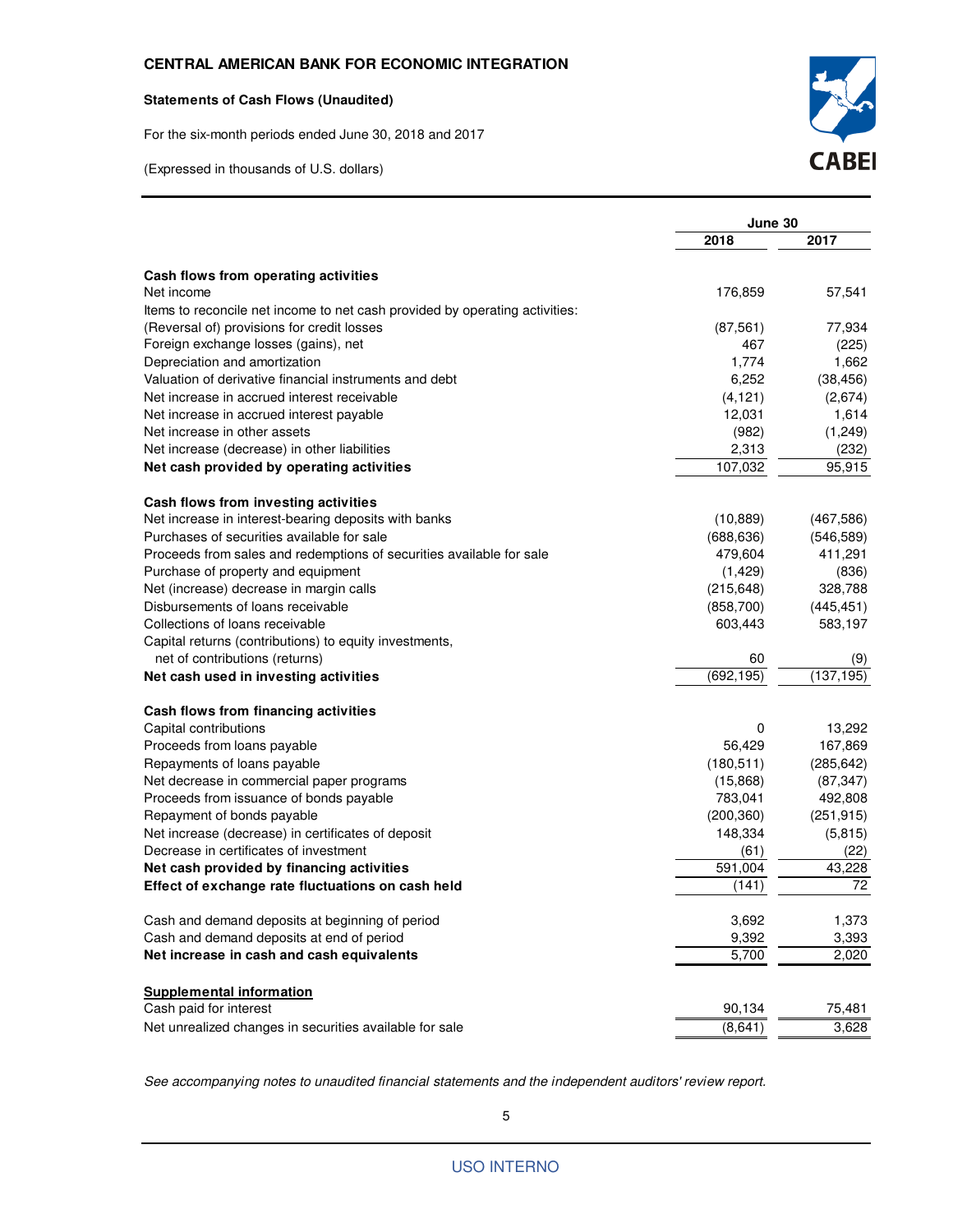# CENTRAL AMERICAN BANK FOR ECONOMIC INTEGRATION

**Statements of Cash Flows (Unaudited)**

For the six-month periods ended June 30, 2018 and 2017

(Expressed in thousands of U.S. dollars)

| | June 30 | |
|---|---|---|
| | **2018** | **2017** |
| **Cash flows from operating activities** | | |
| Net income | 176,859 | 57,541 |
| Items to reconcile net income to net cash provided by operating activities: | | |
| (Reversal of) provisions for credit losses | (87,561) | 77,934 |
| Foreign exchange losses (gains), net | 467 | (225) |
| Depreciation and amortization | 1,774 | 1,662 |
| Valuation of derivative financial instruments and debt | 6,252 | (38,456) |
| Net increase in accrued interest receivable | (4,121) | (2,674) |
| Net increase in accrued interest payable | 12,031 | 1,614 |
| Net increase in other assets | (982) | (1,249) |
| Net increase (decrease) in other liabilities | 2,313 | (232) |
| **Net cash provided by operating activities** | 107,032 | 95,915 |
| **Cash flows from investing activities** | | |
| Net increase in interest-bearing deposits with banks | (10,889) | (467,586) |
| Purchases of securities available for sale | (688,636) | (546,589) |
| Proceeds from sales and redemptions of securities available for sale | 479,604 | 411,291 |
| Purchase of property and equipment | (1,429) | (836) |
| Net (increase) decrease in margin calls | (215,648) | 328,788 |
| Disbursements of loans receivable | (858,700) | (445,451) |
| Collections of loans receivable | 603,443 | 583,197 |
| Capital returns (contributions) to equity investments, net of contributions (returns) | 60 | (9) |
| **Net cash used in investing activities** | (692,195) | (137,195) |
| **Cash flows from financing activities** | | |
| Capital contributions | 0 | 13,292 |
| Proceeds from loans payable | 56,429 | 167,869 |
| Repayments of loans payable | (180,511) | (285,642) |
| Net decrease in commercial paper programs | (15,868) | (87,347) |
| Proceeds from issuance of bonds payable | 783,041 | 492,808 |
| Repayment of bonds payable | (200,360) | (251,915) |
| Net increase (decrease) in certificates of deposit | 148,334 | (5,815) |
| Decrease in certificates of investment | (61) | (22) |
| **Net cash provided by financing activities** | 591,004 | 43,228 |
| **Effect of exchange rate fluctuations on cash held** | (141) | 72 |
| Cash and demand deposits at beginning of period | 3,692 | 1,373 |
| Cash and demand deposits at end of period | 9,392 | 3,393 |
| **Net increase in cash and cash equivalents** | 5,700 | 2,020 |
| **Supplemental information** | | |
| Cash paid for interest | 90,134 | 75,481 |
| Net unrealized changes in securities available for sale | (8,641) | 3,628 |

*See accompanying notes to unaudited financial statements and the independent auditors' review report.*

USO INTERNO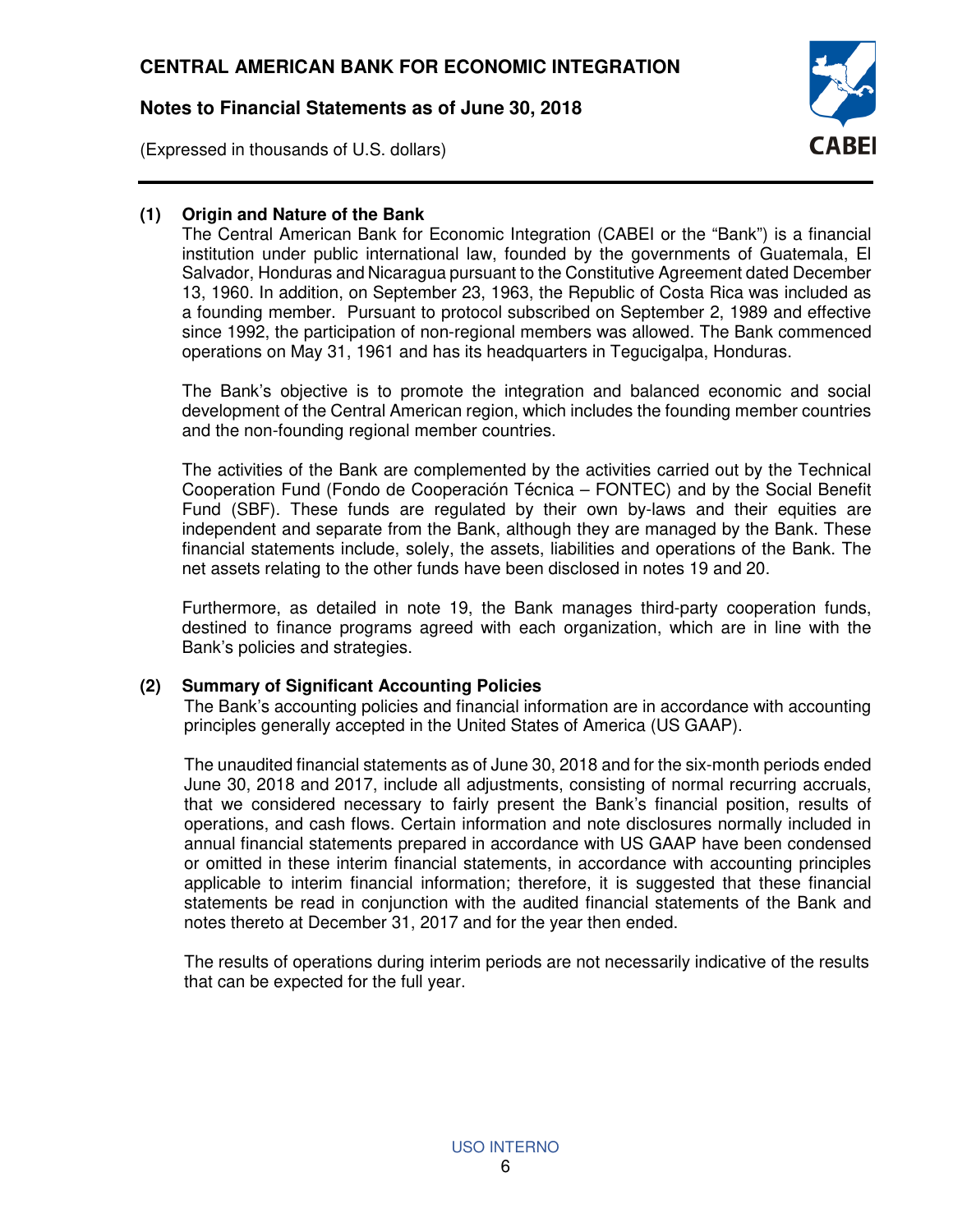## (1) Origin and Nature of the Bank

The Central American Bank for Economic Integration (CABEI or the "Bank") is a financial institution under public international law, founded by the governments of Guatemala, El Salvador, Honduras and Nicaragua pursuant to the Constitutive Agreement dated December 13, 1960. In addition, on September 23, 1963, the Republic of Costa Rica was included as a founding member. Pursuant to protocol subscribed on September 2, 1989 and effective since 1992, the participation of non-regional members was allowed. The Bank commenced operations on May 31, 1961 and has its headquarters in Tegucigalpa, Honduras.

The Bank's objective is to promote the integration and balanced economic and social development of the Central American region, which includes the founding member countries and the non-founding regional member countries.

The activities of the Bank are complemented by the activities carried out by the Technical Cooperation Fund (Fondo de Cooperación Técnica – FONTEC) and by the Social Benefit Fund (SBF). These funds are regulated by their own by-laws and their equities are independent and separate from the Bank, although they are managed by the Bank. These financial statements include, solely, the assets, liabilities and operations of the Bank. The net assets relating to the other funds have been disclosed in notes 19 and 20.

Furthermore, as detailed in note 19, the Bank manages third-party cooperation funds, destined to finance programs agreed with each organization, which are in line with the Bank's policies and strategies.

## (2) Summary of Significant Accounting Policies

The Bank's accounting policies and financial information are in accordance with accounting principles generally accepted in the United States of America (US GAAP).

The unaudited financial statements as of June 30, 2018 and for the six-month periods ended June 30, 2018 and 2017, include all adjustments, consisting of normal recurring accruals, that we considered necessary to fairly present the Bank's financial position, results of operations, and cash flows. Certain information and note disclosures normally included in annual financial statements prepared in accordance with US GAAP have been condensed or omitted in these interim financial statements, in accordance with accounting principles applicable to interim financial information; therefore, it is suggested that these financial statements be read in conjunction with the audited financial statements of the Bank and notes thereto at December 31, 2017 and for the year then ended.

The results of operations during interim periods are not necessarily indicative of the results that can be expected for the full year.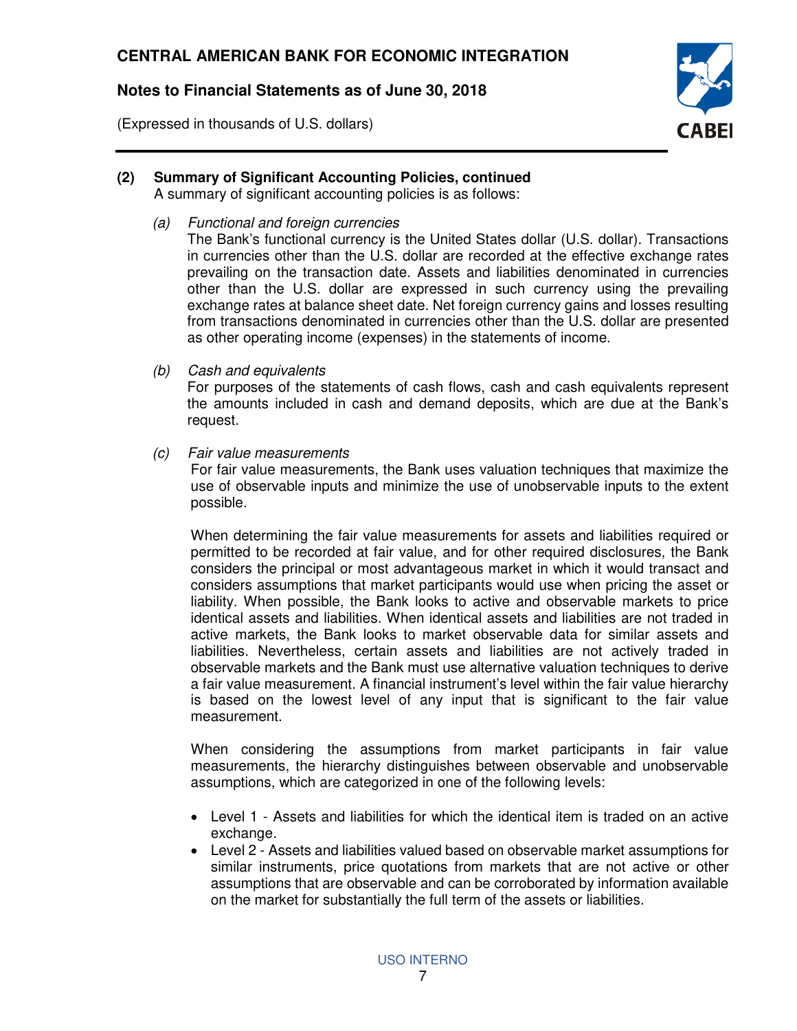## (2) Summary of Significant Accounting Policies, continued

A summary of significant accounting policies is as follows:

*(a) Functional and foreign currencies*

The Bank's functional currency is the United States dollar (U.S. dollar). Transactions in currencies other than the U.S. dollar are recorded at the effective exchange rates prevailing on the transaction date. Assets and liabilities denominated in currencies other than the U.S. dollar are expressed in such currency using the prevailing exchange rates at balance sheet date. Net foreign currency gains and losses resulting from transactions denominated in currencies other than the U.S. dollar are presented as other operating income (expenses) in the statements of income.

*(b) Cash and equivalents*

For purposes of the statements of cash flows, cash and cash equivalents represent the amounts included in cash and demand deposits, which are due at the Bank's request.

*(c) Fair value measurements*

For fair value measurements, the Bank uses valuation techniques that maximize the use of observable inputs and minimize the use of unobservable inputs to the extent possible.

When determining the fair value measurements for assets and liabilities required or permitted to be recorded at fair value, and for other required disclosures, the Bank considers the principal or most advantageous market in which it would transact and considers assumptions that market participants would use when pricing the asset or liability. When possible, the Bank looks to active and observable markets to price identical assets and liabilities. When identical assets and liabilities are not traded in active markets, the Bank looks to market observable data for similar assets and liabilities. Nevertheless, certain assets and liabilities are not actively traded in observable markets and the Bank must use alternative valuation techniques to derive a fair value measurement. A financial instrument's level within the fair value hierarchy is based on the lowest level of any input that is significant to the fair value measurement.

When considering the assumptions from market participants in fair value measurements, the hierarchy distinguishes between observable and unobservable assumptions, which are categorized in one of the following levels:

- Level 1 - Assets and liabilities for which the identical item is traded on an active exchange.
- Level 2 - Assets and liabilities valued based on observable market assumptions for similar instruments, price quotations from markets that are not active or other assumptions that are observable and can be corroborated by information available on the market for substantially the full term of the assets or liabilities.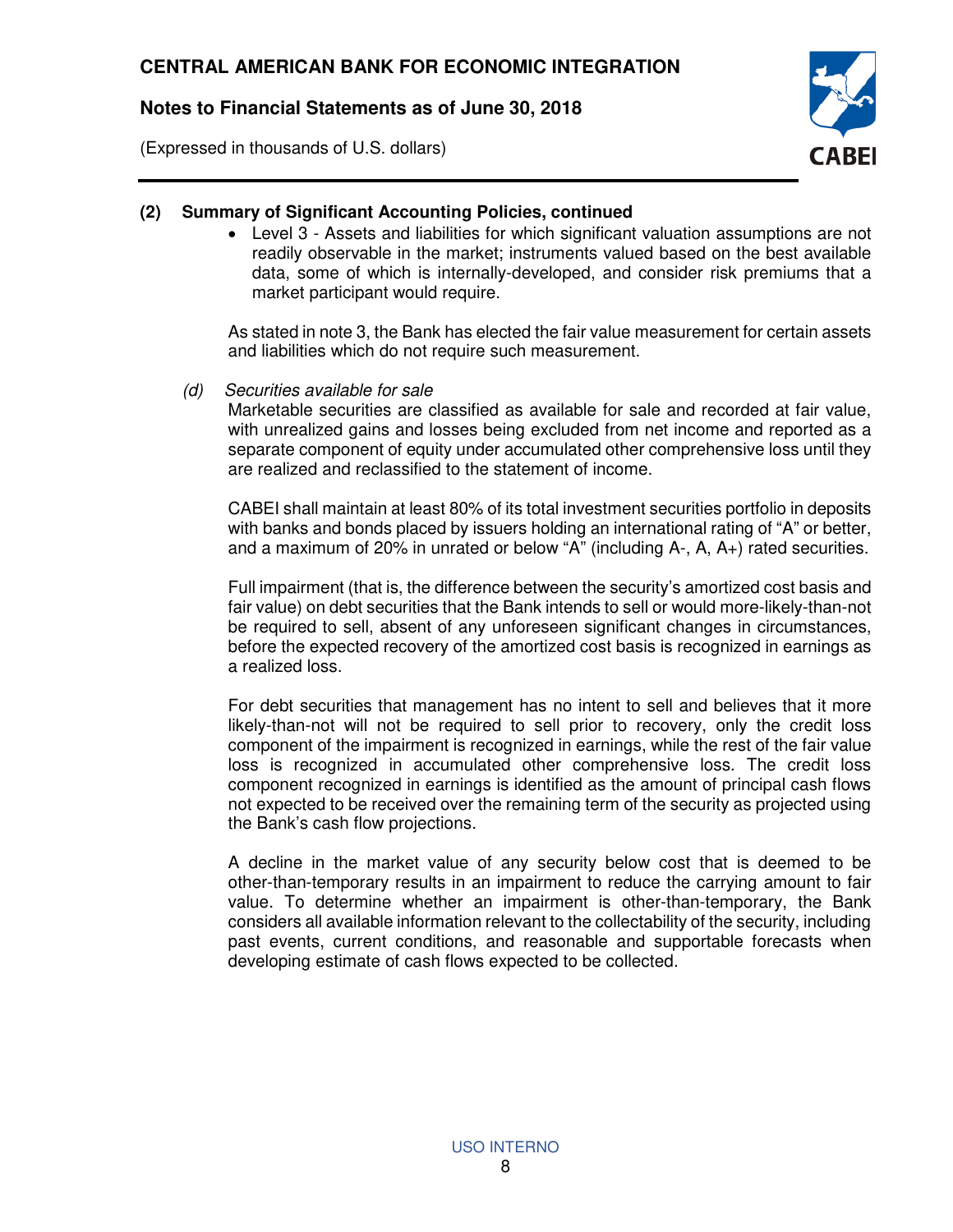## (2) Summary of Significant Accounting Policies, continued

- Level 3 - Assets and liabilities for which significant valuation assumptions are not readily observable in the market; instruments valued based on the best available data, some of which is internally-developed, and consider risk premiums that a market participant would require.

As stated in note 3, the Bank has elected the fair value measurement for certain assets and liabilities which do not require such measurement.

*(d) Securities available for sale*

Marketable securities are classified as available for sale and recorded at fair value, with unrealized gains and losses being excluded from net income and reported as a separate component of equity under accumulated other comprehensive loss until they are realized and reclassified to the statement of income.

CABEI shall maintain at least 80% of its total investment securities portfolio in deposits with banks and bonds placed by issuers holding an international rating of "A" or better, and a maximum of 20% in unrated or below "A" (including A-, A, A+) rated securities.

Full impairment (that is, the difference between the security's amortized cost basis and fair value) on debt securities that the Bank intends to sell or would more-likely-than-not be required to sell, absent of any unforeseen significant changes in circumstances, before the expected recovery of the amortized cost basis is recognized in earnings as a realized loss.

For debt securities that management has no intent to sell and believes that it more likely-than-not will not be required to sell prior to recovery, only the credit loss component of the impairment is recognized in earnings, while the rest of the fair value loss is recognized in accumulated other comprehensive loss. The credit loss component recognized in earnings is identified as the amount of principal cash flows not expected to be received over the remaining term of the security as projected using the Bank's cash flow projections.

A decline in the market value of any security below cost that is deemed to be other-than-temporary results in an impairment to reduce the carrying amount to fair value. To determine whether an impairment is other-than-temporary, the Bank considers all available information relevant to the collectability of the security, including past events, current conditions, and reasonable and supportable forecasts when developing estimate of cash flows expected to be collected.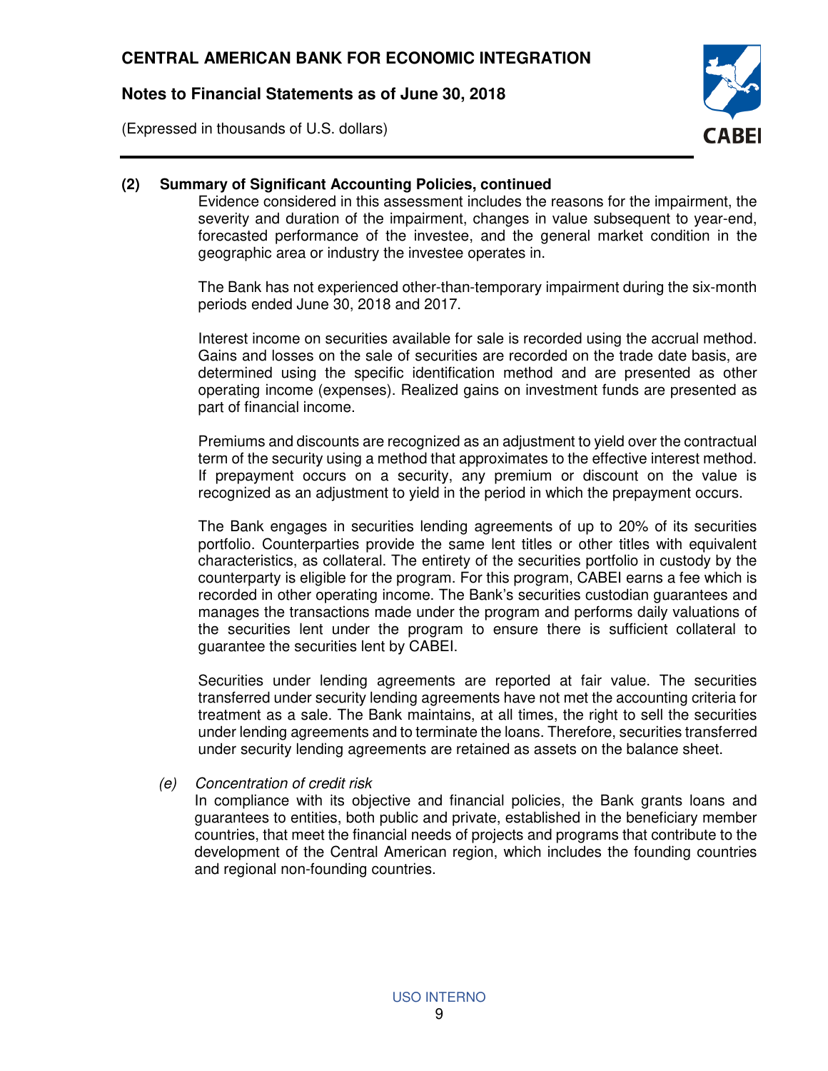## (2) Summary of Significant Accounting Policies, continued

Evidence considered in this assessment includes the reasons for the impairment, the severity and duration of the impairment, changes in value subsequent to year-end, forecasted performance of the investee, and the general market condition in the geographic area or industry the investee operates in.

The Bank has not experienced other-than-temporary impairment during the six-month periods ended June 30, 2018 and 2017.

Interest income on securities available for sale is recorded using the accrual method. Gains and losses on the sale of securities are recorded on the trade date basis, are determined using the specific identification method and are presented as other operating income (expenses). Realized gains on investment funds are presented as part of financial income.

Premiums and discounts are recognized as an adjustment to yield over the contractual term of the security using a method that approximates to the effective interest method. If prepayment occurs on a security, any premium or discount on the value is recognized as an adjustment to yield in the period in which the prepayment occurs.

The Bank engages in securities lending agreements of up to 20% of its securities portfolio. Counterparties provide the same lent titles or other titles with equivalent characteristics, as collateral. The entirety of the securities portfolio in custody by the counterparty is eligible for the program. For this program, CABEI earns a fee which is recorded in other operating income. The Bank's securities custodian guarantees and manages the transactions made under the program and performs daily valuations of the securities lent under the program to ensure there is sufficient collateral to guarantee the securities lent by CABEI.

Securities under lending agreements are reported at fair value. The securities transferred under security lending agreements have not met the accounting criteria for treatment as a sale. The Bank maintains, at all times, the right to sell the securities under lending agreements and to terminate the loans. Therefore, securities transferred under security lending agreements are retained as assets on the balance sheet.

### *(e) Concentration of credit risk*

In compliance with its objective and financial policies, the Bank grants loans and guarantees to entities, both public and private, established in the beneficiary member countries, that meet the financial needs of projects and programs that contribute to the development of the Central American region, which includes the founding countries and regional non-founding countries.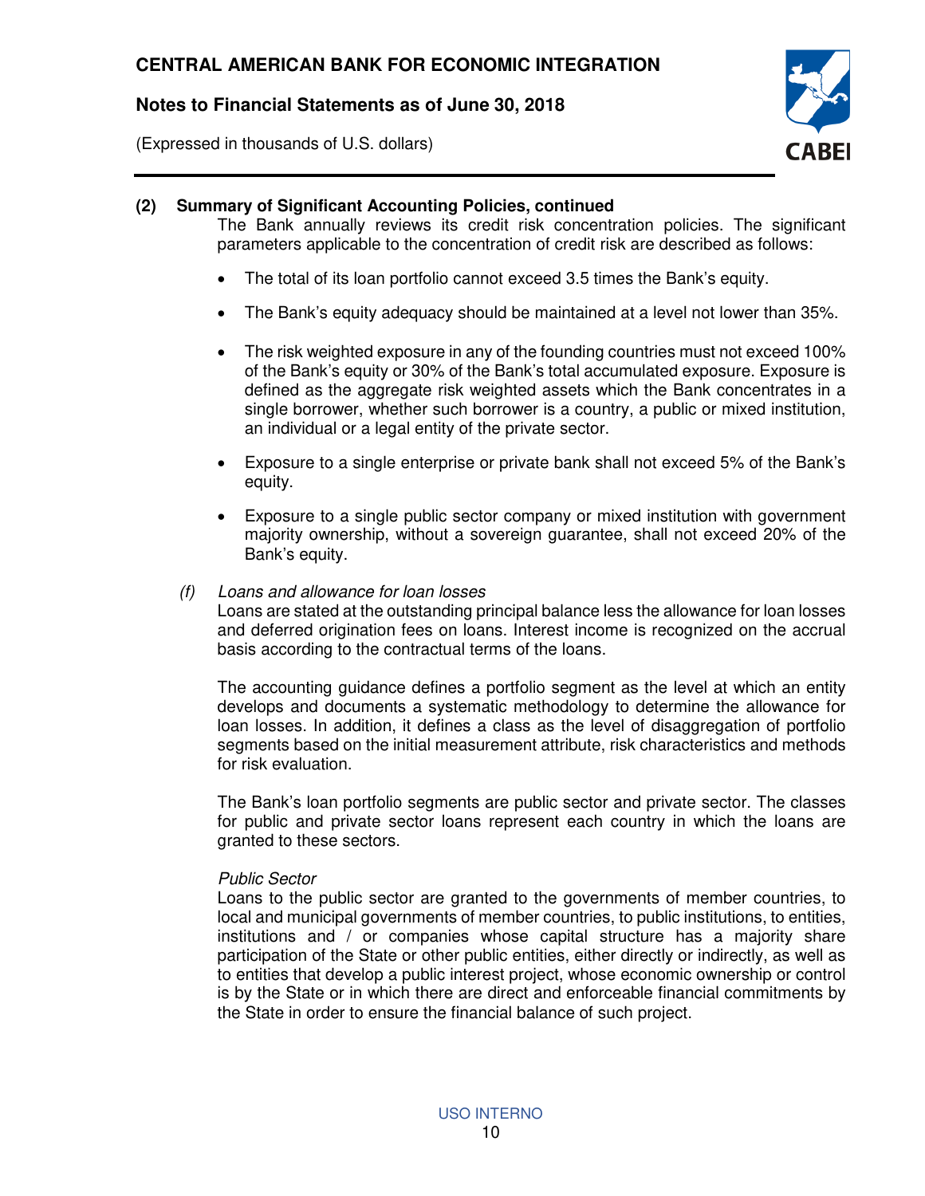## (2) Summary of Significant Accounting Policies, continued

The Bank annually reviews its credit risk concentration policies. The significant parameters applicable to the concentration of credit risk are described as follows:

- The total of its loan portfolio cannot exceed 3.5 times the Bank's equity.
- The Bank's equity adequacy should be maintained at a level not lower than 35%.
- The risk weighted exposure in any of the founding countries must not exceed 100% of the Bank's equity or 30% of the Bank's total accumulated exposure. Exposure is defined as the aggregate risk weighted assets which the Bank concentrates in a single borrower, whether such borrower is a country, a public or mixed institution, an individual or a legal entity of the private sector.
- Exposure to a single enterprise or private bank shall not exceed 5% of the Bank's equity.
- Exposure to a single public sector company or mixed institution with government majority ownership, without a sovereign guarantee, shall not exceed 20% of the Bank's equity.

### *(f) Loans and allowance for loan losses*

Loans are stated at the outstanding principal balance less the allowance for loan losses and deferred origination fees on loans. Interest income is recognized on the accrual basis according to the contractual terms of the loans.

The accounting guidance defines a portfolio segment as the level at which an entity develops and documents a systematic methodology to determine the allowance for loan losses. In addition, it defines a class as the level of disaggregation of portfolio segments based on the initial measurement attribute, risk characteristics and methods for risk evaluation.

The Bank's loan portfolio segments are public sector and private sector. The classes for public and private sector loans represent each country in which the loans are granted to these sectors.

*Public Sector*

Loans to the public sector are granted to the governments of member countries, to local and municipal governments of member countries, to public institutions, to entities, institutions and / or companies whose capital structure has a majority share participation of the State or other public entities, either directly or indirectly, as well as to entities that develop a public interest project, whose economic ownership or control is by the State or in which there are direct and enforceable financial commitments by the State in order to ensure the financial balance of such project.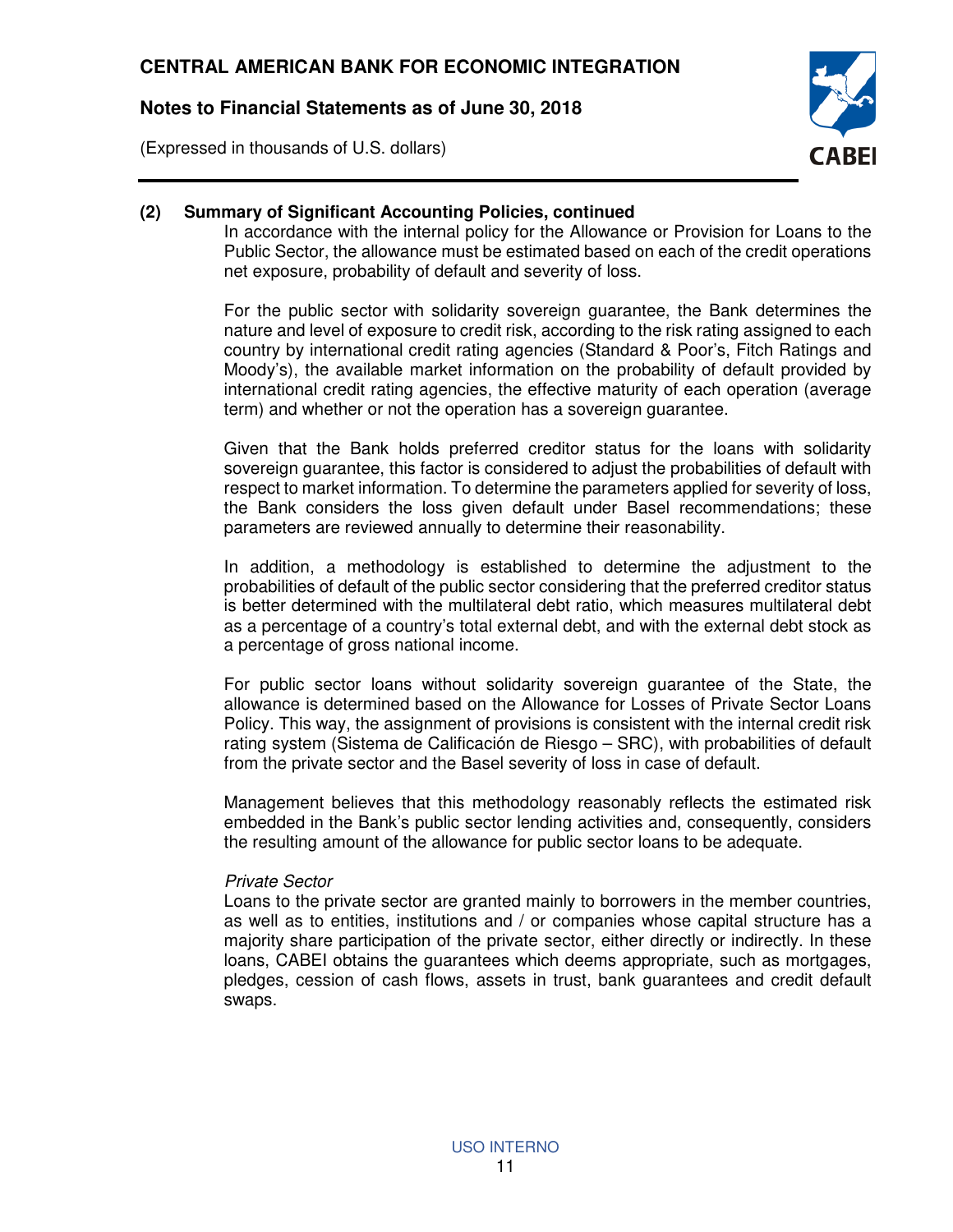## (2) Summary of Significant Accounting Policies, continued

In accordance with the internal policy for the Allowance or Provision for Loans to the Public Sector, the allowance must be estimated based on each of the credit operations net exposure, probability of default and severity of loss.

For the public sector with solidarity sovereign guarantee, the Bank determines the nature and level of exposure to credit risk, according to the risk rating assigned to each country by international credit rating agencies (Standard & Poor's, Fitch Ratings and Moody's), the available market information on the probability of default provided by international credit rating agencies, the effective maturity of each operation (average term) and whether or not the operation has a sovereign guarantee.

Given that the Bank holds preferred creditor status for the loans with solidarity sovereign guarantee, this factor is considered to adjust the probabilities of default with respect to market information. To determine the parameters applied for severity of loss, the Bank considers the loss given default under Basel recommendations; these parameters are reviewed annually to determine their reasonability.

In addition, a methodology is established to determine the adjustment to the probabilities of default of the public sector considering that the preferred creditor status is better determined with the multilateral debt ratio, which measures multilateral debt as a percentage of a country's total external debt, and with the external debt stock as a percentage of gross national income.

For public sector loans without solidarity sovereign guarantee of the State, the allowance is determined based on the Allowance for Losses of Private Sector Loans Policy. This way, the assignment of provisions is consistent with the internal credit risk rating system (Sistema de Calificación de Riesgo – SRC), with probabilities of default from the private sector and the Basel severity of loss in case of default.

Management believes that this methodology reasonably reflects the estimated risk embedded in the Bank's public sector lending activities and, consequently, considers the resulting amount of the allowance for public sector loans to be adequate.

*Private Sector*

Loans to the private sector are granted mainly to borrowers in the member countries, as well as to entities, institutions and / or companies whose capital structure has a majority share participation of the private sector, either directly or indirectly. In these loans, CABEI obtains the guarantees which deems appropriate, such as mortgages, pledges, cession of cash flows, assets in trust, bank guarantees and credit default swaps.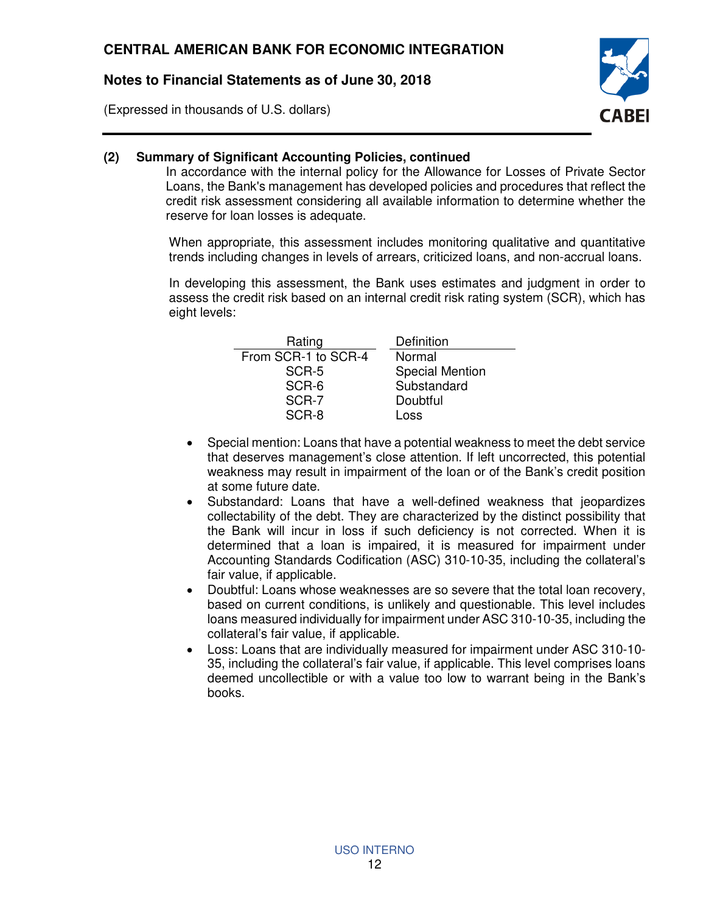## (2) Summary of Significant Accounting Policies, continued

In accordance with the internal policy for the Allowance for Losses of Private Sector Loans, the Bank's management has developed policies and procedures that reflect the credit risk assessment considering all available information to determine whether the reserve for loan losses is adequate.

When appropriate, this assessment includes monitoring qualitative and quantitative trends including changes in levels of arrears, criticized loans, and non-accrual loans.

In developing this assessment, the Bank uses estimates and judgment in order to assess the credit risk based on an internal credit risk rating system (SCR), which has eight levels:

| Rating | Definition |
|---|---|
| From SCR-1 to SCR-4 | Normal |
| SCR-5 | Special Mention |
| SCR-6 | Substandard |
| SCR-7 | Doubtful |
| SCR-8 | Loss |

- Special mention: Loans that have a potential weakness to meet the debt service that deserves management's close attention. If left uncorrected, this potential weakness may result in impairment of the loan or of the Bank's credit position at some future date.
- Substandard: Loans that have a well-defined weakness that jeopardizes collectability of the debt. They are characterized by the distinct possibility that the Bank will incur in loss if such deficiency is not corrected. When it is determined that a loan is impaired, it is measured for impairment under Accounting Standards Codification (ASC) 310-10-35, including the collateral's fair value, if applicable.
- Doubtful: Loans whose weaknesses are so severe that the total loan recovery, based on current conditions, is unlikely and questionable. This level includes loans measured individually for impairment under ASC 310-10-35, including the collateral's fair value, if applicable.
- Loss: Loans that are individually measured for impairment under ASC 310-10-35, including the collateral's fair value, if applicable. This level comprises loans deemed uncollectible or with a value too low to warrant being in the Bank's books.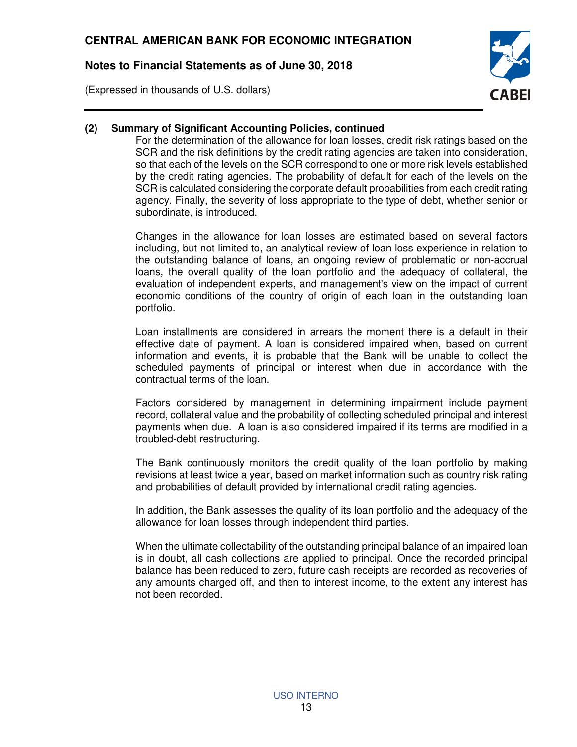**(2) Summary of Significant Accounting Policies, continued**

For the determination of the allowance for loan losses, credit risk ratings based on the SCR and the risk definitions by the credit rating agencies are taken into consideration, so that each of the levels on the SCR correspond to one or more risk levels established by the credit rating agencies. The probability of default for each of the levels on the SCR is calculated considering the corporate default probabilities from each credit rating agency. Finally, the severity of loss appropriate to the type of debt, whether senior or subordinate, is introduced.

Changes in the allowance for loan losses are estimated based on several factors including, but not limited to, an analytical review of loan loss experience in relation to the outstanding balance of loans, an ongoing review of problematic or non-accrual loans, the overall quality of the loan portfolio and the adequacy of collateral, the evaluation of independent experts, and management's view on the impact of current economic conditions of the country of origin of each loan in the outstanding loan portfolio.

Loan installments are considered in arrears the moment there is a default in their effective date of payment. A loan is considered impaired when, based on current information and events, it is probable that the Bank will be unable to collect the scheduled payments of principal or interest when due in accordance with the contractual terms of the loan.

Factors considered by management in determining impairment include payment record, collateral value and the probability of collecting scheduled principal and interest payments when due. A loan is also considered impaired if its terms are modified in a troubled-debt restructuring.

The Bank continuously monitors the credit quality of the loan portfolio by making revisions at least twice a year, based on market information such as country risk rating and probabilities of default provided by international credit rating agencies.

In addition, the Bank assesses the quality of its loan portfolio and the adequacy of the allowance for loan losses through independent third parties.

When the ultimate collectability of the outstanding principal balance of an impaired loan is in doubt, all cash collections are applied to principal. Once the recorded principal balance has been reduced to zero, future cash receipts are recorded as recoveries of any amounts charged off, and then to interest income, to the extent any interest has not been recorded.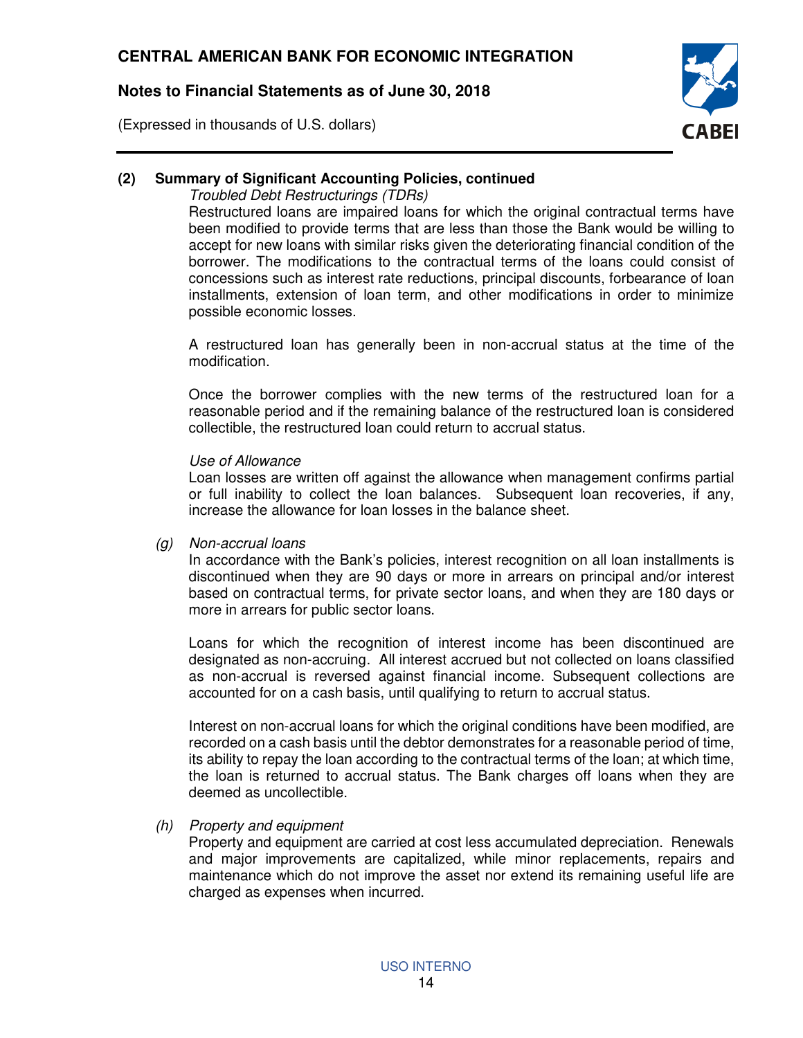## (2) Summary of Significant Accounting Policies, continued

*Troubled Debt Restructurings (TDRs)*

Restructured loans are impaired loans for which the original contractual terms have been modified to provide terms that are less than those the Bank would be willing to accept for new loans with similar risks given the deteriorating financial condition of the borrower. The modifications to the contractual terms of the loans could consist of concessions such as interest rate reductions, principal discounts, forbearance of loan installments, extension of loan term, and other modifications in order to minimize possible economic losses.

A restructured loan has generally been in non-accrual status at the time of the modification.

Once the borrower complies with the new terms of the restructured loan for a reasonable period and if the remaining balance of the restructured loan is considered collectible, the restructured loan could return to accrual status.

*Use of Allowance*

Loan losses are written off against the allowance when management confirms partial or full inability to collect the loan balances. Subsequent loan recoveries, if any, increase the allowance for loan losses in the balance sheet.

*(g) Non-accrual loans*

In accordance with the Bank's policies, interest recognition on all loan installments is discontinued when they are 90 days or more in arrears on principal and/or interest based on contractual terms, for private sector loans, and when they are 180 days or more in arrears for public sector loans.

Loans for which the recognition of interest income has been discontinued are designated as non-accruing. All interest accrued but not collected on loans classified as non-accrual is reversed against financial income. Subsequent collections are accounted for on a cash basis, until qualifying to return to accrual status.

Interest on non-accrual loans for which the original conditions have been modified, are recorded on a cash basis until the debtor demonstrates for a reasonable period of time, its ability to repay the loan according to the contractual terms of the loan; at which time, the loan is returned to accrual status. The Bank charges off loans when they are deemed as uncollectible.

*(h) Property and equipment*

Property and equipment are carried at cost less accumulated depreciation. Renewals and major improvements are capitalized, while minor replacements, repairs and maintenance which do not improve the asset nor extend its remaining useful life are charged as expenses when incurred.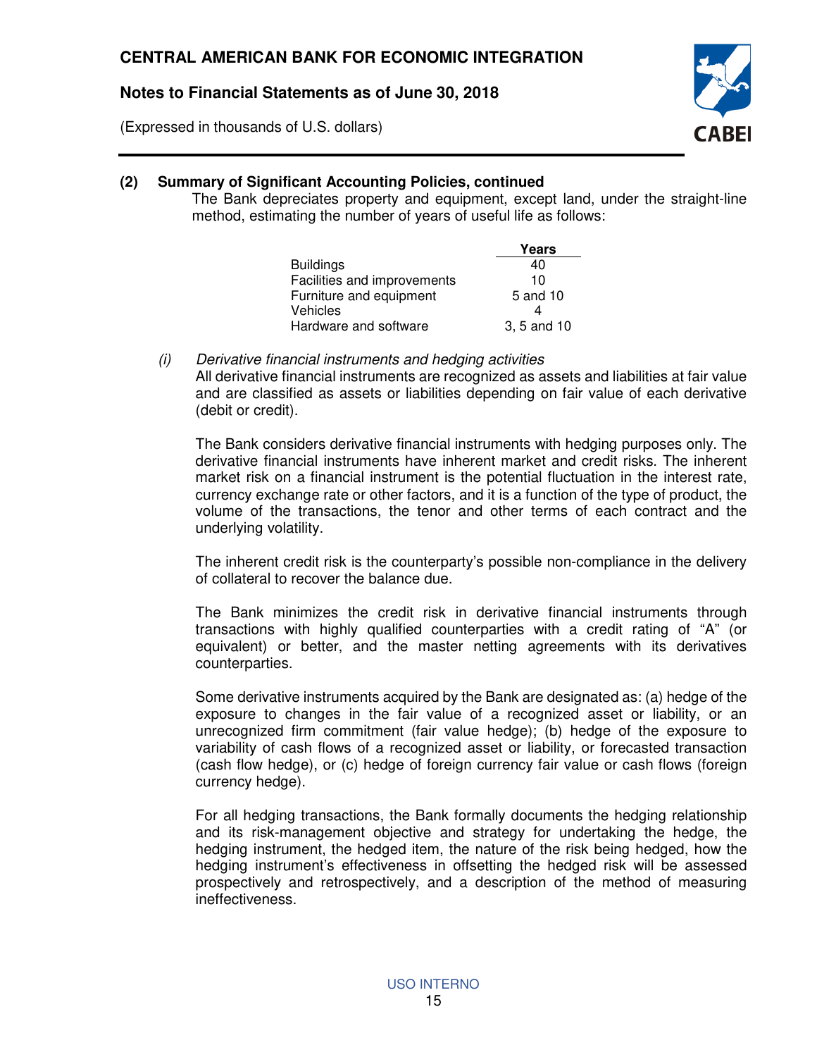**(2) Summary of Significant Accounting Policies, continued**

The Bank depreciates property and equipment, except land, under the straight-line method, estimating the number of years of useful life as follows:

| | Years |
|---|---|
| Buildings | 40 |
| Facilities and improvements | 10 |
| Furniture and equipment | 5 and 10 |
| Vehicles | 4 |
| Hardware and software | 3, 5 and 10 |

*(i) Derivative financial instruments and hedging activities*

All derivative financial instruments are recognized as assets and liabilities at fair value and are classified as assets or liabilities depending on fair value of each derivative (debit or credit).

The Bank considers derivative financial instruments with hedging purposes only. The derivative financial instruments have inherent market and credit risks. The inherent market risk on a financial instrument is the potential fluctuation in the interest rate, currency exchange rate or other factors, and it is a function of the type of product, the volume of the transactions, the tenor and other terms of each contract and the underlying volatility.

The inherent credit risk is the counterparty's possible non-compliance in the delivery of collateral to recover the balance due.

The Bank minimizes the credit risk in derivative financial instruments through transactions with highly qualified counterparties with a credit rating of "A" (or equivalent) or better, and the master netting agreements with its derivatives counterparties.

Some derivative instruments acquired by the Bank are designated as: (a) hedge of the exposure to changes in the fair value of a recognized asset or liability, or an unrecognized firm commitment (fair value hedge); (b) hedge of the exposure to variability of cash flows of a recognized asset or liability, or forecasted transaction (cash flow hedge), or (c) hedge of foreign currency fair value or cash flows (foreign currency hedge).

For all hedging transactions, the Bank formally documents the hedging relationship and its risk-management objective and strategy for undertaking the hedge, the hedging instrument, the hedged item, the nature of the risk being hedged, how the hedging instrument's effectiveness in offsetting the hedged risk will be assessed prospectively and retrospectively, and a description of the method of measuring ineffectiveness.

USO INTERNO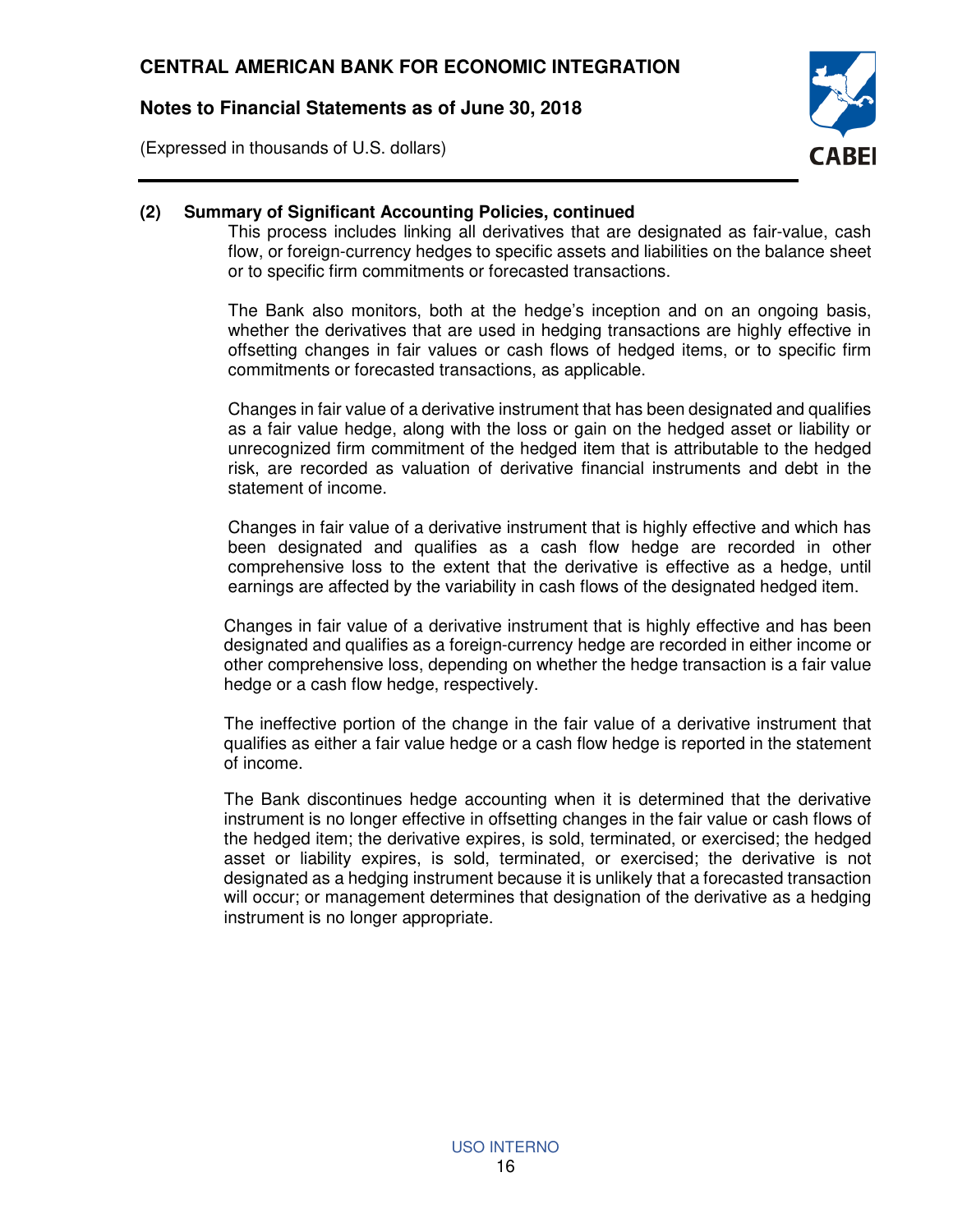## (2) Summary of Significant Accounting Policies, continued

This process includes linking all derivatives that are designated as fair-value, cash flow, or foreign-currency hedges to specific assets and liabilities on the balance sheet or to specific firm commitments or forecasted transactions.

The Bank also monitors, both at the hedge's inception and on an ongoing basis, whether the derivatives that are used in hedging transactions are highly effective in offsetting changes in fair values or cash flows of hedged items, or to specific firm commitments or forecasted transactions, as applicable.

Changes in fair value of a derivative instrument that has been designated and qualifies as a fair value hedge, along with the loss or gain on the hedged asset or liability or unrecognized firm commitment of the hedged item that is attributable to the hedged risk, are recorded as valuation of derivative financial instruments and debt in the statement of income.

Changes in fair value of a derivative instrument that is highly effective and which has been designated and qualifies as a cash flow hedge are recorded in other comprehensive loss to the extent that the derivative is effective as a hedge, until earnings are affected by the variability in cash flows of the designated hedged item.

Changes in fair value of a derivative instrument that is highly effective and has been designated and qualifies as a foreign-currency hedge are recorded in either income or other comprehensive loss, depending on whether the hedge transaction is a fair value hedge or a cash flow hedge, respectively.

The ineffective portion of the change in the fair value of a derivative instrument that qualifies as either a fair value hedge or a cash flow hedge is reported in the statement of income.

The Bank discontinues hedge accounting when it is determined that the derivative instrument is no longer effective in offsetting changes in the fair value or cash flows of the hedged item; the derivative expires, is sold, terminated, or exercised; the hedged asset or liability expires, is sold, terminated, or exercised; the derivative is not designated as a hedging instrument because it is unlikely that a forecasted transaction will occur; or management determines that designation of the derivative as a hedging instrument is no longer appropriate.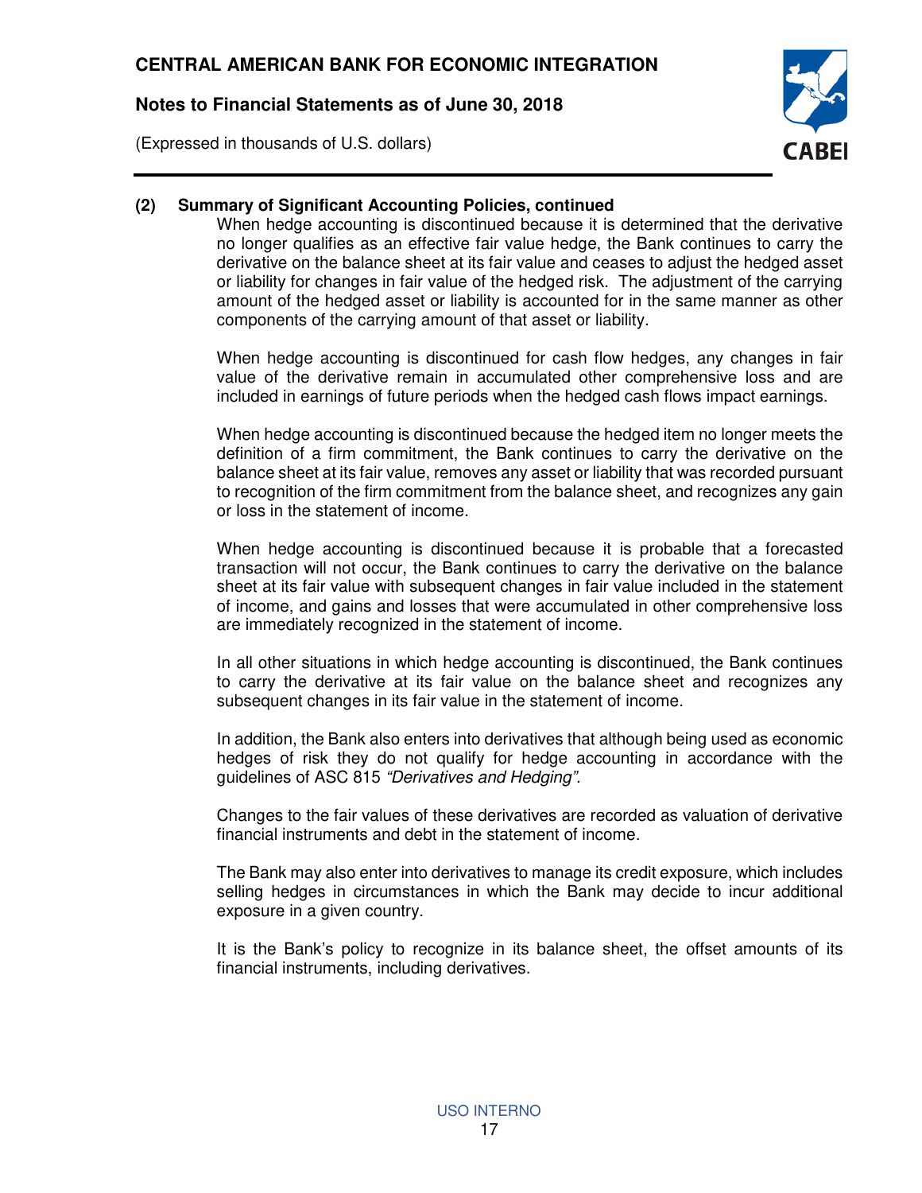## (2) Summary of Significant Accounting Policies, continued

When hedge accounting is discontinued because it is determined that the derivative no longer qualifies as an effective fair value hedge, the Bank continues to carry the derivative on the balance sheet at its fair value and ceases to adjust the hedged asset or liability for changes in fair value of the hedged risk. The adjustment of the carrying amount of the hedged asset or liability is accounted for in the same manner as other components of the carrying amount of that asset or liability.

When hedge accounting is discontinued for cash flow hedges, any changes in fair value of the derivative remain in accumulated other comprehensive loss and are included in earnings of future periods when the hedged cash flows impact earnings.

When hedge accounting is discontinued because the hedged item no longer meets the definition of a firm commitment, the Bank continues to carry the derivative on the balance sheet at its fair value, removes any asset or liability that was recorded pursuant to recognition of the firm commitment from the balance sheet, and recognizes any gain or loss in the statement of income.

When hedge accounting is discontinued because it is probable that a forecasted transaction will not occur, the Bank continues to carry the derivative on the balance sheet at its fair value with subsequent changes in fair value included in the statement of income, and gains and losses that were accumulated in other comprehensive loss are immediately recognized in the statement of income.

In all other situations in which hedge accounting is discontinued, the Bank continues to carry the derivative at its fair value on the balance sheet and recognizes any subsequent changes in its fair value in the statement of income.

In addition, the Bank also enters into derivatives that although being used as economic hedges of risk they do not qualify for hedge accounting in accordance with the guidelines of ASC 815 *"Derivatives and Hedging"*.

Changes to the fair values of these derivatives are recorded as valuation of derivative financial instruments and debt in the statement of income.

The Bank may also enter into derivatives to manage its credit exposure, which includes selling hedges in circumstances in which the Bank may decide to incur additional exposure in a given country.

It is the Bank's policy to recognize in its balance sheet, the offset amounts of its financial instruments, including derivatives.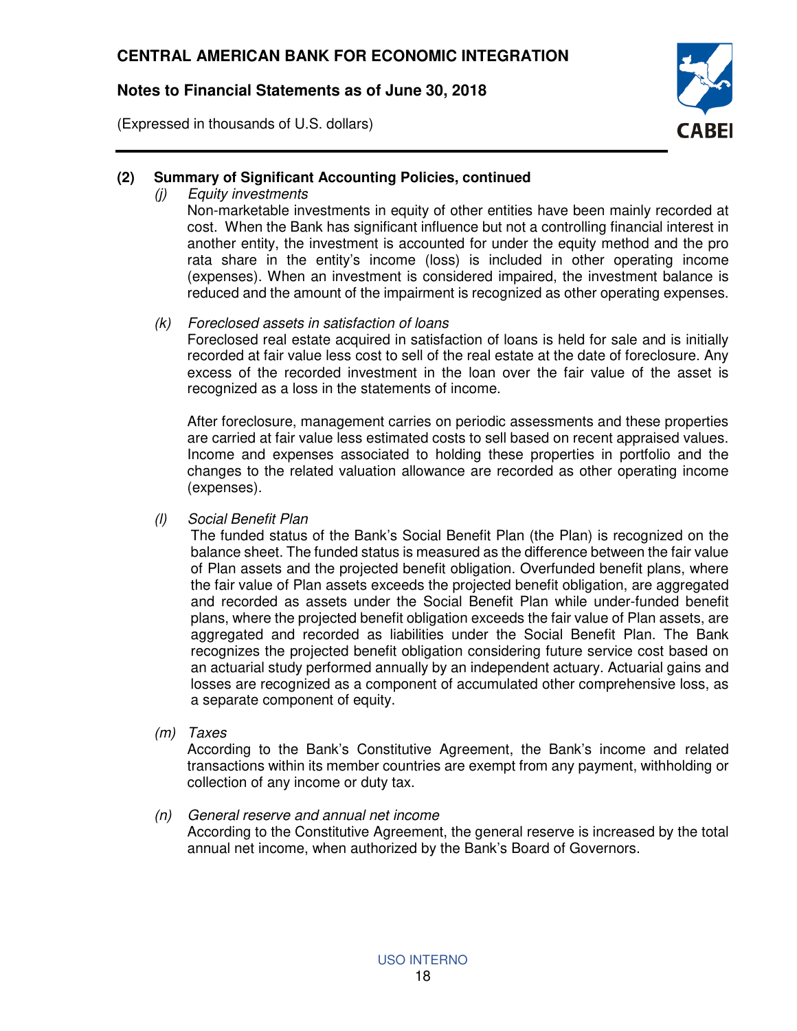## (2) Summary of Significant Accounting Policies, continued

*(j) Equity investments*

Non-marketable investments in equity of other entities have been mainly recorded at cost. When the Bank has significant influence but not a controlling financial interest in another entity, the investment is accounted for under the equity method and the pro rata share in the entity's income (loss) is included in other operating income (expenses). When an investment is considered impaired, the investment balance is reduced and the amount of the impairment is recognized as other operating expenses.

*(k) Foreclosed assets in satisfaction of loans*

Foreclosed real estate acquired in satisfaction of loans is held for sale and is initially recorded at fair value less cost to sell of the real estate at the date of foreclosure. Any excess of the recorded investment in the loan over the fair value of the asset is recognized as a loss in the statements of income.

After foreclosure, management carries on periodic assessments and these properties are carried at fair value less estimated costs to sell based on recent appraised values. Income and expenses associated to holding these properties in portfolio and the changes to the related valuation allowance are recorded as other operating income (expenses).

*(l) Social Benefit Plan*

The funded status of the Bank's Social Benefit Plan (the Plan) is recognized on the balance sheet. The funded status is measured as the difference between the fair value of Plan assets and the projected benefit obligation. Overfunded benefit plans, where the fair value of Plan assets exceeds the projected benefit obligation, are aggregated and recorded as assets under the Social Benefit Plan while under-funded benefit plans, where the projected benefit obligation exceeds the fair value of Plan assets, are aggregated and recorded as liabilities under the Social Benefit Plan. The Bank recognizes the projected benefit obligation considering future service cost based on an actuarial study performed annually by an independent actuary. Actuarial gains and losses are recognized as a component of accumulated other comprehensive loss, as a separate component of equity.

*(m) Taxes*

According to the Bank's Constitutive Agreement, the Bank's income and related transactions within its member countries are exempt from any payment, withholding or collection of any income or duty tax.

*(n) General reserve and annual net income*

According to the Constitutive Agreement, the general reserve is increased by the total annual net income, when authorized by the Bank's Board of Governors.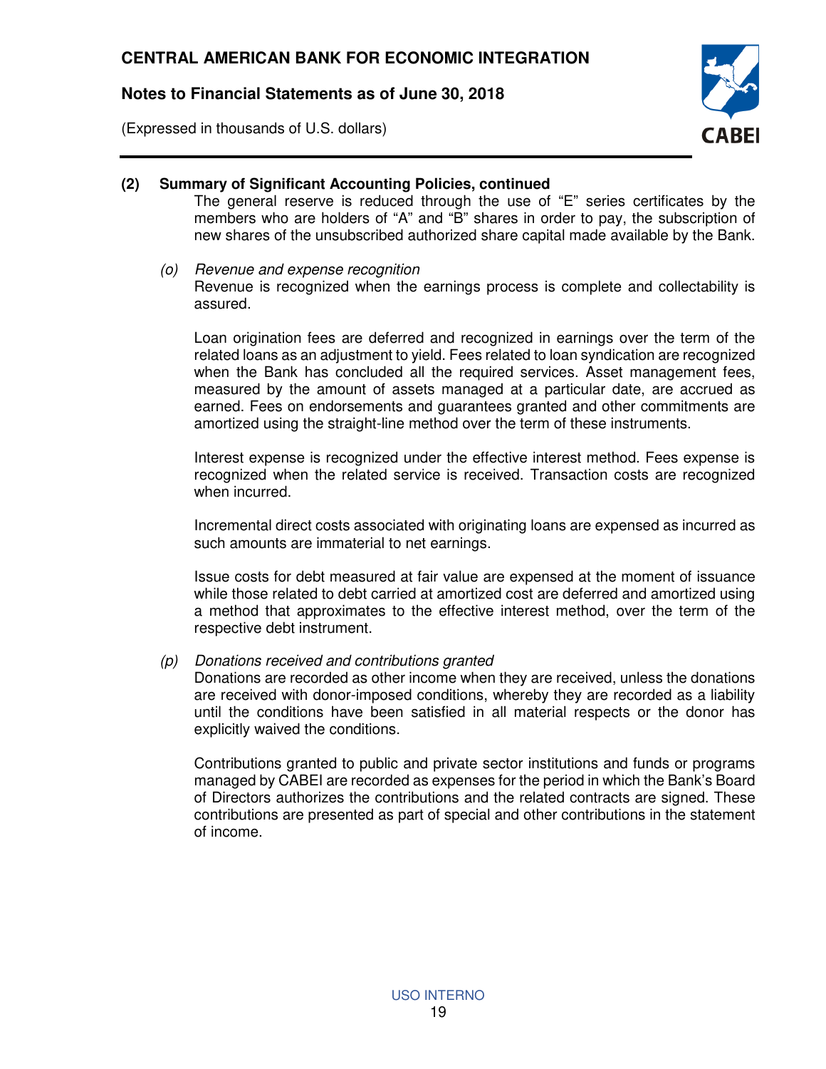## (2) Summary of Significant Accounting Policies, continued

The general reserve is reduced through the use of "E" series certificates by the members who are holders of "A" and "B" shares in order to pay, the subscription of new shares of the unsubscribed authorized share capital made available by the Bank.

### (o) *Revenue and expense recognition*

Revenue is recognized when the earnings process is complete and collectability is assured.

Loan origination fees are deferred and recognized in earnings over the term of the related loans as an adjustment to yield. Fees related to loan syndication are recognized when the Bank has concluded all the required services. Asset management fees, measured by the amount of assets managed at a particular date, are accrued as earned. Fees on endorsements and guarantees granted and other commitments are amortized using the straight-line method over the term of these instruments.

Interest expense is recognized under the effective interest method. Fees expense is recognized when the related service is received. Transaction costs are recognized when incurred.

Incremental direct costs associated with originating loans are expensed as incurred as such amounts are immaterial to net earnings.

Issue costs for debt measured at fair value are expensed at the moment of issuance while those related to debt carried at amortized cost are deferred and amortized using a method that approximates to the effective interest method, over the term of the respective debt instrument.

### (p) *Donations received and contributions granted*

Donations are recorded as other income when they are received, unless the donations are received with donor-imposed conditions, whereby they are recorded as a liability until the conditions have been satisfied in all material respects or the donor has explicitly waived the conditions.

Contributions granted to public and private sector institutions and funds or programs managed by CABEI are recorded as expenses for the period in which the Bank's Board of Directors authorizes the contributions and the related contracts are signed. These contributions are presented as part of special and other contributions in the statement of income.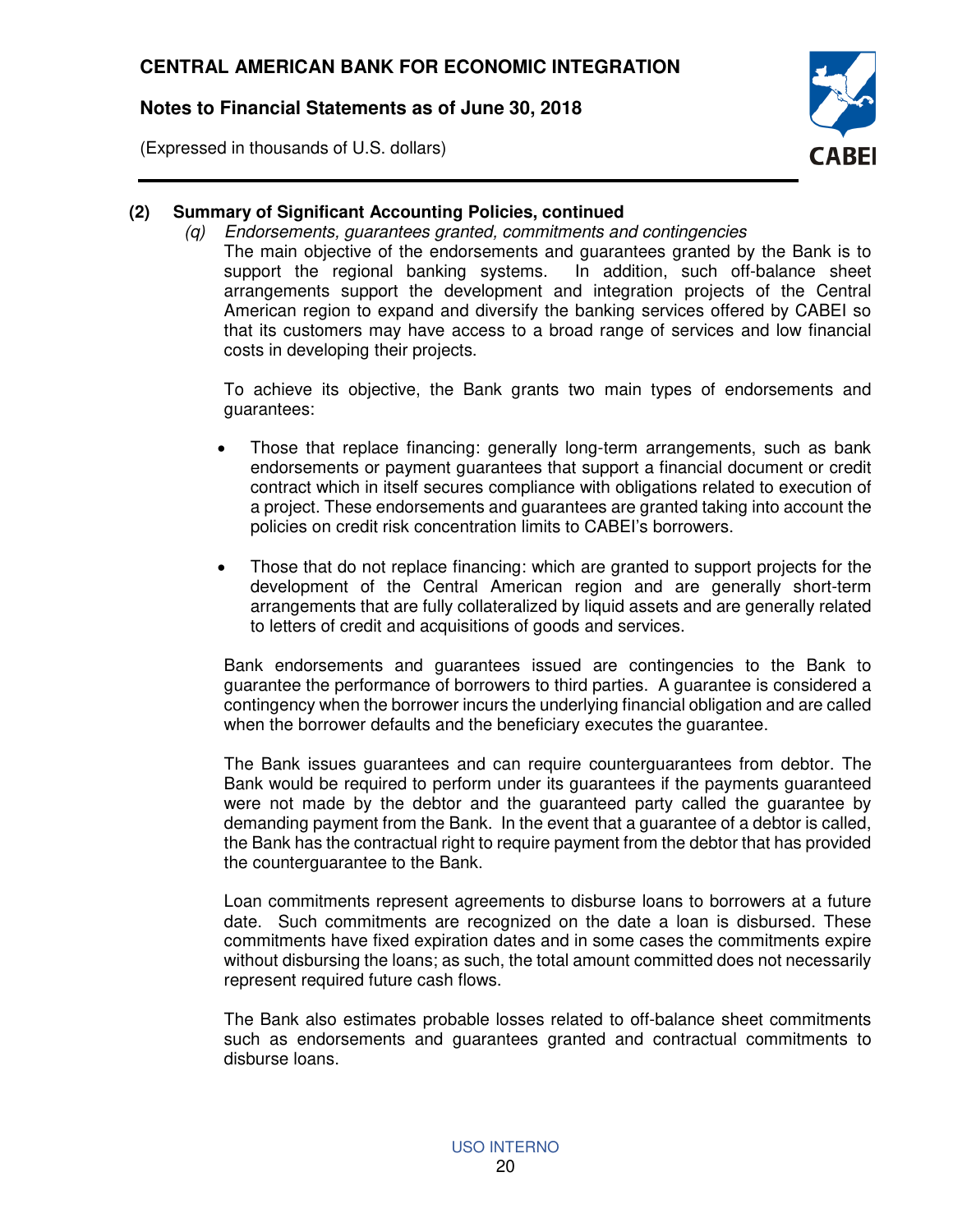## (2) Summary of Significant Accounting Policies, continued

*(q) Endorsements, guarantees granted, commitments and contingencies*

The main objective of the endorsements and guarantees granted by the Bank is to support the regional banking systems. In addition, such off-balance sheet arrangements support the development and integration projects of the Central American region to expand and diversify the banking services offered by CABEI so that its customers may have access to a broad range of services and low financial costs in developing their projects.

To achieve its objective, the Bank grants two main types of endorsements and guarantees:

- Those that replace financing: generally long-term arrangements, such as bank endorsements or payment guarantees that support a financial document or credit contract which in itself secures compliance with obligations related to execution of a project. These endorsements and guarantees are granted taking into account the policies on credit risk concentration limits to CABEI's borrowers.

- Those that do not replace financing: which are granted to support projects for the development of the Central American region and are generally short-term arrangements that are fully collateralized by liquid assets and are generally related to letters of credit and acquisitions of goods and services.

Bank endorsements and guarantees issued are contingencies to the Bank to guarantee the performance of borrowers to third parties. A guarantee is considered a contingency when the borrower incurs the underlying financial obligation and are called when the borrower defaults and the beneficiary executes the guarantee.

The Bank issues guarantees and can require counterguarantees from debtor. The Bank would be required to perform under its guarantees if the payments guaranteed were not made by the debtor and the guaranteed party called the guarantee by demanding payment from the Bank. In the event that a guarantee of a debtor is called, the Bank has the contractual right to require payment from the debtor that has provided the counterguarantee to the Bank.

Loan commitments represent agreements to disburse loans to borrowers at a future date. Such commitments are recognized on the date a loan is disbursed. These commitments have fixed expiration dates and in some cases the commitments expire without disbursing the loans; as such, the total amount committed does not necessarily represent required future cash flows.

The Bank also estimates probable losses related to off-balance sheet commitments such as endorsements and guarantees granted and contractual commitments to disburse loans.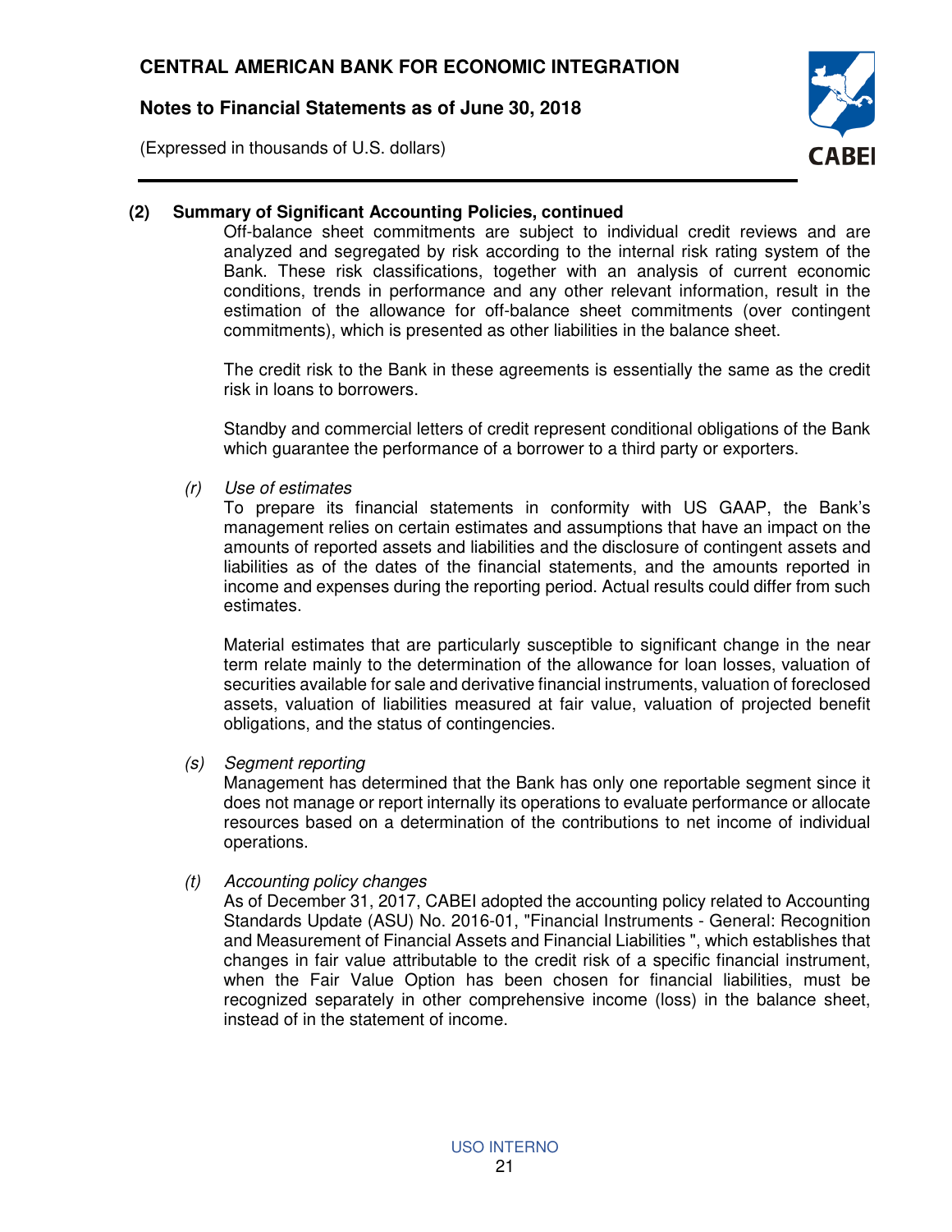## (2) Summary of Significant Accounting Policies, continued

Off-balance sheet commitments are subject to individual credit reviews and are analyzed and segregated by risk according to the internal risk rating system of the Bank. These risk classifications, together with an analysis of current economic conditions, trends in performance and any other relevant information, result in the estimation of the allowance for off-balance sheet commitments (over contingent commitments), which is presented as other liabilities in the balance sheet.

The credit risk to the Bank in these agreements is essentially the same as the credit risk in loans to borrowers.

Standby and commercial letters of credit represent conditional obligations of the Bank which guarantee the performance of a borrower to a third party or exporters.

*(r) Use of estimates*

To prepare its financial statements in conformity with US GAAP, the Bank's management relies on certain estimates and assumptions that have an impact on the amounts of reported assets and liabilities and the disclosure of contingent assets and liabilities as of the dates of the financial statements, and the amounts reported in income and expenses during the reporting period. Actual results could differ from such estimates.

Material estimates that are particularly susceptible to significant change in the near term relate mainly to the determination of the allowance for loan losses, valuation of securities available for sale and derivative financial instruments, valuation of foreclosed assets, valuation of liabilities measured at fair value, valuation of projected benefit obligations, and the status of contingencies.

*(s) Segment reporting*

Management has determined that the Bank has only one reportable segment since it does not manage or report internally its operations to evaluate performance or allocate resources based on a determination of the contributions to net income of individual operations.

*(t) Accounting policy changes*

As of December 31, 2017, CABEI adopted the accounting policy related to Accounting Standards Update (ASU) No. 2016-01, "Financial Instruments - General: Recognition and Measurement of Financial Assets and Financial Liabilities ", which establishes that changes in fair value attributable to the credit risk of a specific financial instrument, when the Fair Value Option has been chosen for financial liabilities, must be recognized separately in other comprehensive income (loss) in the balance sheet, instead of in the statement of income.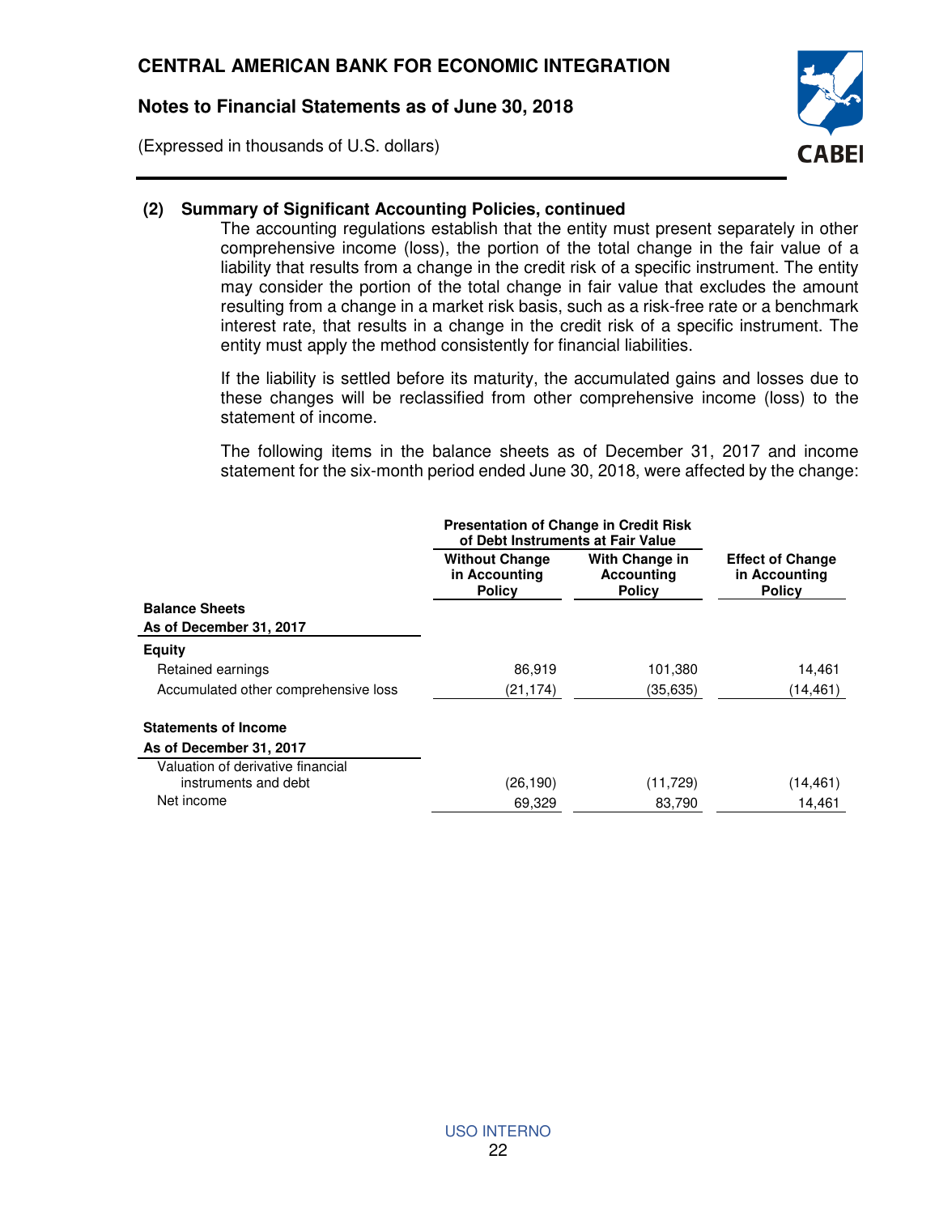**(2) Summary of Significant Accounting Policies, continued**

The accounting regulations establish that the entity must present separately in other comprehensive income (loss), the portion of the total change in the fair value of a liability that results from a change in the credit risk of a specific instrument. The entity may consider the portion of the total change in fair value that excludes the amount resulting from a change in a market risk basis, such as a risk-free rate or a benchmark interest rate, that results in a change in the credit risk of a specific instrument. The entity must apply the method consistently for financial liabilities.

If the liability is settled before its maturity, the accumulated gains and losses due to these changes will be reclassified from other comprehensive income (loss) to the statement of income.

The following items in the balance sheets as of December 31, 2017 and income statement for the six-month period ended June 30, 2018, were affected by the change:

| | Presentation of Change in Credit Risk of Debt Instruments at Fair Value | | |
|---|---|---|---|
| | **Without Change in Accounting Policy** | **With Change in Accounting Policy** | **Effect of Change in Accounting Policy** |
| **Balance Sheets** | | | |
| **As of December 31, 2017** | | | |
| **Equity** | | | |
| Retained earnings | 86,919 | 101,380 | 14,461 |
| Accumulated other comprehensive loss | (21,174) | (35,635) | (14,461) |
| **Statements of Income** | | | |
| **As of December 31, 2017** | | | |
| Valuation of derivative financial instruments and debt | (26,190) | (11,729) | (14,461) |
| Net income | 69,329 | 83,790 | 14,461 |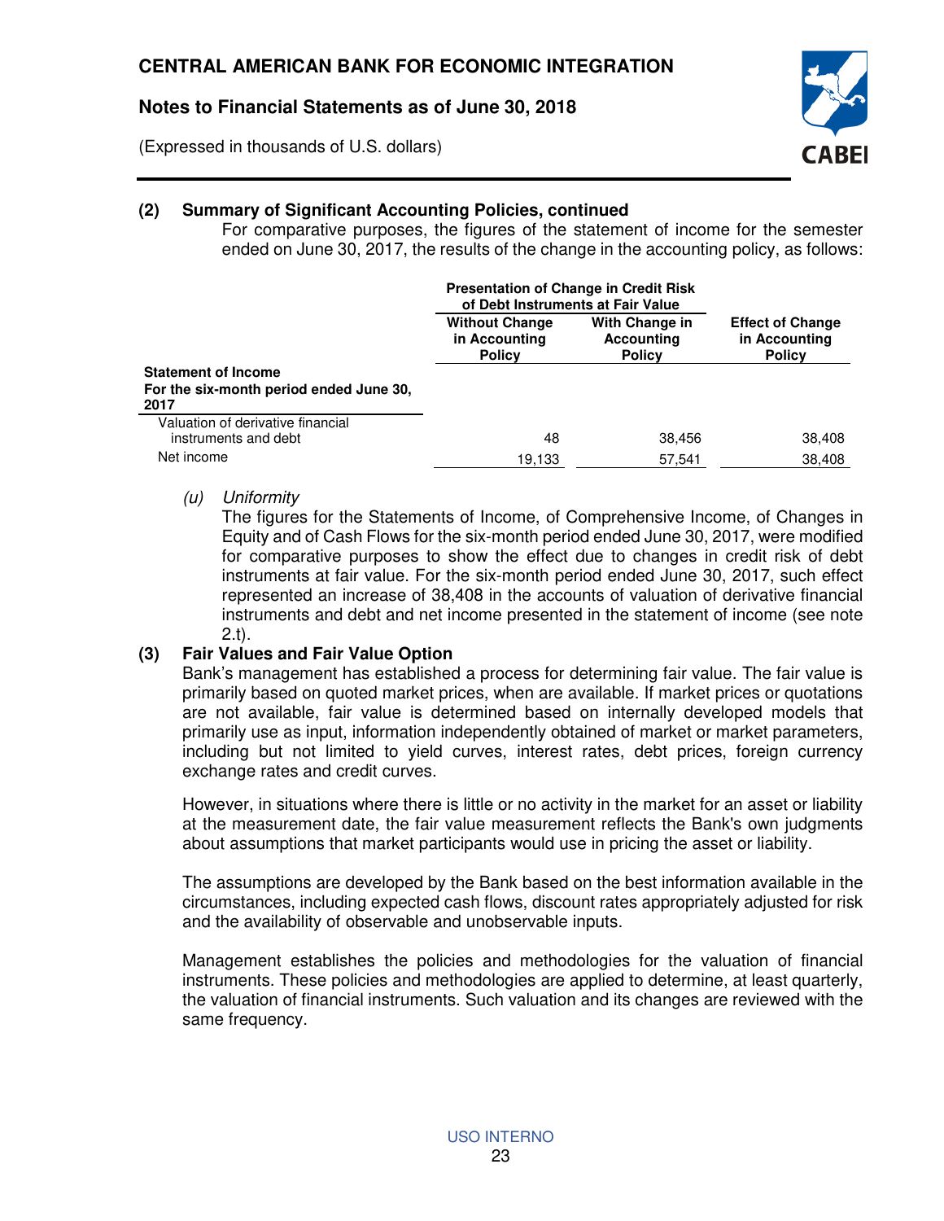## (2) Summary of Significant Accounting Policies, continued

For comparative purposes, the figures of the statement of income for the semester ended on June 30, 2017, the results of the change in the accounting policy, as follows:

| | Presentation of Change in Credit Risk of Debt Instruments at Fair Value | | |
|---|---|---|---|
| | **Without Change in Accounting Policy** | **With Change in Accounting Policy** | **Effect of Change in Accounting Policy** |
| **Statement of Income**<br>**For the six-month period ended June 30, 2017** | | | |
| Valuation of derivative financial instruments and debt | 48 | 38,456 | 38,408 |
| Net income | 19,133 | 57,541 | 38,408 |

*(u) Uniformity*

The figures for the Statements of Income, of Comprehensive Income, of Changes in Equity and of Cash Flows for the six-month period ended June 30, 2017, were modified for comparative purposes to show the effect due to changes in credit risk of debt instruments at fair value. For the six-month period ended June 30, 2017, such effect represented an increase of 38,408 in the accounts of valuation of derivative financial instruments and debt and net income presented in the statement of income (see note 2.t).

## (3) Fair Values and Fair Value Option

Bank's management has established a process for determining fair value. The fair value is primarily based on quoted market prices, when are available. If market prices or quotations are not available, fair value is determined based on internally developed models that primarily use as input, information independently obtained of market or market parameters, including but not limited to yield curves, interest rates, debt prices, foreign currency exchange rates and credit curves.

However, in situations where there is little or no activity in the market for an asset or liability at the measurement date, the fair value measurement reflects the Bank's own judgments about assumptions that market participants would use in pricing the asset or liability.

The assumptions are developed by the Bank based on the best information available in the circumstances, including expected cash flows, discount rates appropriately adjusted for risk and the availability of observable and unobservable inputs.

Management establishes the policies and methodologies for the valuation of financial instruments. These policies and methodologies are applied to determine, at least quarterly, the valuation of financial instruments. Such valuation and its changes are reviewed with the same frequency.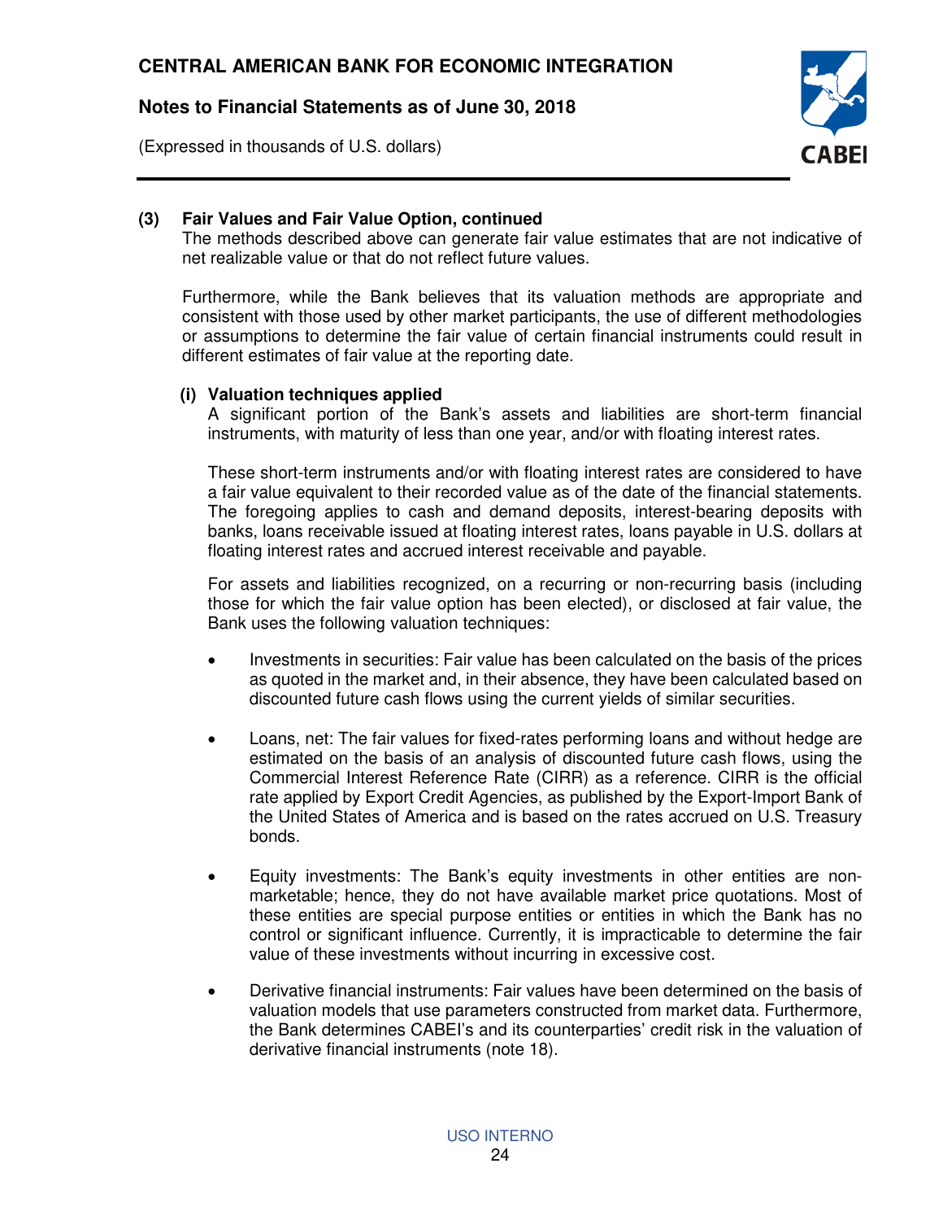### (3) Fair Values and Fair Value Option, continued

The methods described above can generate fair value estimates that are not indicative of net realizable value or that do not reflect future values.

Furthermore, while the Bank believes that its valuation methods are appropriate and consistent with those used by other market participants, the use of different methodologies or assumptions to determine the fair value of certain financial instruments could result in different estimates of fair value at the reporting date.

#### (i) Valuation techniques applied

A significant portion of the Bank's assets and liabilities are short-term financial instruments, with maturity of less than one year, and/or with floating interest rates.

These short-term instruments and/or with floating interest rates are considered to have a fair value equivalent to their recorded value as of the date of the financial statements. The foregoing applies to cash and demand deposits, interest-bearing deposits with banks, loans receivable issued at floating interest rates, loans payable in U.S. dollars at floating interest rates and accrued interest receivable and payable.

For assets and liabilities recognized, on a recurring or non-recurring basis (including those for which the fair value option has been elected), or disclosed at fair value, the Bank uses the following valuation techniques:

- Investments in securities: Fair value has been calculated on the basis of the prices as quoted in the market and, in their absence, they have been calculated based on discounted future cash flows using the current yields of similar securities.

- Loans, net: The fair values for fixed-rates performing loans and without hedge are estimated on the basis of an analysis of discounted future cash flows, using the Commercial Interest Reference Rate (CIRR) as a reference. CIRR is the official rate applied by Export Credit Agencies, as published by the Export-Import Bank of the United States of America and is based on the rates accrued on U.S. Treasury bonds.

- Equity investments: The Bank's equity investments in other entities are non-marketable; hence, they do not have available market price quotations. Most of these entities are special purpose entities or entities in which the Bank has no control or significant influence. Currently, it is impracticable to determine the fair value of these investments without incurring in excessive cost.

- Derivative financial instruments: Fair values have been determined on the basis of valuation models that use parameters constructed from market data. Furthermore, the Bank determines CABEI's and its counterparties' credit risk in the valuation of derivative financial instruments (note 18).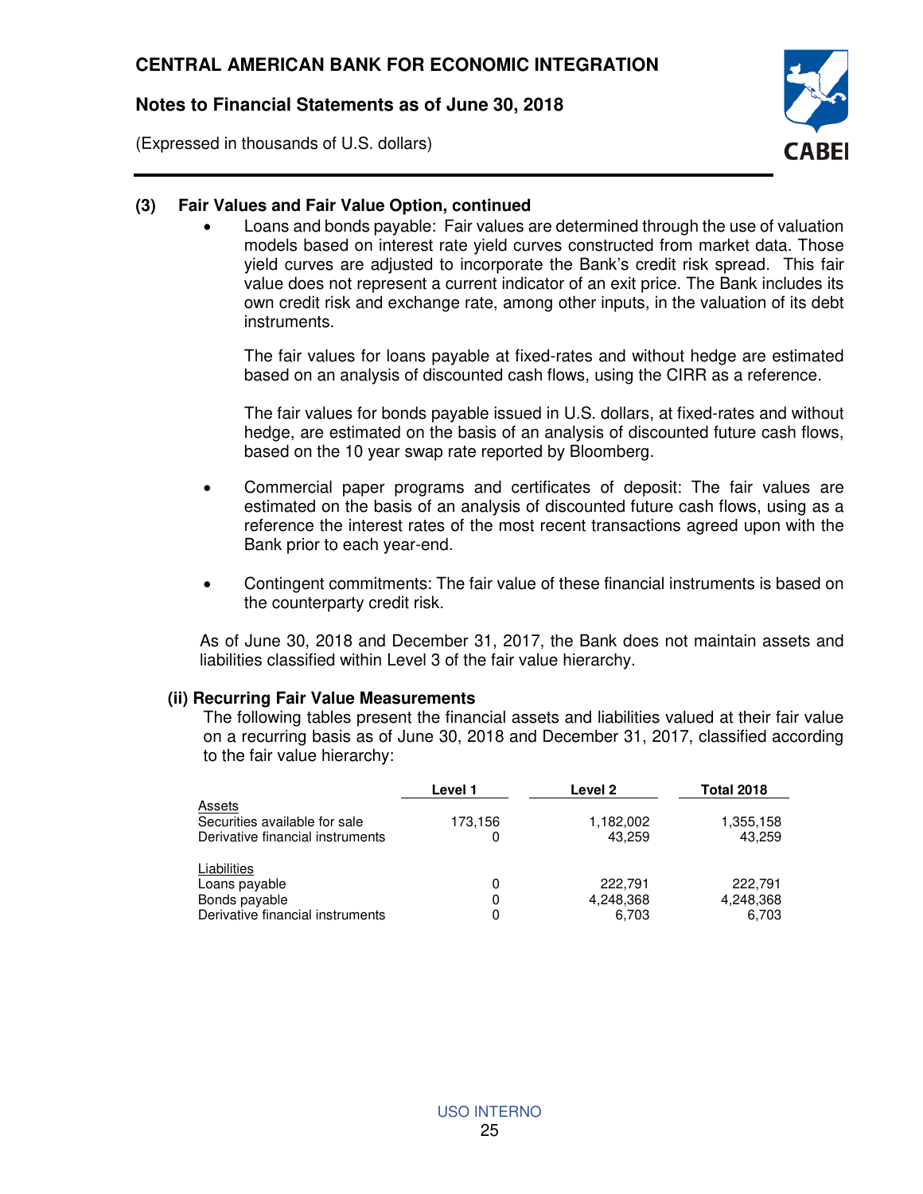**(3) Fair Values and Fair Value Option, continued**

- Loans and bonds payable: Fair values are determined through the use of valuation models based on interest rate yield curves constructed from market data. Those yield curves are adjusted to incorporate the Bank's credit risk spread. This fair value does not represent a current indicator of an exit price. The Bank includes its own credit risk and exchange rate, among other inputs, in the valuation of its debt instruments.

  The fair values for loans payable at fixed-rates and without hedge are estimated based on an analysis of discounted cash flows, using the CIRR as a reference.

  The fair values for bonds payable issued in U.S. dollars, at fixed-rates and without hedge, are estimated on the basis of an analysis of discounted future cash flows, based on the 10 year swap rate reported by Bloomberg.

- Commercial paper programs and certificates of deposit: The fair values are estimated on the basis of an analysis of discounted future cash flows, using as a reference the interest rates of the most recent transactions agreed upon with the Bank prior to each year-end.

- Contingent commitments: The fair value of these financial instruments is based on the counterparty credit risk.

As of June 30, 2018 and December 31, 2017, the Bank does not maintain assets and liabilities classified within Level 3 of the fair value hierarchy.

**(ii) Recurring Fair Value Measurements**

The following tables present the financial assets and liabilities valued at their fair value on a recurring basis as of June 30, 2018 and December 31, 2017, classified according to the fair value hierarchy:

| | Level 1 | Level 2 | Total 2018 |
|---|---|---|---|
| Assets | | | |
| Securities available for sale | 173,156 | 1,182,002 | 1,355,158 |
| Derivative financial instruments | 0 | 43,259 | 43,259 |
| Liabilities | | | |
| Loans payable | 0 | 222,791 | 222,791 |
| Bonds payable | 0 | 4,248,368 | 4,248,368 |
| Derivative financial instruments | 0 | 6,703 | 6,703 |

USO INTERNO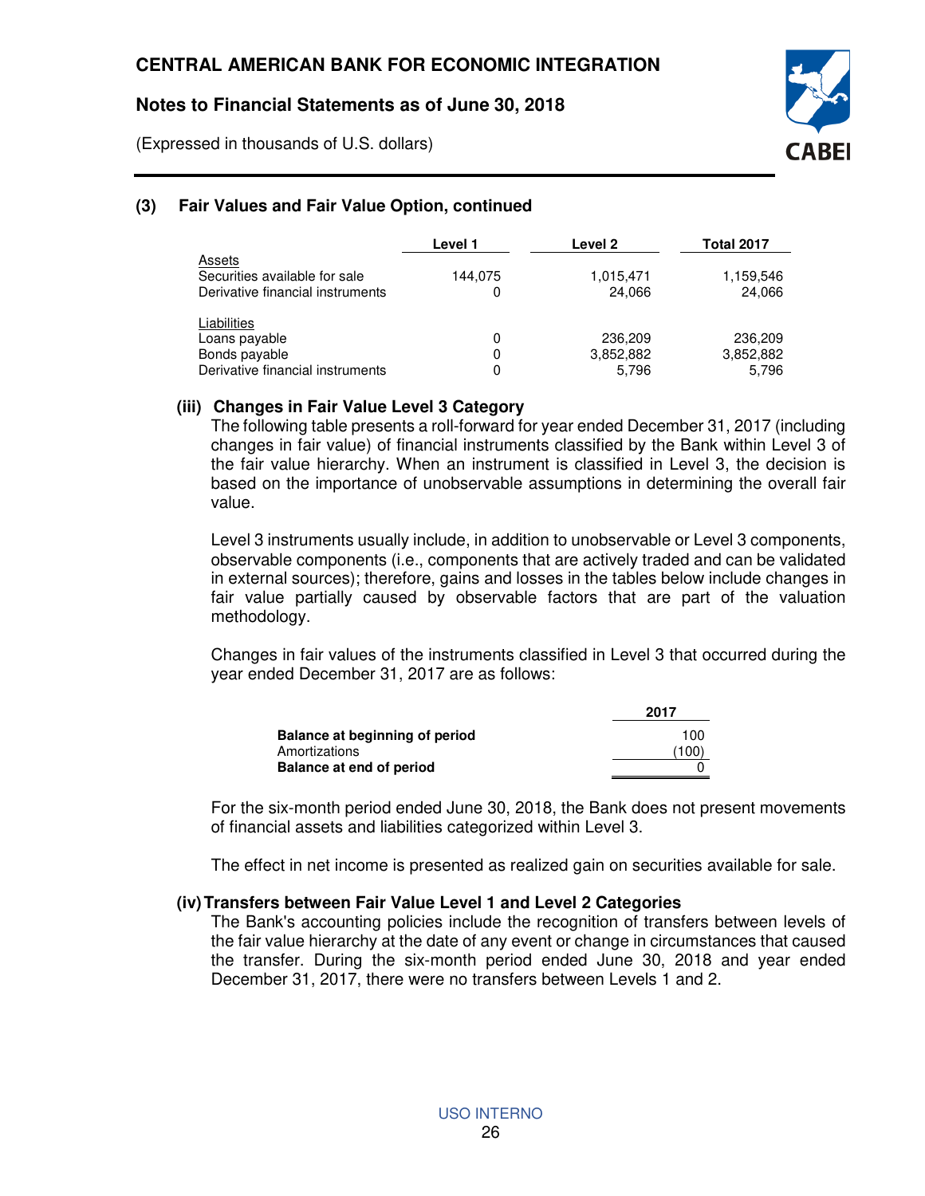### (3) Fair Values and Fair Value Option, continued

| | Level 1 | Level 2 | Total 2017 |
|---|---|---|---|
| Assets | | | |
| Securities available for sale | 144,075 | 1,015,471 | 1,159,546 |
| Derivative financial instruments | 0 | 24,066 | 24,066 |
| Liabilities | | | |
| Loans payable | 0 | 236,209 | 236,209 |
| Bonds payable | 0 | 3,852,882 | 3,852,882 |
| Derivative financial instruments | 0 | 5,796 | 5,796 |

#### (iii) Changes in Fair Value Level 3 Category

The following table presents a roll-forward for year ended December 31, 2017 (including changes in fair value) of financial instruments classified by the Bank within Level 3 of the fair value hierarchy. When an instrument is classified in Level 3, the decision is based on the importance of unobservable assumptions in determining the overall fair value.

Level 3 instruments usually include, in addition to unobservable or Level 3 components, observable components (i.e., components that are actively traded and can be validated in external sources); therefore, gains and losses in the tables below include changes in fair value partially caused by observable factors that are part of the valuation methodology.

Changes in fair values of the instruments classified in Level 3 that occurred during the year ended December 31, 2017 are as follows:

| | 2017 |
|---|---|
| **Balance at beginning of period** | 100 |
| Amortizations | (100) |
| **Balance at end of period** | 0 |

For the six-month period ended June 30, 2018, the Bank does not present movements of financial assets and liabilities categorized within Level 3.

The effect in net income is presented as realized gain on securities available for sale.

#### (iv) Transfers between Fair Value Level 1 and Level 2 Categories

The Bank's accounting policies include the recognition of transfers between levels of the fair value hierarchy at the date of any event or change in circumstances that caused the transfer. During the six-month period ended June 30, 2018 and year ended December 31, 2017, there were no transfers between Levels 1 and 2.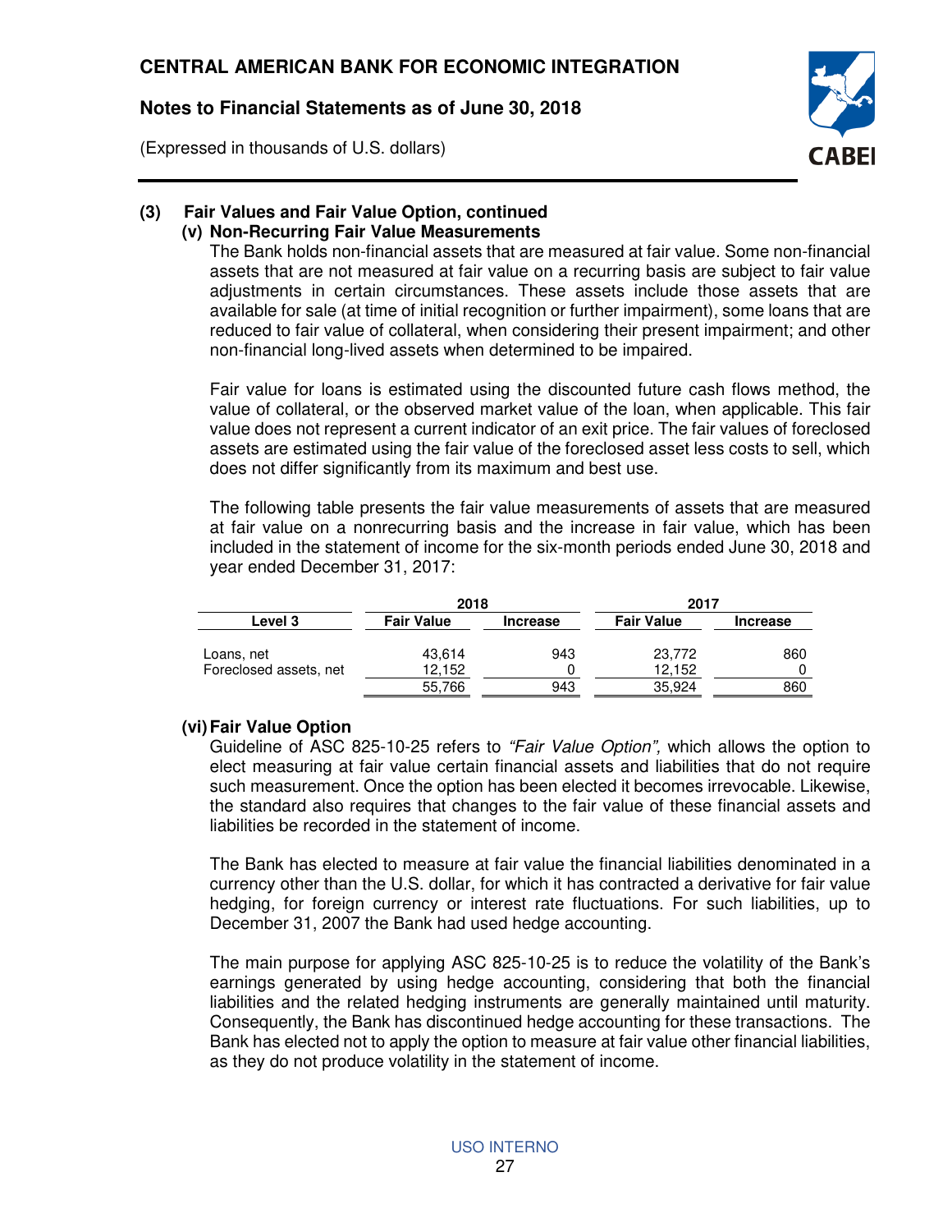## (3) Fair Values and Fair Value Option, continued

### (v) Non-Recurring Fair Value Measurements

The Bank holds non-financial assets that are measured at fair value. Some non-financial assets that are not measured at fair value on a recurring basis are subject to fair value adjustments in certain circumstances. These assets include those assets that are available for sale (at time of initial recognition or further impairment), some loans that are reduced to fair value of collateral, when considering their present impairment; and other non-financial long-lived assets when determined to be impaired.

Fair value for loans is estimated using the discounted future cash flows method, the value of collateral, or the observed market value of the loan, when applicable. This fair value does not represent a current indicator of an exit price. The fair values of foreclosed assets are estimated using the fair value of the foreclosed asset less costs to sell, which does not differ significantly from its maximum and best use.

The following table presents the fair value measurements of assets that are measured at fair value on a nonrecurring basis and the increase in fair value, which has been included in the statement of income for the six-month periods ended June 30, 2018 and year ended December 31, 2017:

| | 2018 | | 2017 | |
|---|---|---|---|---|
| **Level 3** | **Fair Value** | **Increase** | **Fair Value** | **Increase** |
| Loans, net | 43,614 | 943 | 23,772 | 860 |
| Foreclosed assets, net | 12,152 | 0 | 12,152 | 0 |
| | 55,766 | 943 | 35,924 | 860 |

### (vi) Fair Value Option

Guideline of ASC 825-10-25 refers to *"Fair Value Option",* which allows the option to elect measuring at fair value certain financial assets and liabilities that do not require such measurement. Once the option has been elected it becomes irrevocable. Likewise, the standard also requires that changes to the fair value of these financial assets and liabilities be recorded in the statement of income.

The Bank has elected to measure at fair value the financial liabilities denominated in a currency other than the U.S. dollar, for which it has contracted a derivative for fair value hedging, for foreign currency or interest rate fluctuations. For such liabilities, up to December 31, 2007 the Bank had used hedge accounting.

The main purpose for applying ASC 825-10-25 is to reduce the volatility of the Bank's earnings generated by using hedge accounting, considering that both the financial liabilities and the related hedging instruments are generally maintained until maturity. Consequently, the Bank has discontinued hedge accounting for these transactions. The Bank has elected not to apply the option to measure at fair value other financial liabilities, as they do not produce volatility in the statement of income.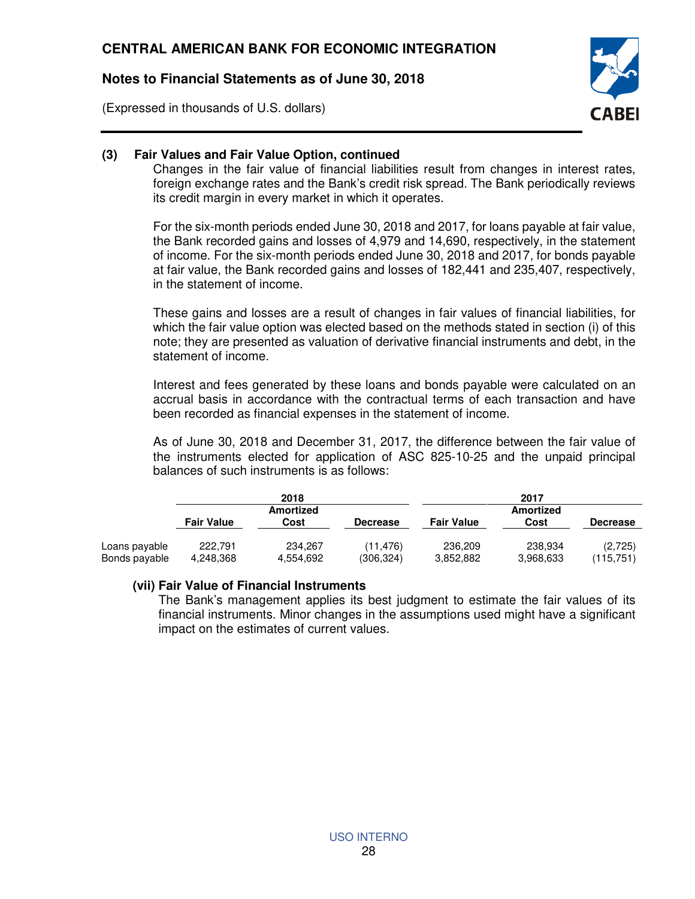### (3) Fair Values and Fair Value Option, continued

Changes in the fair value of financial liabilities result from changes in interest rates, foreign exchange rates and the Bank's credit risk spread. The Bank periodically reviews its credit margin in every market in which it operates.

For the six-month periods ended June 30, 2018 and 2017, for loans payable at fair value, the Bank recorded gains and losses of 4,979 and 14,690, respectively, in the statement of income. For the six-month periods ended June 30, 2018 and 2017, for bonds payable at fair value, the Bank recorded gains and losses of 182,441 and 235,407, respectively, in the statement of income.

These gains and losses are a result of changes in fair values of financial liabilities, for which the fair value option was elected based on the methods stated in section (i) of this note; they are presented as valuation of derivative financial instruments and debt, in the statement of income.

Interest and fees generated by these loans and bonds payable were calculated on an accrual basis in accordance with the contractual terms of each transaction and have been recorded as financial expenses in the statement of income.

As of June 30, 2018 and December 31, 2017, the difference between the fair value of the instruments elected for application of ASC 825-10-25 and the unpaid principal balances of such instruments is as follows:

| | 2018 | | | 2017 | | |
|---|---|---|---|---|---|---|
| | Fair Value | Amortized Cost | Decrease | Fair Value | Amortized Cost | Decrease |
| Loans payable | 222,791 | 234,267 | (11,476) | 236,209 | 238,934 | (2,725) |
| Bonds payable | 4,248,368 | 4,554,692 | (306,324) | 3,852,882 | 3,968,633 | (115,751) |

#### (vii) Fair Value of Financial Instruments

The Bank's management applies its best judgment to estimate the fair values of its financial instruments. Minor changes in the assumptions used might have a significant impact on the estimates of current values.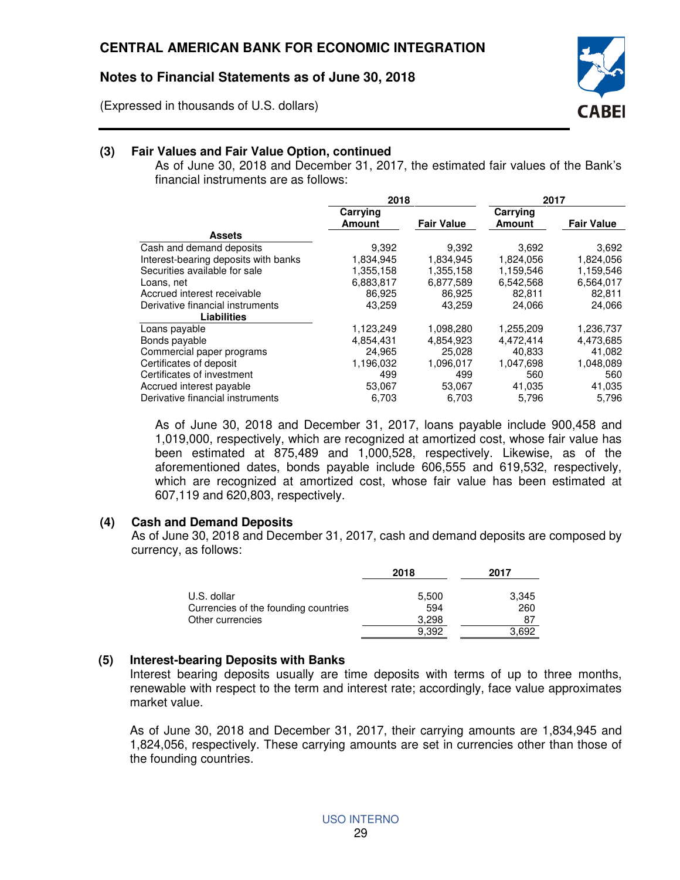### (3) Fair Values and Fair Value Option, continued

As of June 30, 2018 and December 31, 2017, the estimated fair values of the Bank's financial instruments are as follows:

| | 2018 | | 2017 | |
|---|---|---|---|---|
| | Carrying Amount | Fair Value | Carrying Amount | Fair Value |
| **Assets** | | | | |
| Cash and demand deposits | 9,392 | 9,392 | 3,692 | 3,692 |
| Interest-bearing deposits with banks | 1,834,945 | 1,834,945 | 1,824,056 | 1,824,056 |
| Securities available for sale | 1,355,158 | 1,355,158 | 1,159,546 | 1,159,546 |
| Loans, net | 6,883,817 | 6,877,589 | 6,542,568 | 6,564,017 |
| Accrued interest receivable | 86,925 | 86,925 | 82,811 | 82,811 |
| Derivative financial instruments | 43,259 | 43,259 | 24,066 | 24,066 |
| **Liabilities** | | | | |
| Loans payable | 1,123,249 | 1,098,280 | 1,255,209 | 1,236,737 |
| Bonds payable | 4,854,431 | 4,854,923 | 4,472,414 | 4,473,685 |
| Commercial paper programs | 24,965 | 25,028 | 40,833 | 41,082 |
| Certificates of deposit | 1,196,032 | 1,096,017 | 1,047,698 | 1,048,089 |
| Certificates of investment | 499 | 499 | 560 | 560 |
| Accrued interest payable | 53,067 | 53,067 | 41,035 | 41,035 |
| Derivative financial instruments | 6,703 | 6,703 | 5,796 | 5,796 |

As of June 30, 2018 and December 31, 2017, loans payable include 900,458 and 1,019,000, respectively, which are recognized at amortized cost, whose fair value has been estimated at 875,489 and 1,000,528, respectively. Likewise, as of the aforementioned dates, bonds payable include 606,555 and 619,532, respectively, which are recognized at amortized cost, whose fair value has been estimated at 607,119 and 620,803, respectively.

### (4) Cash and Demand Deposits

As of June 30, 2018 and December 31, 2017, cash and demand deposits are composed by currency, as follows:

| | 2018 | 2017 |
|---|---|---|
| U.S. dollar | 5,500 | 3,345 |
| Currencies of the founding countries | 594 | 260 |
| Other currencies | 3,298 | 87 |
| | 9,392 | 3,692 |

### (5) Interest-bearing Deposits with Banks

Interest bearing deposits usually are time deposits with terms of up to three months, renewable with respect to the term and interest rate; accordingly, face value approximates market value.

As of June 30, 2018 and December 31, 2017, their carrying amounts are 1,834,945 and 1,824,056, respectively. These carrying amounts are set in currencies other than those of the founding countries.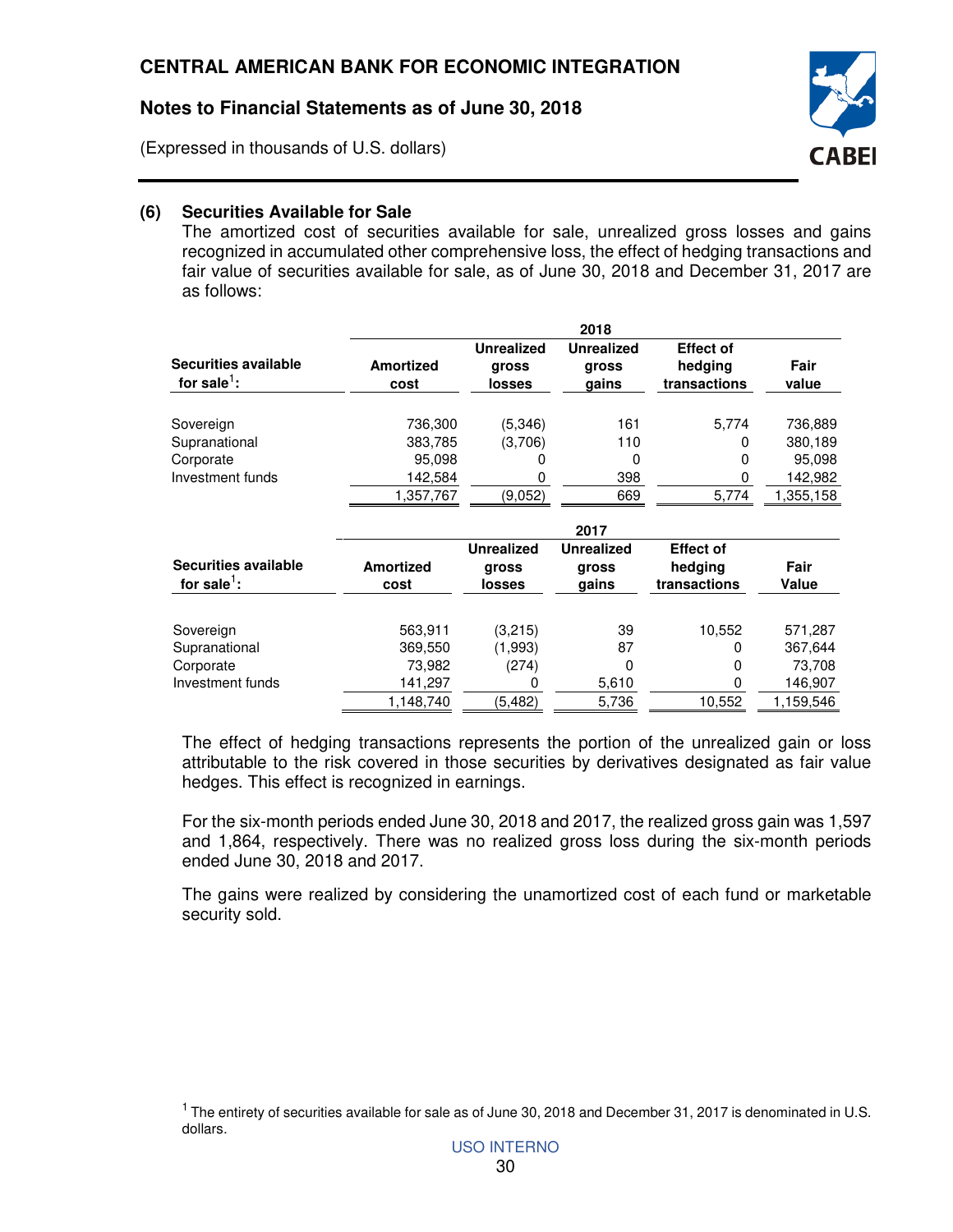## (6) Securities Available for Sale

The amortized cost of securities available for sale, unrealized gross losses and gains recognized in accumulated other comprehensive loss, the effect of hedging transactions and fair value of securities available for sale, as of June 30, 2018 and December 31, 2017 are as follows:

| | 2018 | | | | |
|---|---|---|---|---|---|
| **Securities available for sale[1]:** | **Amortized cost** | **Unrealized gross losses** | **Unrealized gross gains** | **Effect of hedging transactions** | **Fair value** |
| Sovereign | 736,300 | (5,346) | 161 | 5,774 | 736,889 |
| Supranational | 383,785 | (3,706) | 110 | 0 | 380,189 |
| Corporate | 95,098 | 0 | 0 | 0 | 95,098 |
| Investment funds | 142,584 | 0 | 398 | 0 | 142,982 |
| | 1,357,767 | (9,052) | 669 | 5,774 | 1,355,158 |

| | 2017 | | | | |
|---|---|---|---|---|---|
| **Securities available for sale[1]:** | **Amortized cost** | **Unrealized gross losses** | **Unrealized gross gains** | **Effect of hedging transactions** | **Fair Value** |
| Sovereign | 563,911 | (3,215) | 39 | 10,552 | 571,287 |
| Supranational | 369,550 | (1,993) | 87 | 0 | 367,644 |
| Corporate | 73,982 | (274) | 0 | 0 | 73,708 |
| Investment funds | 141,297 | 0 | 5,610 | 0 | 146,907 |
| | 1,148,740 | (5,482) | 5,736 | 10,552 | 1,159,546 |

The effect of hedging transactions represents the portion of the unrealized gain or loss attributable to the risk covered in those securities by derivatives designated as fair value hedges. This effect is recognized in earnings.

For the six-month periods ended June 30, 2018 and 2017, the realized gross gain was 1,597 and 1,864, respectively. There was no realized gross loss during the six-month periods ended June 30, 2018 and 2017.

The gains were realized by considering the unamortized cost of each fund or marketable security sold.

[1] The entirety of securities available for sale as of June 30, 2018 and December 31, 2017 is denominated in U.S. dollars.

USO INTERNO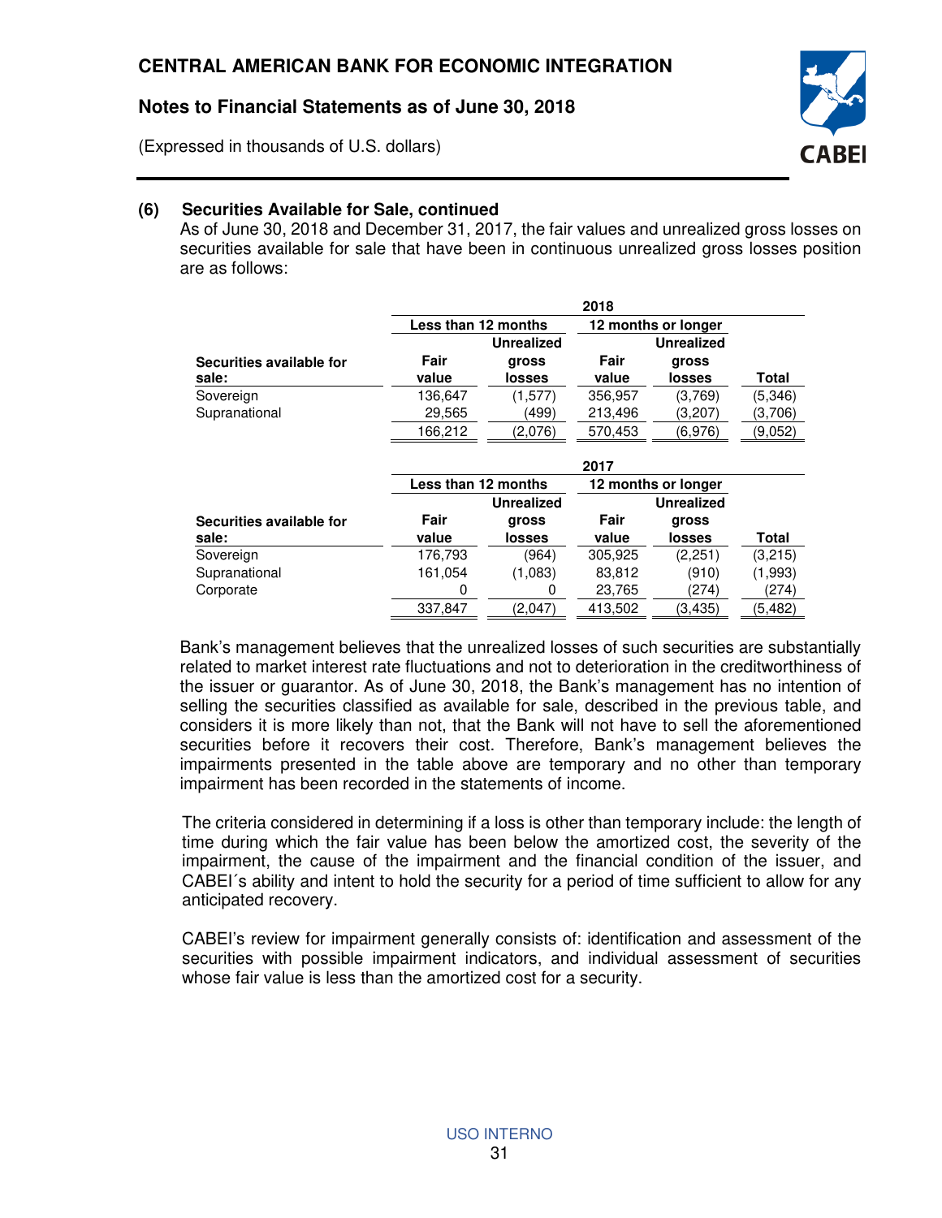## (6) Securities Available for Sale, continued

As of June 30, 2018 and December 31, 2017, the fair values and unrealized gross losses on securities available for sale that have been in continuous unrealized gross losses position are as follows:

| | 2018 | | | | |
|---|---|---|---|---|---|
| | Less than 12 months | | 12 months or longer | | |
| Securities available for sale: | Fair value | Unrealized gross losses | Fair value | Unrealized gross losses | Total |
| Sovereign | 136,647 | (1,577) | 356,957 | (3,769) | (5,346) |
| Supranational | 29,565 | (499) | 213,496 | (3,207) | (3,706) |
| | 166,212 | (2,076) | 570,453 | (6,976) | (9,052) |

| | 2017 | | | | |
|---|---|---|---|---|---|
| | Less than 12 months | | 12 months or longer | | |
| Securities available for sale: | Fair value | Unrealized gross losses | Fair value | Unrealized gross losses | Total |
| Sovereign | 176,793 | (964) | 305,925 | (2,251) | (3,215) |
| Supranational | 161,054 | (1,083) | 83,812 | (910) | (1,993) |
| Corporate | 0 | 0 | 23,765 | (274) | (274) |
| | 337,847 | (2,047) | 413,502 | (3,435) | (5,482) |

Bank's management believes that the unrealized losses of such securities are substantially related to market interest rate fluctuations and not to deterioration in the creditworthiness of the issuer or guarantor. As of June 30, 2018, the Bank's management has no intention of selling the securities classified as available for sale, described in the previous table, and considers it is more likely than not, that the Bank will not have to sell the aforementioned securities before it recovers their cost. Therefore, Bank's management believes the impairments presented in the table above are temporary and no other than temporary impairment has been recorded in the statements of income.

The criteria considered in determining if a loss is other than temporary include: the length of time during which the fair value has been below the amortized cost, the severity of the impairment, the cause of the impairment and the financial condition of the issuer, and CABEI´s ability and intent to hold the security for a period of time sufficient to allow for any anticipated recovery.

CABEI's review for impairment generally consists of: identification and assessment of the securities with possible impairment indicators, and individual assessment of securities whose fair value is less than the amortized cost for a security.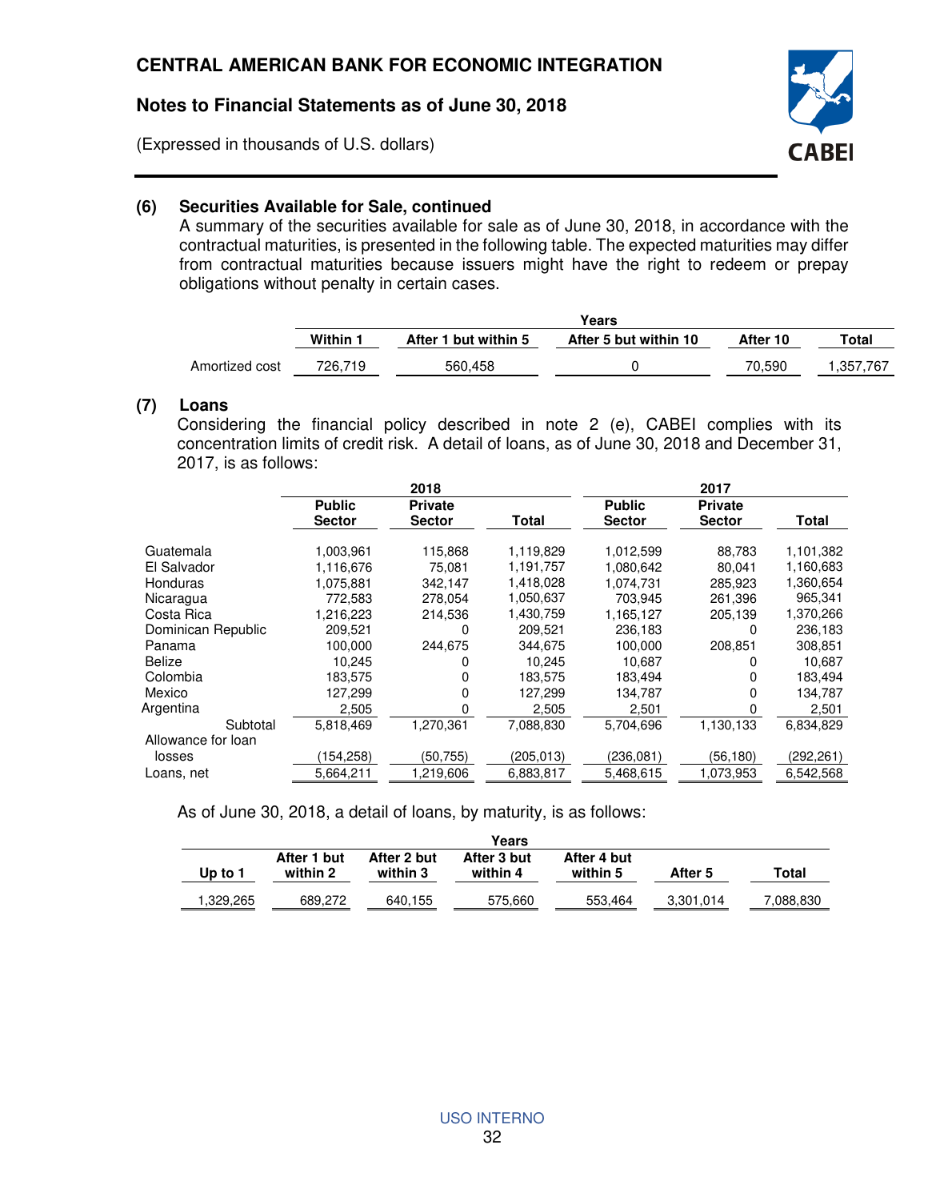### (6) Securities Available for Sale, continued

A summary of the securities available for sale as of June 30, 2018, in accordance with the contractual maturities, is presented in the following table. The expected maturities may differ from contractual maturities because issuers might have the right to redeem or prepay obligations without penalty in certain cases.

| | Years | | | | |
|---|---|---|---|---|---|
| | Within 1 | After 1 but within 5 | After 5 but within 10 | After 10 | Total |
| Amortized cost | 726,719 | 560,458 | 0 | 70,590 | 1,357,767 |

### (7) Loans

Considering the financial policy described in note 2 (e), CABEI complies with its concentration limits of credit risk. A detail of loans, as of June 30, 2018 and December 31, 2017, is as follows:

| | 2018 | | | 2017 | | |
|---|---|---|---|---|---|---|
| | Public Sector | Private Sector | Total | Public Sector | Private Sector | Total |
| Guatemala | 1,003,961 | 115,868 | 1,119,829 | 1,012,599 | 88,783 | 1,101,382 |
| El Salvador | 1,116,676 | 75,081 | 1,191,757 | 1,080,642 | 80,041 | 1,160,683 |
| Honduras | 1,075,881 | 342,147 | 1,418,028 | 1,074,731 | 285,923 | 1,360,654 |
| Nicaragua | 772,583 | 278,054 | 1,050,637 | 703,945 | 261,396 | 965,341 |
| Costa Rica | 1,216,223 | 214,536 | 1,430,759 | 1,165,127 | 205,139 | 1,370,266 |
| Dominican Republic | 209,521 | 0 | 209,521 | 236,183 | 0 | 236,183 |
| Panama | 100,000 | 244,675 | 344,675 | 100,000 | 208,851 | 308,851 |
| Belize | 10,245 | 0 | 10,245 | 10,687 | 0 | 10,687 |
| Colombia | 183,575 | 0 | 183,575 | 183,494 | 0 | 183,494 |
| Mexico | 127,299 | 0 | 127,299 | 134,787 | 0 | 134,787 |
| Argentina | 2,505 | 0 | 2,505 | 2,501 | 0 | 2,501 |
| Subtotal | 5,818,469 | 1,270,361 | 7,088,830 | 5,704,696 | 1,130,133 | 6,834,829 |
| Allowance for loan losses | (154,258) | (50,755) | (205,013) | (236,081) | (56,180) | (292,261) |
| Loans, net | 5,664,211 | 1,219,606 | 6,883,817 | 5,468,615 | 1,073,953 | 6,542,568 |

As of June 30, 2018, a detail of loans, by maturity, is as follows:

| Years | | | | | | |
|---|---|---|---|---|---|---|
| Up to 1 | After 1 but within 2 | After 2 but within 3 | After 3 but within 4 | After 4 but within 5 | After 5 | Total |
| 1,329,265 | 689,272 | 640,155 | 575,660 | 553,464 | 3,301,014 | 7,088,830 |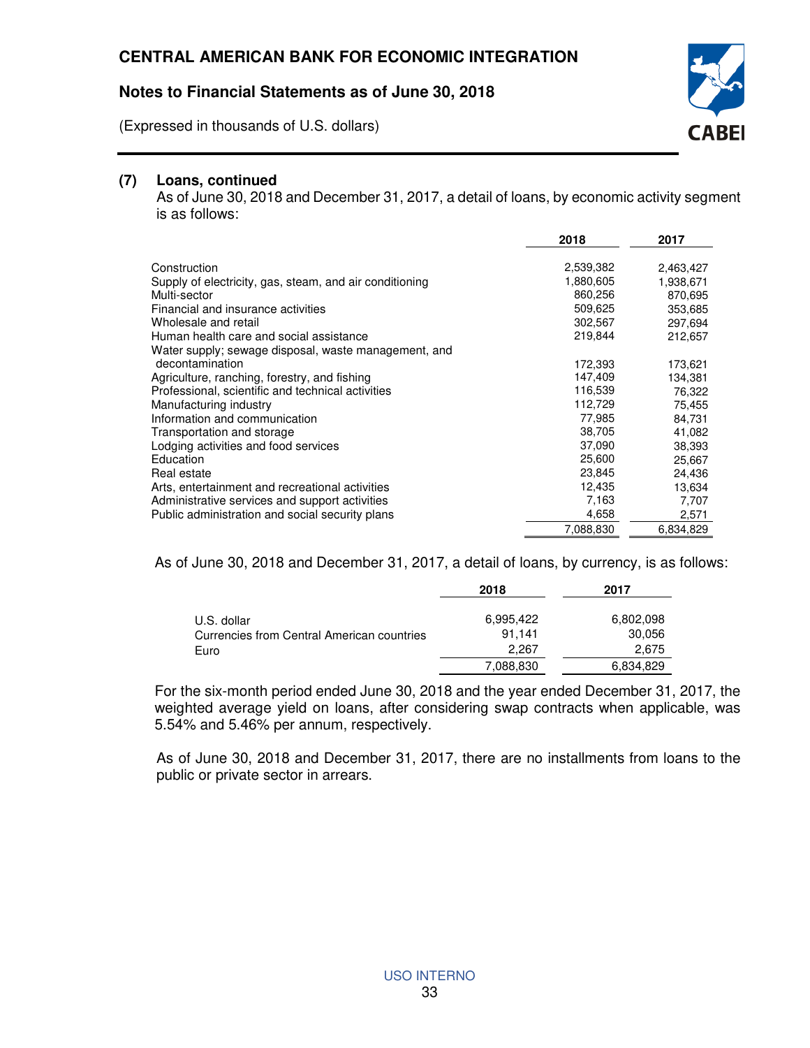## (7) Loans, continued

As of June 30, 2018 and December 31, 2017, a detail of loans, by economic activity segment is as follows:

| | 2018 | 2017 |
|---|---|---|
| Construction | 2,539,382 | 2,463,427 |
| Supply of electricity, gas, steam, and air conditioning | 1,880,605 | 1,938,671 |
| Multi-sector | 860,256 | 870,695 |
| Financial and insurance activities | 509,625 | 353,685 |
| Wholesale and retail | 302,567 | 297,694 |
| Human health care and social assistance | 219,844 | 212,657 |
| Water supply; sewage disposal, waste management, and decontamination | 172,393 | 173,621 |
| Agriculture, ranching, forestry, and fishing | 147,409 | 134,381 |
| Professional, scientific and technical activities | 116,539 | 76,322 |
| Manufacturing industry | 112,729 | 75,455 |
| Information and communication | 77,985 | 84,731 |
| Transportation and storage | 38,705 | 41,082 |
| Lodging activities and food services | 37,090 | 38,393 |
| Education | 25,600 | 25,667 |
| Real estate | 23,845 | 24,436 |
| Arts, entertainment and recreational activities | 12,435 | 13,634 |
| Administrative services and support activities | 7,163 | 7,707 |
| Public administration and social security plans | 4,658 | 2,571 |
| | 7,088,830 | 6,834,829 |

As of June 30, 2018 and December 31, 2017, a detail of loans, by currency, is as follows:

| | 2018 | 2017 |
|---|---|---|
| U.S. dollar | 6,995,422 | 6,802,098 |
| Currencies from Central American countries | 91,141 | 30,056 |
| Euro | 2,267 | 2,675 |
| | 7,088,830 | 6,834,829 |

For the six-month period ended June 30, 2018 and the year ended December 31, 2017, the weighted average yield on loans, after considering swap contracts when applicable, was 5.54% and 5.46% per annum, respectively.

As of June 30, 2018 and December 31, 2017, there are no installments from loans to the public or private sector in arrears.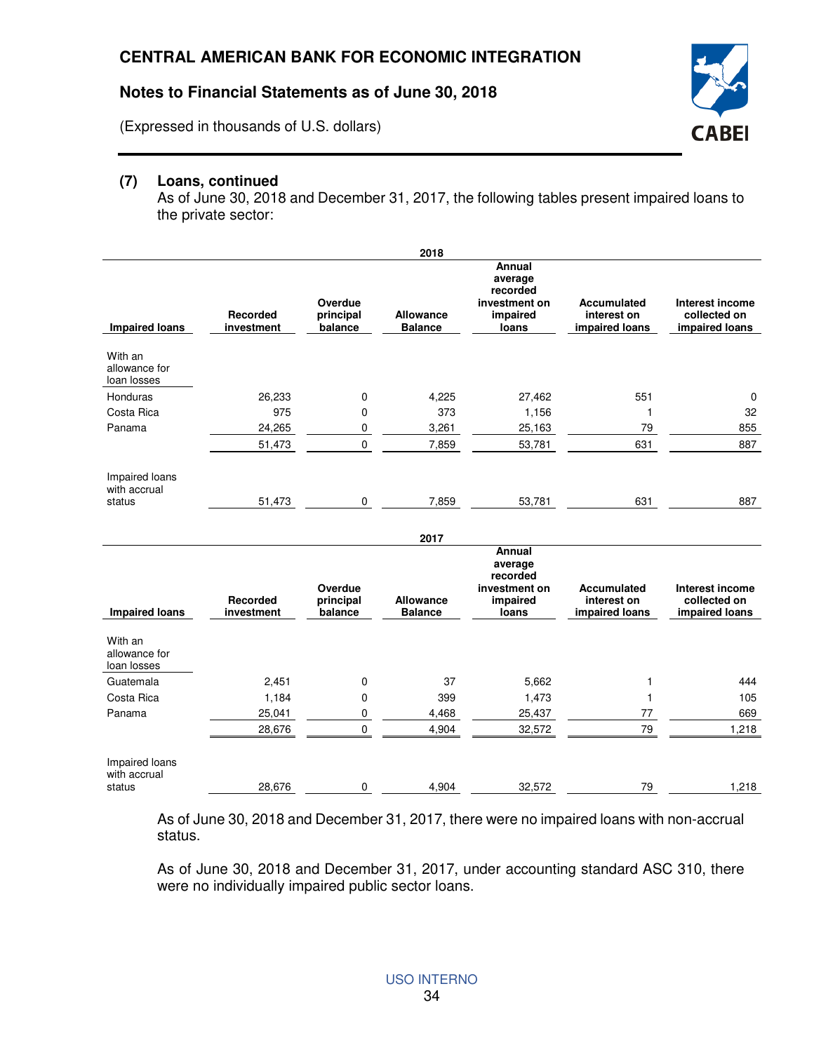### (7) Loans, continued

As of June 30, 2018 and December 31, 2017, the following tables present impaired loans to the private sector:

**2018**

| Impaired loans | Recorded investment | Overdue principal balance | Allowance Balance | Annual average recorded investment on impaired loans | Accumulated interest on impaired loans | Interest income collected on impaired loans |
|---|---|---|---|---|---|---|
| **With an allowance for loan losses** | | | | | | |
| Honduras | 26,233 | 0 | 4,225 | 27,462 | 551 | 0 |
| Costa Rica | 975 | 0 | 373 | 1,156 | 1 | 32 |
| Panama | 24,265 | 0 | 3,261 | 25,163 | 79 | 855 |
| | 51,473 | 0 | 7,859 | 53,781 | 631 | 887 |
| Impaired loans with accrual status | 51,473 | 0 | 7,859 | 53,781 | 631 | 887 |

**2017**

| Impaired loans | Recorded investment | Overdue principal balance | Allowance Balance | Annual average recorded investment on impaired loans | Accumulated interest on impaired loans | Interest income collected on impaired loans |
|---|---|---|---|---|---|---|
| **With an allowance for loan losses** | | | | | | |
| Guatemala | 2,451 | 0 | 37 | 5,662 | 1 | 444 |
| Costa Rica | 1,184 | 0 | 399 | 1,473 | 1 | 105 |
| Panama | 25,041 | 0 | 4,468 | 25,437 | 77 | 669 |
| | 28,676 | 0 | 4,904 | 32,572 | 79 | 1,218 |
| Impaired loans with accrual status | 28,676 | 0 | 4,904 | 32,572 | 79 | 1,218 |

As of June 30, 2018 and December 31, 2017, there were no impaired loans with non-accrual status.

As of June 30, 2018 and December 31, 2017, under accounting standard ASC 310, there were no individually impaired public sector loans.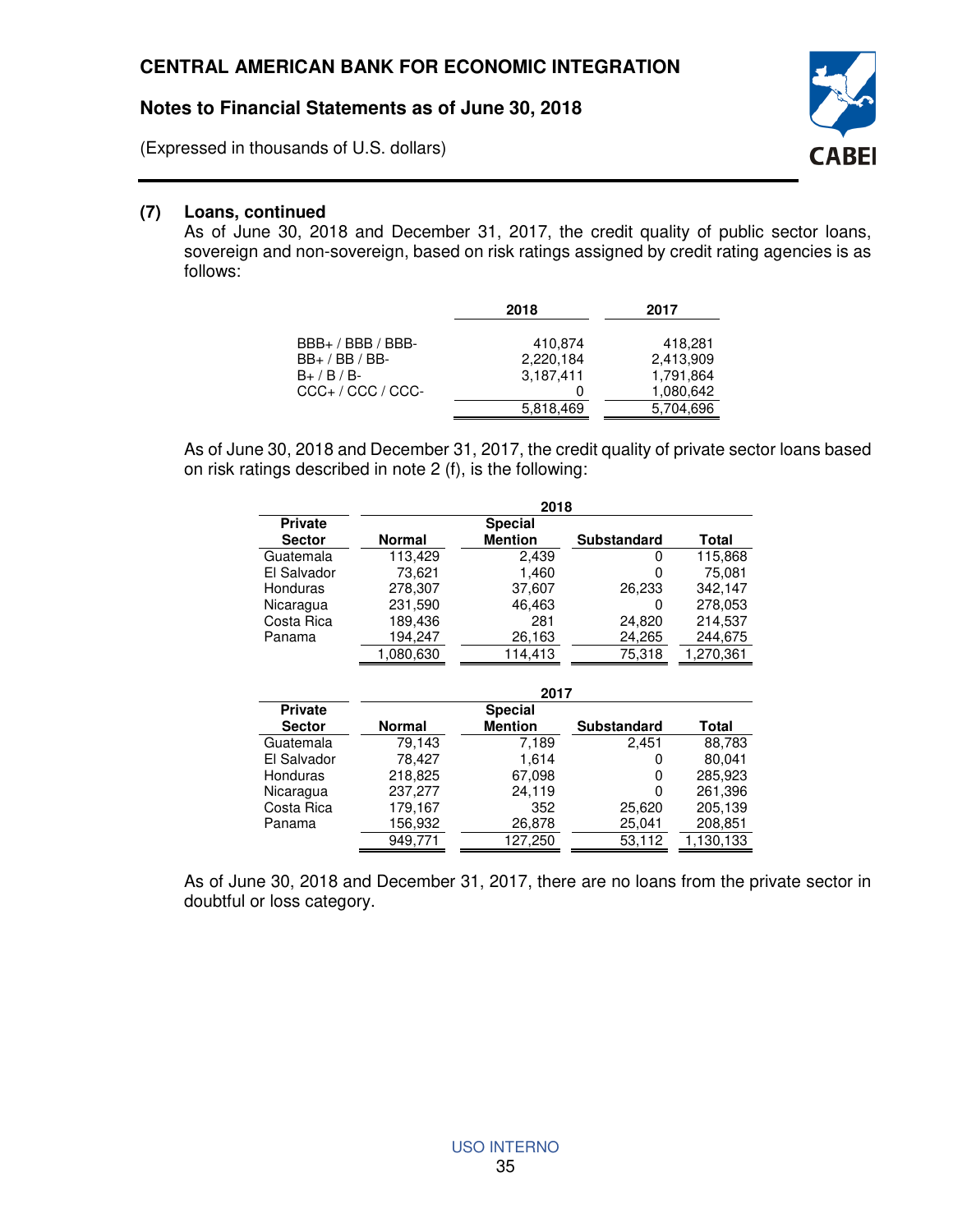### (7) Loans, continued

As of June 30, 2018 and December 31, 2017, the credit quality of public sector loans, sovereign and non-sovereign, based on risk ratings assigned by credit rating agencies is as follows:

| | 2018 | 2017 |
|---|---|---|
| BBB+ / BBB / BBB- | 410,874 | 418,281 |
| BB+ / BB / BB- | 2,220,184 | 2,413,909 |
| B+ / B / B- | 3,187,411 | 1,791,864 |
| CCC+ / CCC / CCC- | 0 | 1,080,642 |
| | 5,818,469 | 5,704,696 |

As of June 30, 2018 and December 31, 2017, the credit quality of private sector loans based on risk ratings described in note 2 (f), is the following:

| | 2018 | | | |
|---|---|---|---|---|
| Private Sector | Normal | Special Mention | Substandard | Total |
| Guatemala | 113,429 | 2,439 | 0 | 115,868 |
| El Salvador | 73,621 | 1,460 | 0 | 75,081 |
| Honduras | 278,307 | 37,607 | 26,233 | 342,147 |
| Nicaragua | 231,590 | 46,463 | 0 | 278,053 |
| Costa Rica | 189,436 | 281 | 24,820 | 214,537 |
| Panama | 194,247 | 26,163 | 24,265 | 244,675 |
| | 1,080,630 | 114,413 | 75,318 | 1,270,361 |

| | 2017 | | | |
|---|---|---|---|---|
| Private Sector | Normal | Special Mention | Substandard | Total |
| Guatemala | 79,143 | 7,189 | 2,451 | 88,783 |
| El Salvador | 78,427 | 1,614 | 0 | 80,041 |
| Honduras | 218,825 | 67,098 | 0 | 285,923 |
| Nicaragua | 237,277 | 24,119 | 0 | 261,396 |
| Costa Rica | 179,167 | 352 | 25,620 | 205,139 |
| Panama | 156,932 | 26,878 | 25,041 | 208,851 |
| | 949,771 | 127,250 | 53,112 | 1,130,133 |

As of June 30, 2018 and December 31, 2017, there are no loans from the private sector in doubtful or loss category.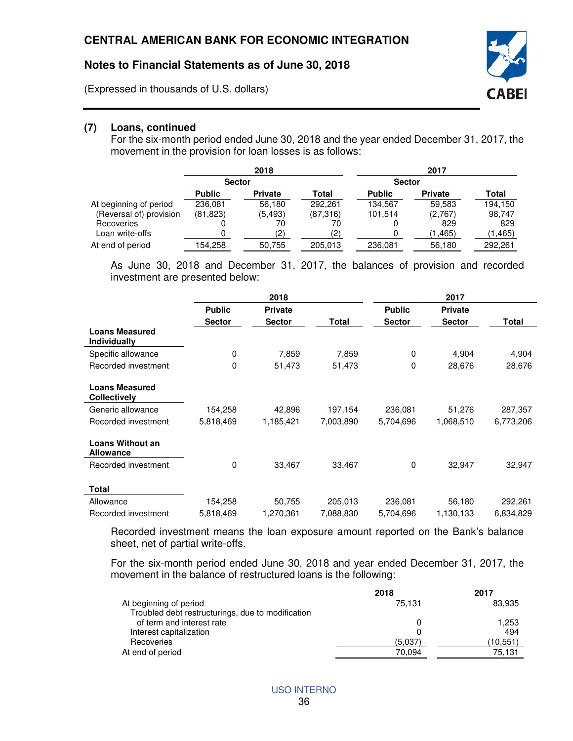**(7) Loans, continued**

For the six-month period ended June 30, 2018 and the year ended December 31, 2017, the movement in the provision for loan losses is as follows:

| | 2018 | | | 2017 | | |
|---|---|---|---|---|---|---|
| | Sector | | | Sector | | |
| | Public | Private | Total | Public | Private | Total |
| At beginning of period | 236,081 | 56,180 | 292,261 | 134,567 | 59,583 | 194,150 |
| (Reversal of) provision | (81,823) | (5,493) | (87,316) | 101,514 | (2,767) | 98,747 |
| Recoveries | 0 | 70 | 70 | 0 | 829 | 829 |
| Loan write-offs | 0 | (2) | (2) | 0 | (1,465) | (1,465) |
| At end of period | 154,258 | 50,755 | 205,013 | 236,081 | 56,180 | 292,261 |

As June 30, 2018 and December 31, 2017, the balances of provision and recorded investment are presented below:

| | 2018 | | | 2017 | | |
|---|---|---|---|---|---|---|
| | Public Sector | Private Sector | Total | Public Sector | Private Sector | Total |
| **Loans Measured Individually** | | | | | | |
| Specific allowance | 0 | 7,859 | 7,859 | 0 | 4,904 | 4,904 |
| Recorded investment | 0 | 51,473 | 51,473 | 0 | 28,676 | 28,676 |
| **Loans Measured Collectively** | | | | | | |
| Generic allowance | 154,258 | 42,896 | 197,154 | 236,081 | 51,276 | 287,357 |
| Recorded investment | 5,818,469 | 1,185,421 | 7,003,890 | 5,704,696 | 1,068,510 | 6,773,206 |
| **Loans Without an Allowance** | | | | | | |
| Recorded investment | 0 | 33,467 | 33,467 | 0 | 32,947 | 32,947 |
| **Total** | | | | | | |
| Allowance | 154,258 | 50,755 | 205,013 | 236,081 | 56,180 | 292,261 |
| Recorded investment | 5,818,469 | 1,270,361 | 7,088,830 | 5,704,696 | 1,130,133 | 6,834,829 |

Recorded investment means the loan exposure amount reported on the Bank's balance sheet, net of partial write-offs.

For the six-month period ended June 30, 2018 and year ended December 31, 2017, the movement in the balance of restructured loans is the following:

| | 2018 | 2017 |
|---|---|---|
| At beginning of period | 75,131 | 83,935 |
| Troubled debt restructurings, due to modification of term and interest rate | 0 | 1,253 |
| Interest capitalization | 0 | 494 |
| Recoveries | (5,037) | (10,551) |
| At end of period | 70,094 | 75,131 |

USO INTERNO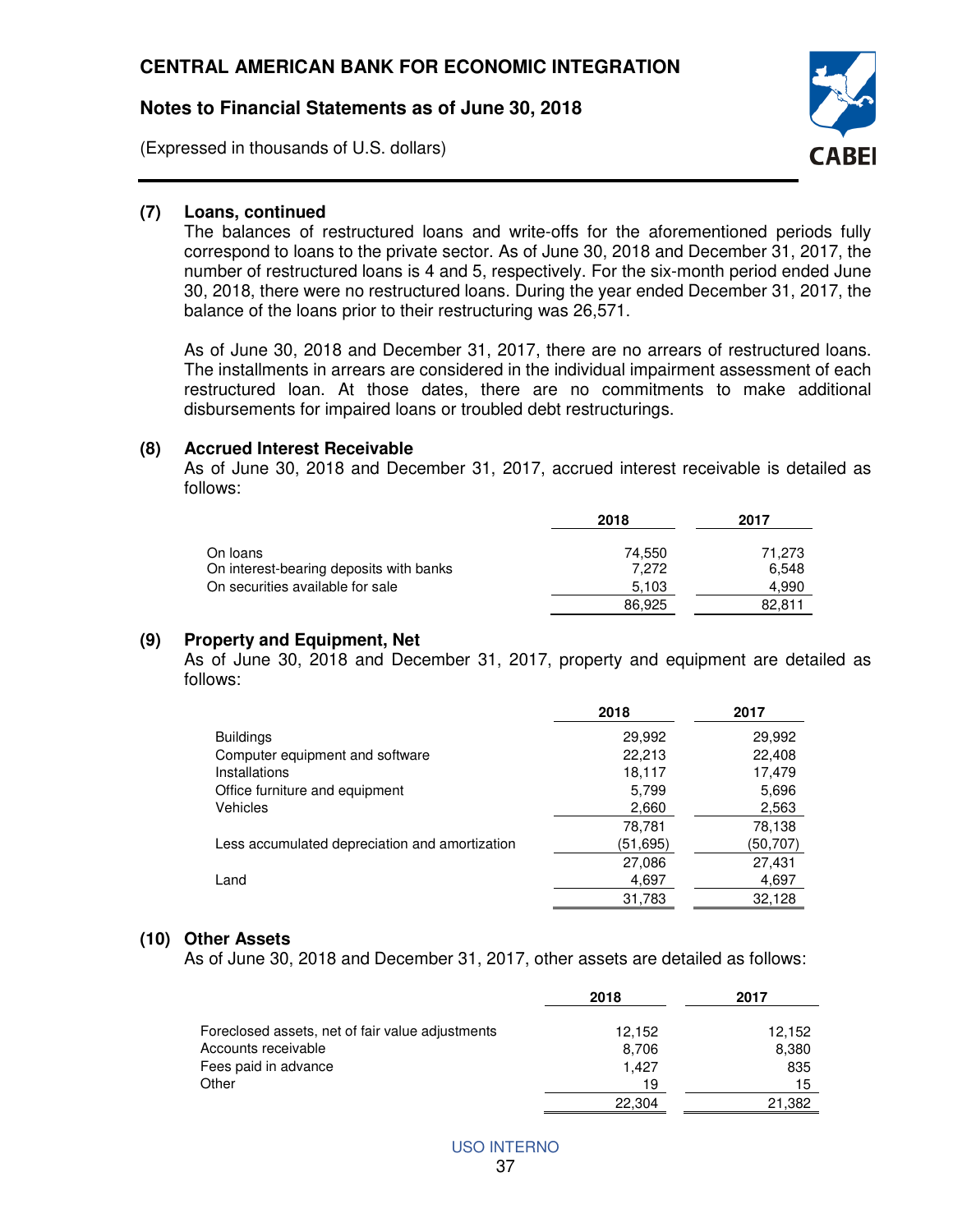## (7) Loans, continued

The balances of restructured loans and write-offs for the aforementioned periods fully correspond to loans to the private sector. As of June 30, 2018 and December 31, 2017, the number of restructured loans is 4 and 5, respectively. For the six-month period ended June 30, 2018, there were no restructured loans. During the year ended December 31, 2017, the balance of the loans prior to their restructuring was 26,571.

As of June 30, 2018 and December 31, 2017, there are no arrears of restructured loans. The installments in arrears are considered in the individual impairment assessment of each restructured loan. At those dates, there are no commitments to make additional disbursements for impaired loans or troubled debt restructurings.

## (8) Accrued Interest Receivable

As of June 30, 2018 and December 31, 2017, accrued interest receivable is detailed as follows:

| | 2018 | 2017 |
|---|---|---|
| On loans | 74,550 | 71,273 |
| On interest-bearing deposits with banks | 7,272 | 6,548 |
| On securities available for sale | 5,103 | 4,990 |
| | 86,925 | 82,811 |

## (9) Property and Equipment, Net

As of June 30, 2018 and December 31, 2017, property and equipment are detailed as follows:

| | 2018 | 2017 |
|---|---|---|
| Buildings | 29,992 | 29,992 |
| Computer equipment and software | 22,213 | 22,408 |
| Installations | 18,117 | 17,479 |
| Office furniture and equipment | 5,799 | 5,696 |
| Vehicles | 2,660 | 2,563 |
| | 78,781 | 78,138 |
| Less accumulated depreciation and amortization | (51,695) | (50,707) |
| | 27,086 | 27,431 |
| Land | 4,697 | 4,697 |
| | 31,783 | 32,128 |

## (10) Other Assets

As of June 30, 2018 and December 31, 2017, other assets are detailed as follows:

| | 2018 | 2017 |
|---|---|---|
| Foreclosed assets, net of fair value adjustments | 12,152 | 12,152 |
| Accounts receivable | 8,706 | 8,380 |
| Fees paid in advance | 1,427 | 835 |
| Other | 19 | 15 |
| | 22,304 | 21,382 |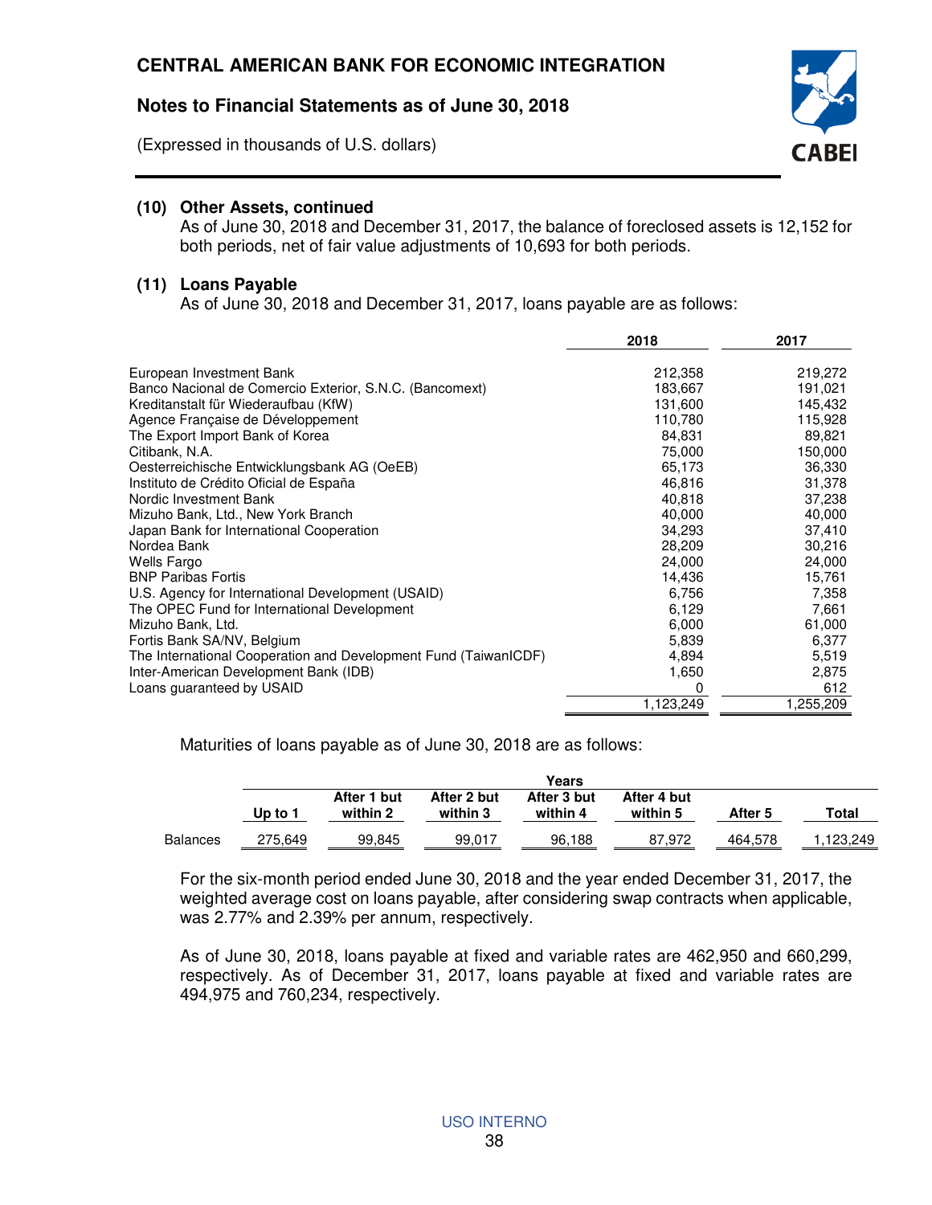## (10) Other Assets, continued

As of June 30, 2018 and December 31, 2017, the balance of foreclosed assets is 12,152 for both periods, net of fair value adjustments of 10,693 for both periods.

## (11) Loans Payable

As of June 30, 2018 and December 31, 2017, loans payable are as follows:

| | 2018 | 2017 |
|---|---|---|
| European Investment Bank | 212,358 | 219,272 |
| Banco Nacional de Comercio Exterior, S.N.C. (Bancomext) | 183,667 | 191,021 |
| Kreditanstalt für Wiederaufbau (KfW) | 131,600 | 145,432 |
| Agence Française de Développement | 110,780 | 115,928 |
| The Export Import Bank of Korea | 84,831 | 89,821 |
| Citibank, N.A. | 75,000 | 150,000 |
| Oesterreichische Entwicklungsbank AG (OeEB) | 65,173 | 36,330 |
| Instituto de Crédito Oficial de España | 46,816 | 31,378 |
| Nordic Investment Bank | 40,818 | 37,238 |
| Mizuho Bank, Ltd., New York Branch | 40,000 | 40,000 |
| Japan Bank for International Cooperation | 34,293 | 37,410 |
| Nordea Bank | 28,209 | 30,216 |
| Wells Fargo | 24,000 | 24,000 |
| BNP Paribas Fortis | 14,436 | 15,761 |
| U.S. Agency for International Development (USAID) | 6,756 | 7,358 |
| The OPEC Fund for International Development | 6,129 | 7,661 |
| Mizuho Bank, Ltd. | 6,000 | 61,000 |
| Fortis Bank SA/NV, Belgium | 5,839 | 6,377 |
| The International Cooperation and Development Fund (TaiwanICDF) | 4,894 | 5,519 |
| Inter-American Development Bank (IDB) | 1,650 | 2,875 |
| Loans guaranteed by USAID | 0 | 612 |
| | 1,123,249 | 1,255,209 |

Maturities of loans payable as of June 30, 2018 are as follows:

| | Years | | | | | | |
|---|---|---|---|---|---|---|---|
| | Up to 1 | After 1 but within 2 | After 2 but within 3 | After 3 but within 4 | After 4 but within 5 | After 5 | Total |
| Balances | 275,649 | 99,845 | 99,017 | 96,188 | 87,972 | 464,578 | 1,123,249 |

For the six-month period ended June 30, 2018 and the year ended December 31, 2017, the weighted average cost on loans payable, after considering swap contracts when applicable, was 2.77% and 2.39% per annum, respectively.

As of June 30, 2018, loans payable at fixed and variable rates are 462,950 and 660,299, respectively. As of December 31, 2017, loans payable at fixed and variable rates are 494,975 and 760,234, respectively.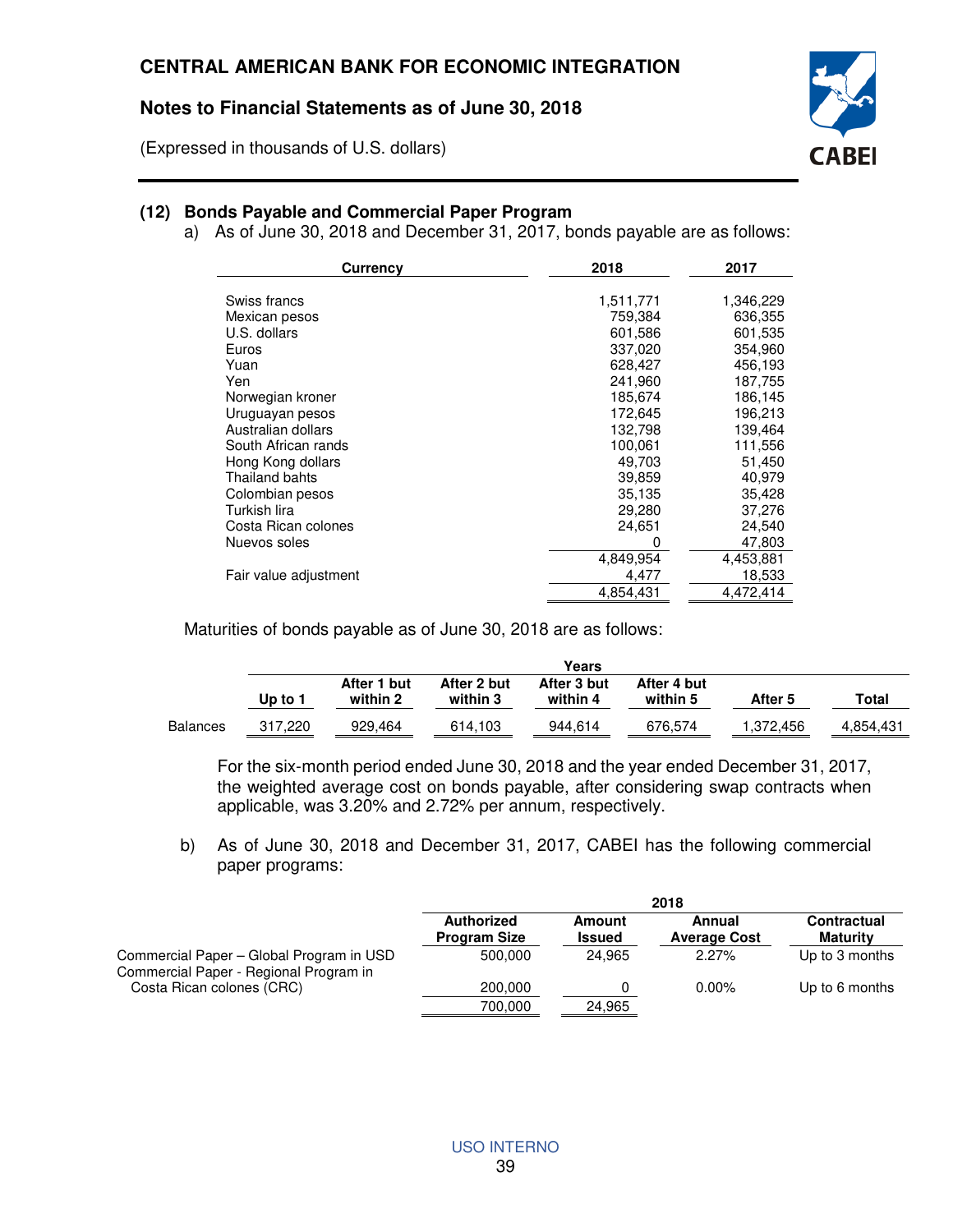## (12) Bonds Payable and Commercial Paper Program

a) As of June 30, 2018 and December 31, 2017, bonds payable are as follows:

| Currency | 2018 | 2017 |
|---|---|---|
| Swiss francs | 1,511,771 | 1,346,229 |
| Mexican pesos | 759,384 | 636,355 |
| U.S. dollars | 601,586 | 601,535 |
| Euros | 337,020 | 354,960 |
| Yuan | 628,427 | 456,193 |
| Yen | 241,960 | 187,755 |
| Norwegian kroner | 185,674 | 186,145 |
| Uruguayan pesos | 172,645 | 196,213 |
| Australian dollars | 132,798 | 139,464 |
| South African rands | 100,061 | 111,556 |
| Hong Kong dollars | 49,703 | 51,450 |
| Thailand bahts | 39,859 | 40,979 |
| Colombian pesos | 35,135 | 35,428 |
| Turkish lira | 29,280 | 37,276 |
| Costa Rican colones | 24,651 | 24,540 |
| Nuevos soles | 0 | 47,803 |
| | 4,849,954 | 4,453,881 |
| Fair value adjustment | 4,477 | 18,533 |
| | 4,854,431 | 4,472,414 |

Maturities of bonds payable as of June 30, 2018 are as follows:

| | Years | | | | | | |
|---|---|---|---|---|---|---|---|
| | Up to 1 | After 1 but within 2 | After 2 but within 3 | After 3 but within 4 | After 4 but within 5 | After 5 | Total |
| Balances | 317,220 | 929,464 | 614,103 | 944,614 | 676,574 | 1,372,456 | 4,854,431 |

For the six-month period ended June 30, 2018 and the year ended December 31, 2017, the weighted average cost on bonds payable, after considering swap contracts when applicable, was 3.20% and 2.72% per annum, respectively.

b) As of June 30, 2018 and December 31, 2017, CABEI has the following commercial paper programs:

| | 2018 | | | |
|---|---|---|---|---|
| | Authorized Program Size | Amount Issued | Annual Average Cost | Contractual Maturity |
| Commercial Paper – Global Program in USD | 500,000 | 24,965 | 2.27% | Up to 3 months |
| Commercial Paper - Regional Program in Costa Rican colones (CRC) | 200,000 | 0 | 0.00% | Up to 6 months |
| | 700,000 | 24,965 | | |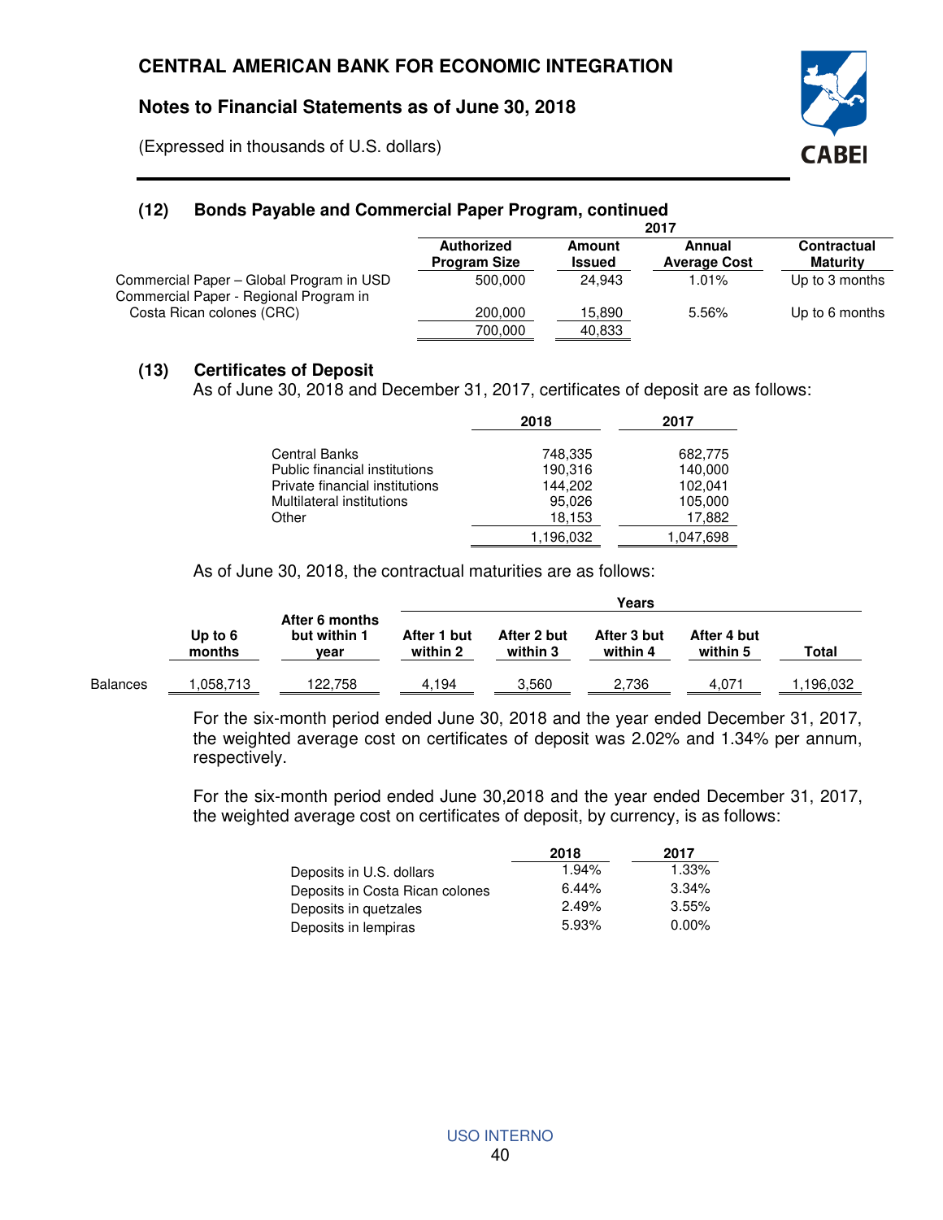## (12) Bonds Payable and Commercial Paper Program, continued

| | 2017 | | | |
|---|---|---|---|---|
| | Authorized Program Size | Amount Issued | Annual Average Cost | Contractual Maturity |
| Commercial Paper – Global Program in USD | 500,000 | 24,943 | 1.01% | Up to 3 months |
| Commercial Paper - Regional Program in Costa Rican colones (CRC) | 200,000 | 15,890 | 5.56% | Up to 6 months |
| | 700,000 | 40,833 | | |

## (13) Certificates of Deposit

As of June 30, 2018 and December 31, 2017, certificates of deposit are as follows:

| | 2018 | 2017 |
|---|---|---|
| Central Banks | 748,335 | 682,775 |
| Public financial institutions | 190,316 | 140,000 |
| Private financial institutions | 144,202 | 102,041 |
| Multilateral institutions | 95,026 | 105,000 |
| Other | 18,153 | 17,882 |
| | 1,196,032 | 1,047,698 |

As of June 30, 2018, the contractual maturities are as follows:

| | | | Years | | | | |
|---|---|---|---|---|---|---|---|
| | Up to 6 months | After 6 months but within 1 year | After 1 but within 2 | After 2 but within 3 | After 3 but within 4 | After 4 but within 5 | Total |
| Balances | 1,058,713 | 122,758 | 4,194 | 3,560 | 2,736 | 4,071 | 1,196,032 |

For the six-month period ended June 30, 2018 and the year ended December 31, 2017, the weighted average cost on certificates of deposit was 2.02% and 1.34% per annum, respectively.

For the six-month period ended June 30,2018 and the year ended December 31, 2017, the weighted average cost on certificates of deposit, by currency, is as follows:

| | 2018 | 2017 |
|---|---|---|
| Deposits in U.S. dollars | 1.94% | 1.33% |
| Deposits in Costa Rican colones | 6.44% | 3.34% |
| Deposits in quetzales | 2.49% | 3.55% |
| Deposits in lempiras | 5.93% | 0.00% |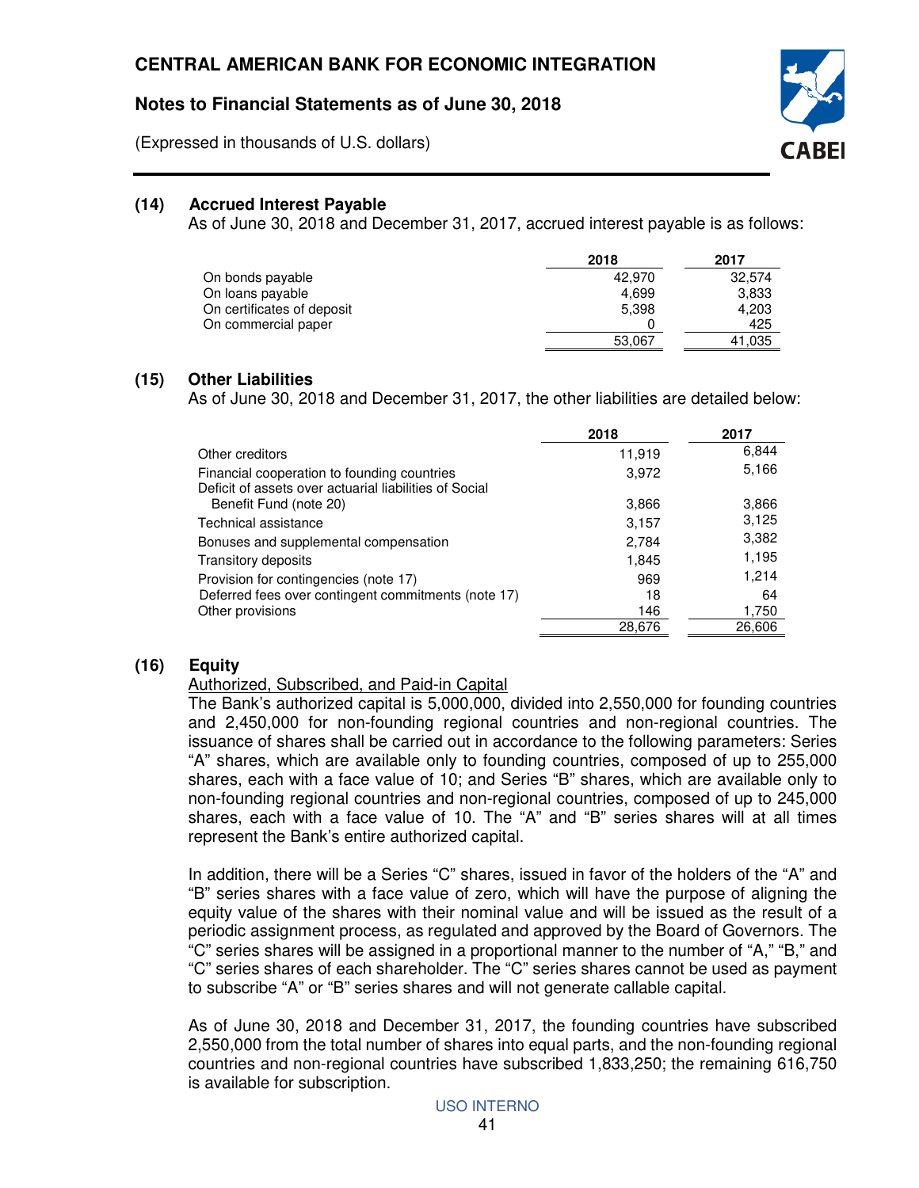### (14) Accrued Interest Payable

As of June 30, 2018 and December 31, 2017, accrued interest payable is as follows:

| | 2018 | 2017 |
|---|---|---|
| On bonds payable | 42,970 | 32,574 |
| On loans payable | 4,699 | 3,833 |
| On certificates of deposit | 5,398 | 4,203 |
| On commercial paper | 0 | 425 |
| | 53,067 | 41,035 |

### (15) Other Liabilities

As of June 30, 2018 and December 31, 2017, the other liabilities are detailed below:

| | 2018 | 2017 |
|---|---|---|
| Other creditors | 11,919 | 6,844 |
| Financial cooperation to founding countries | 3,972 | 5,166 |
| Deficit of assets over actuarial liabilities of Social Benefit Fund (note 20) | 3,866 | 3,866 |
| Technical assistance | 3,157 | 3,125 |
| Bonuses and supplemental compensation | 2,784 | 3,382 |
| Transitory deposits | 1,845 | 1,195 |
| Provision for contingencies (note 17) | 969 | 1,214 |
| Deferred fees over contingent commitments (note 17) | 18 | 64 |
| Other provisions | 146 | 1,750 |
| | 28,676 | 26,606 |

### (16) Equity

Authorized, Subscribed, and Paid-in Capital

The Bank's authorized capital is 5,000,000, divided into 2,550,000 for founding countries and 2,450,000 for non-founding regional countries and non-regional countries. The issuance of shares shall be carried out in accordance to the following parameters: Series "A" shares, which are available only to founding countries, composed of up to 255,000 shares, each with a face value of 10; and Series "B" shares, which are available only to non-founding regional countries and non-regional countries, composed of up to 245,000 shares, each with a face value of 10. The "A" and "B" series shares will at all times represent the Bank's entire authorized capital.

In addition, there will be a Series "C" shares, issued in favor of the holders of the "A" and "B" series shares with a face value of zero, which will have the purpose of aligning the equity value of the shares with their nominal value and will be issued as the result of a periodic assignment process, as regulated and approved by the Board of Governors. The "C" series shares will be assigned in a proportional manner to the number of "A," "B," and "C" series shares of each shareholder. The "C" series shares cannot be used as payment to subscribe "A" or "B" series shares and will not generate callable capital.

As of June 30, 2018 and December 31, 2017, the founding countries have subscribed 2,550,000 from the total number of shares into equal parts, and the non-founding regional countries and non-regional countries have subscribed 1,833,250; the remaining 616,750 is available for subscription.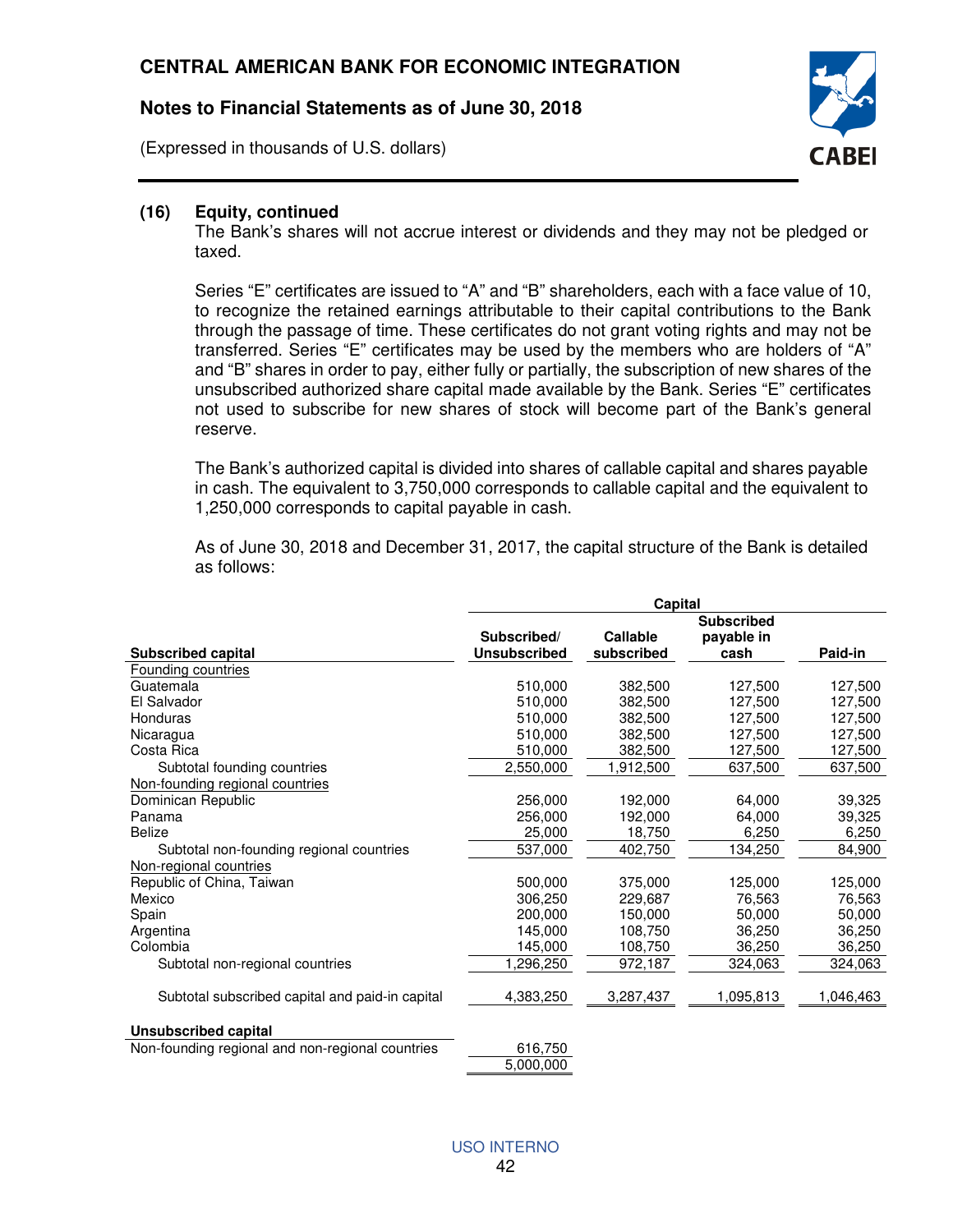### (16) Equity, continued

The Bank's shares will not accrue interest or dividends and they may not be pledged or taxed.

Series "E" certificates are issued to "A" and "B" shareholders, each with a face value of 10, to recognize the retained earnings attributable to their capital contributions to the Bank through the passage of time. These certificates do not grant voting rights and may not be transferred. Series "E" certificates may be used by the members who are holders of "A" and "B" shares in order to pay, either fully or partially, the subscription of new shares of the unsubscribed authorized share capital made available by the Bank. Series "E" certificates not used to subscribe for new shares of stock will become part of the Bank's general reserve.

The Bank's authorized capital is divided into shares of callable capital and shares payable in cash. The equivalent to 3,750,000 corresponds to callable capital and the equivalent to 1,250,000 corresponds to capital payable in cash.

As of June 30, 2018 and December 31, 2017, the capital structure of the Bank is detailed as follows:

| | Capital | | | |
|---|---|---|---|---|
| **Subscribed capital** | **Subscribed/ Unsubscribed** | **Callable subscribed** | **Subscribed payable in cash** | **Paid-in** |
| Founding countries | | | | |
| Guatemala | 510,000 | 382,500 | 127,500 | 127,500 |
| El Salvador | 510,000 | 382,500 | 127,500 | 127,500 |
| Honduras | 510,000 | 382,500 | 127,500 | 127,500 |
| Nicaragua | 510,000 | 382,500 | 127,500 | 127,500 |
| Costa Rica | 510,000 | 382,500 | 127,500 | 127,500 |
| Subtotal founding countries | 2,550,000 | 1,912,500 | 637,500 | 637,500 |
| Non-founding regional countries | | | | |
| Dominican Republic | 256,000 | 192,000 | 64,000 | 39,325 |
| Panama | 256,000 | 192,000 | 64,000 | 39,325 |
| Belize | 25,000 | 18,750 | 6,250 | 6,250 |
| Subtotal non-founding regional countries | 537,000 | 402,750 | 134,250 | 84,900 |
| Non-regional countries | | | | |
| Republic of China, Taiwan | 500,000 | 375,000 | 125,000 | 125,000 |
| Mexico | 306,250 | 229,687 | 76,563 | 76,563 |
| Spain | 200,000 | 150,000 | 50,000 | 50,000 |
| Argentina | 145,000 | 108,750 | 36,250 | 36,250 |
| Colombia | 145,000 | 108,750 | 36,250 | 36,250 |
| Subtotal non-regional countries | 1,296,250 | 972,187 | 324,063 | 324,063 |
| Subtotal subscribed capital and paid-in capital | 4,383,250 | 3,287,437 | 1,095,813 | 1,046,463 |
| **Unsubscribed capital** | | | | |
| Non-founding regional and non-regional countries | 616,750 | | | |
| | 5,000,000 | | | |

USO INTERNO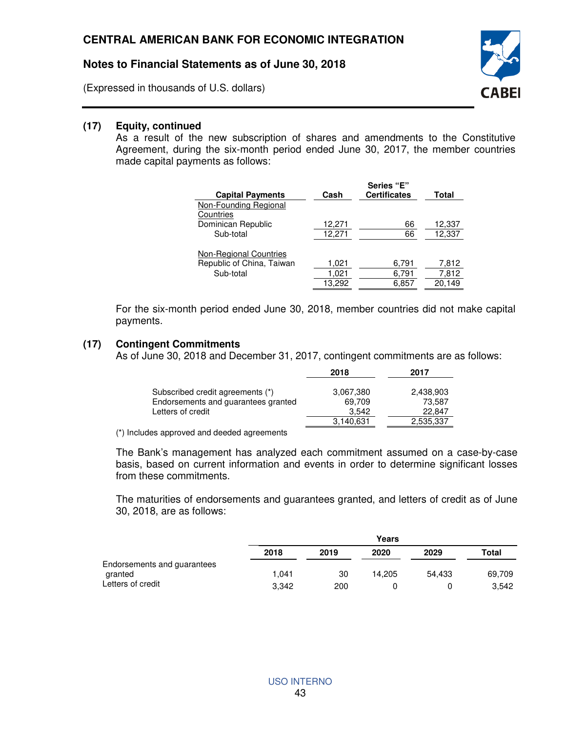## (17) Equity, continued

As a result of the new subscription of shares and amendments to the Constitutive Agreement, during the six-month period ended June 30, 2017, the member countries made capital payments as follows:

| Capital Payments | Cash | Series "E" Certificates | Total |
|---|---|---|---|
| Non-Founding Regional Countries | | | |
| Dominican Republic | 12,271 | 66 | 12,337 |
| Sub-total | 12,271 | 66 | 12,337 |
| Non-Regional Countries | | | |
| Republic of China, Taiwan | 1,021 | 6,791 | 7,812 |
| Sub-total | 1,021 | 6,791 | 7,812 |
| | 13,292 | 6,857 | 20,149 |

For the six-month period ended June 30, 2018, member countries did not make capital payments.

## (17) Contingent Commitments

As of June 30, 2018 and December 31, 2017, contingent commitments are as follows:

| | 2018 | 2017 |
|---|---|---|
| Subscribed credit agreements (*) | 3,067,380 | 2,438,903 |
| Endorsements and guarantees granted | 69,709 | 73,587 |
| Letters of credit | 3,542 | 22,847 |
| | 3,140,631 | 2,535,337 |

(*) Includes approved and deeded agreements

The Bank's management has analyzed each commitment assumed on a case-by-case basis, based on current information and events in order to determine significant losses from these commitments.

The maturities of endorsements and guarantees granted, and letters of credit as of June 30, 2018, are as follows:

| | Years | | | | |
|---|---|---|---|---|---|
| | 2018 | 2019 | 2020 | 2029 | Total |
| Endorsements and guarantees granted | 1,041 | 30 | 14,205 | 54,433 | 69,709 |
| Letters of credit | 3,342 | 200 | 0 | 0 | 3,542 |

USO INTERNO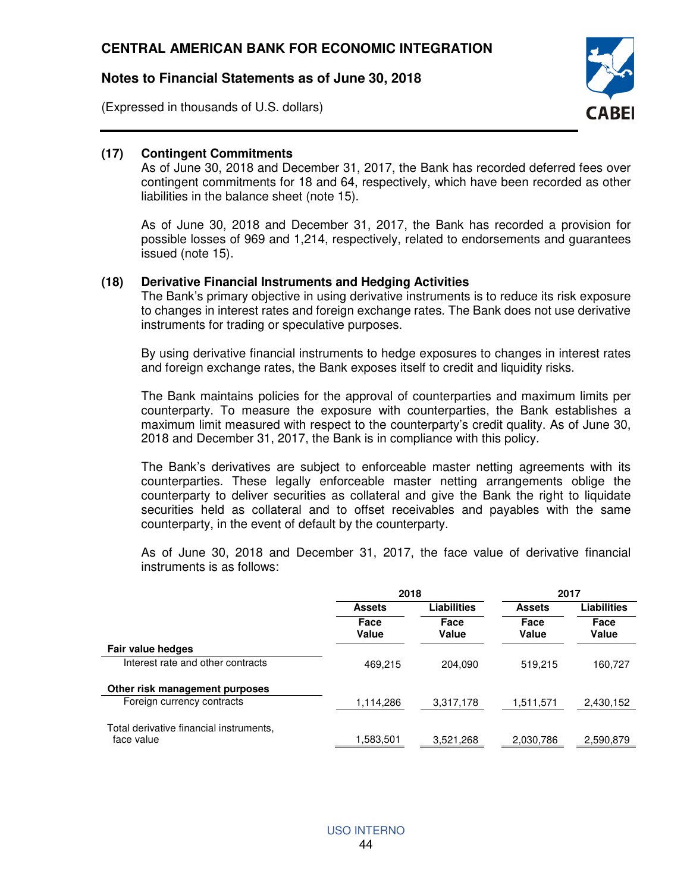### (17) Contingent Commitments

As of June 30, 2018 and December 31, 2017, the Bank has recorded deferred fees over contingent commitments for 18 and 64, respectively, which have been recorded as other liabilities in the balance sheet (note 15).

As of June 30, 2018 and December 31, 2017, the Bank has recorded a provision for possible losses of 969 and 1,214, respectively, related to endorsements and guarantees issued (note 15).

### (18) Derivative Financial Instruments and Hedging Activities

The Bank's primary objective in using derivative instruments is to reduce its risk exposure to changes in interest rates and foreign exchange rates. The Bank does not use derivative instruments for trading or speculative purposes.

By using derivative financial instruments to hedge exposures to changes in interest rates and foreign exchange rates, the Bank exposes itself to credit and liquidity risks.

The Bank maintains policies for the approval of counterparties and maximum limits per counterparty. To measure the exposure with counterparties, the Bank establishes a maximum limit measured with respect to the counterparty's credit quality. As of June 30, 2018 and December 31, 2017, the Bank is in compliance with this policy.

The Bank's derivatives are subject to enforceable master netting agreements with its counterparties. These legally enforceable master netting arrangements oblige the counterparty to deliver securities as collateral and give the Bank the right to liquidate securities held as collateral and to offset receivables and payables with the same counterparty, in the event of default by the counterparty.

As of June 30, 2018 and December 31, 2017, the face value of derivative financial instruments is as follows:

| | 2018 | | 2017 | |
|---|---|---|---|---|
| | Assets | Liabilities | Assets | Liabilities |
| | Face Value | Face Value | Face Value | Face Value |
| **Fair value hedges** | | | | |
| Interest rate and other contracts | 469,215 | 204,090 | 519,215 | 160,727 |
| **Other risk management purposes** | | | | |
| Foreign currency contracts | 1,114,286 | 3,317,178 | 1,511,571 | 2,430,152 |
| Total derivative financial instruments, face value | 1,583,501 | 3,521,268 | 2,030,786 | 2,590,879 |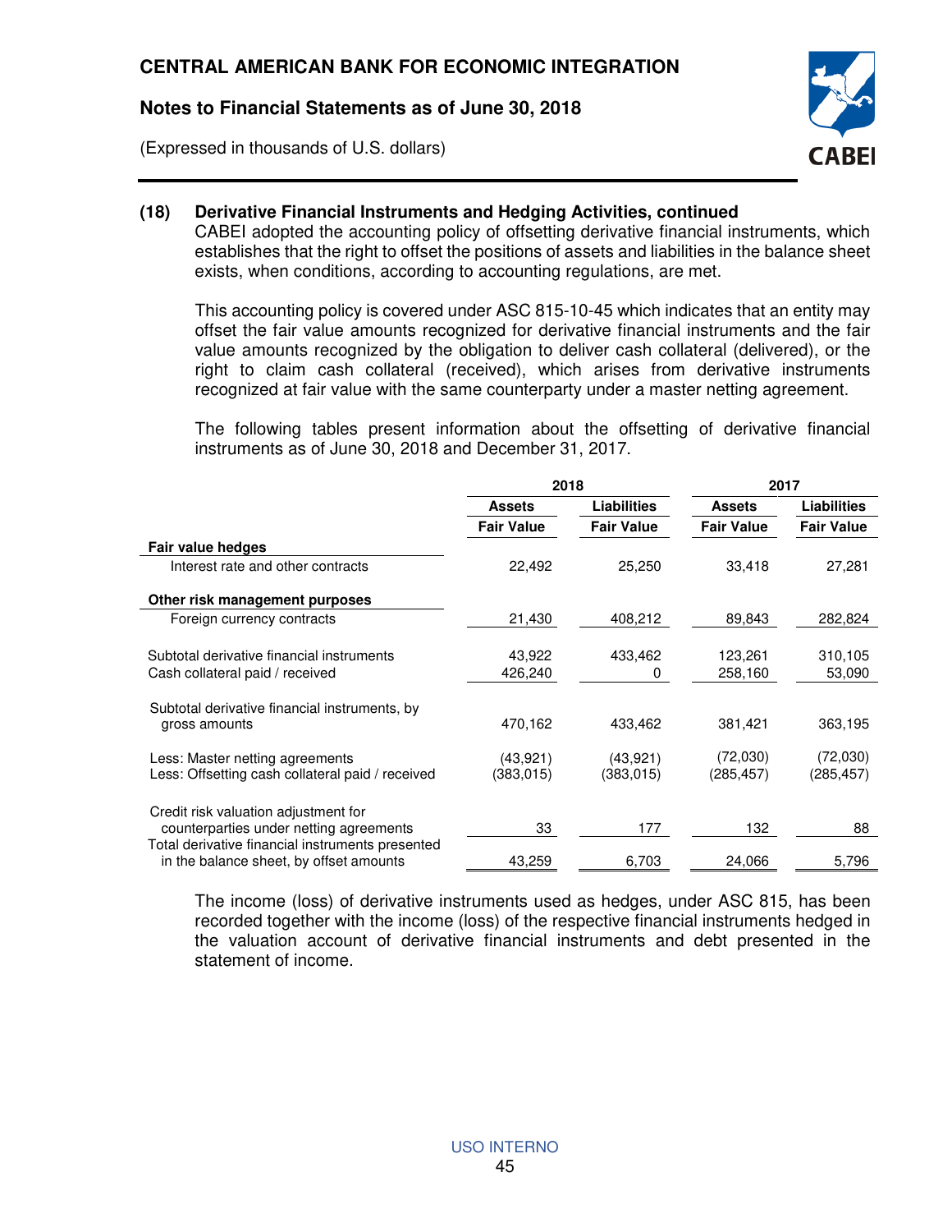**(18) Derivative Financial Instruments and Hedging Activities, continued**

CABEI adopted the accounting policy of offsetting derivative financial instruments, which establishes that the right to offset the positions of assets and liabilities in the balance sheet exists, when conditions, according to accounting regulations, are met.

This accounting policy is covered under ASC 815-10-45 which indicates that an entity may offset the fair value amounts recognized for derivative financial instruments and the fair value amounts recognized by the obligation to deliver cash collateral (delivered), or the right to claim cash collateral (received), which arises from derivative instruments recognized at fair value with the same counterparty under a master netting agreement.

The following tables present information about the offsetting of derivative financial instruments as of June 30, 2018 and December 31, 2017.

| | 2018 | | 2017 | |
|---|---|---|---|---|
| | **Assets Fair Value** | **Liabilities Fair Value** | **Assets Fair Value** | **Liabilities Fair Value** |
| **Fair value hedges** | | | | |
| Interest rate and other contracts | 22,492 | 25,250 | 33,418 | 27,281 |
| **Other risk management purposes** | | | | |
| Foreign currency contracts | 21,430 | 408,212 | 89,843 | 282,824 |
| Subtotal derivative financial instruments | 43,922 | 433,462 | 123,261 | 310,105 |
| Cash collateral paid / received | 426,240 | 0 | 258,160 | 53,090 |
| Subtotal derivative financial instruments, by gross amounts | 470,162 | 433,462 | 381,421 | 363,195 |
| Less: Master netting agreements | (43,921) | (43,921) | (72,030) | (72,030) |
| Less: Offsetting cash collateral paid / received | (383,015) | (383,015) | (285,457) | (285,457) |
| Credit risk valuation adjustment for counterparties under netting agreements | 33 | 177 | 132 | 88 |
| Total derivative financial instruments presented in the balance sheet, by offset amounts | 43,259 | 6,703 | 24,066 | 5,796 |

The income (loss) of derivative instruments used as hedges, under ASC 815, has been recorded together with the income (loss) of the respective financial instruments hedged in the valuation account of derivative financial instruments and debt presented in the statement of income.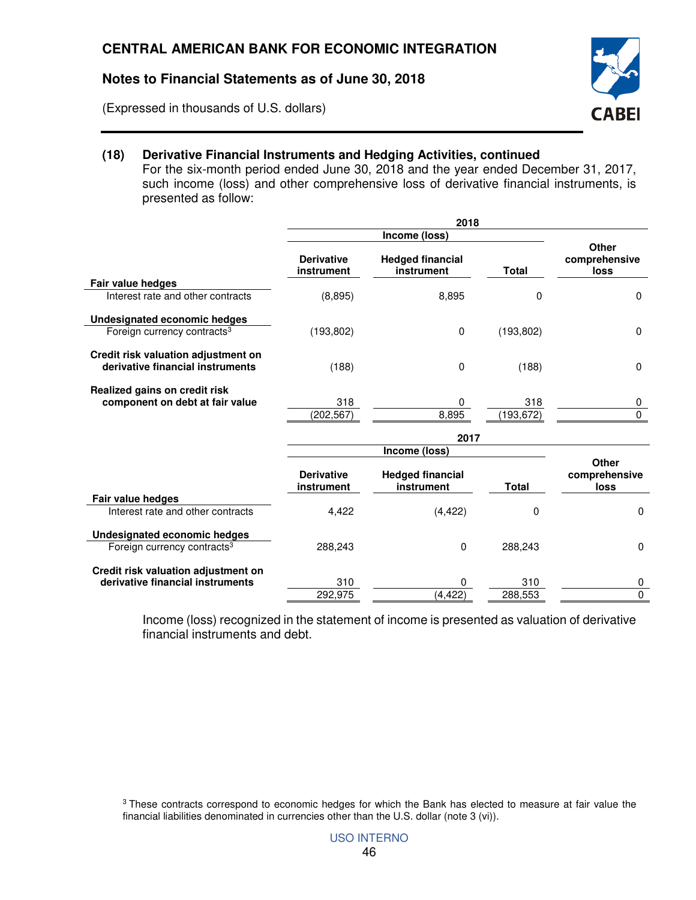**(18) Derivative Financial Instruments and Hedging Activities, continued**

For the six-month period ended June 30, 2018 and the year ended December 31, 2017, such income (loss) and other comprehensive loss of derivative financial instruments, is presented as follow:

| | 2018 | | | |
|---|---|---|---|---|
| | Income (loss) | | | |
| | Derivative instrument | Hedged financial instrument | Total | Other comprehensive loss |
| **Fair value hedges** | | | | |
| Interest rate and other contracts | (8,895) | 8,895 | 0 | 0 |
| **Undesignated economic hedges** | | | | |
| Foreign currency contracts[3] | (193,802) | 0 | (193,802) | 0 |
| **Credit risk valuation adjustment on derivative financial instruments** | (188) | 0 | (188) | 0 |
| **Realized gains on credit risk component on debt at fair value** | 318 | 0 | 318 | 0 |
| | (202,567) | 8,895 | (193,672) | 0 |

| | 2017 | | | |
|---|---|---|---|---|
| | Income (loss) | | | |
| | Derivative instrument | Hedged financial instrument | Total | Other comprehensive loss |
| **Fair value hedges** | | | | |
| Interest rate and other contracts | 4,422 | (4,422) | 0 | 0 |
| **Undesignated economic hedges** | | | | |
| Foreign currency contracts[3] | 288,243 | 0 | 288,243 | 0 |
| **Credit risk valuation adjustment on derivative financial instruments** | 310 | 0 | 310 | 0 |
| | 292,975 | (4,422) | 288,553 | 0 |

Income (loss) recognized in the statement of income is presented as valuation of derivative financial instruments and debt.

[3] These contracts correspond to economic hedges for which the Bank has elected to measure at fair value the financial liabilities denominated in currencies other than the U.S. dollar (note 3 (vi)).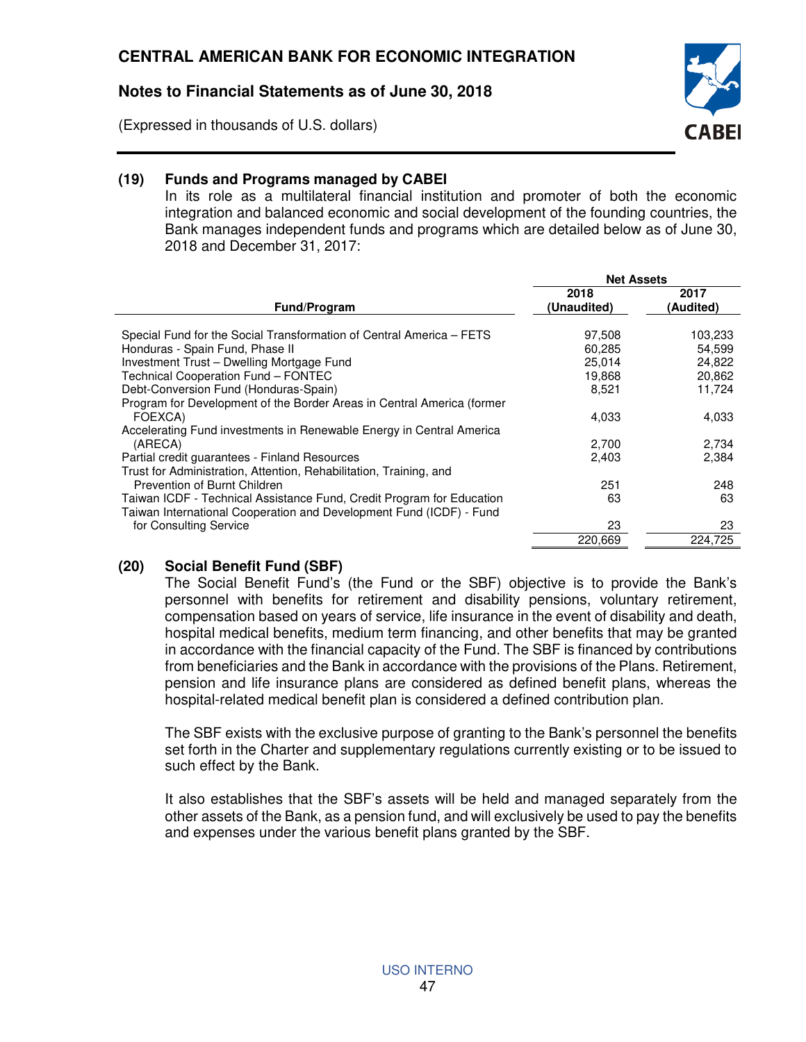## (19) Funds and Programs managed by CABEI

In its role as a multilateral financial institution and promoter of both the economic integration and balanced economic and social development of the founding countries, the Bank manages independent funds and programs which are detailed below as of June 30, 2018 and December 31, 2017:

| Fund/Program | Net Assets | |
|---|---|---|
| | 2018 (Unaudited) | 2017 (Audited) |
| Special Fund for the Social Transformation of Central America – FETS | 97,508 | 103,233 |
| Honduras - Spain Fund, Phase II | 60,285 | 54,599 |
| Investment Trust – Dwelling Mortgage Fund | 25,014 | 24,822 |
| Technical Cooperation Fund – FONTEC | 19,868 | 20,862 |
| Debt-Conversion Fund (Honduras-Spain) | 8,521 | 11,724 |
| Program for Development of the Border Areas in Central America (former FOEXCA) | 4,033 | 4,033 |
| Accelerating Fund investments in Renewable Energy in Central America (ARECA) | 2,700 | 2,734 |
| Partial credit guarantees - Finland Resources | 2,403 | 2,384 |
| Trust for Administration, Attention, Rehabilitation, Training, and Prevention of Burnt Children | 251 | 248 |
| Taiwan ICDF - Technical Assistance Fund, Credit Program for Education | 63 | 63 |
| Taiwan International Cooperation and Development Fund (ICDF) - Fund for Consulting Service | 23 | 23 |
| | 220,669 | 224,725 |

## (20) Social Benefit Fund (SBF)

The Social Benefit Fund's (the Fund or the SBF) objective is to provide the Bank's personnel with benefits for retirement and disability pensions, voluntary retirement, compensation based on years of service, life insurance in the event of disability and death, hospital medical benefits, medium term financing, and other benefits that may be granted in accordance with the financial capacity of the Fund. The SBF is financed by contributions from beneficiaries and the Bank in accordance with the provisions of the Plans. Retirement, pension and life insurance plans are considered as defined benefit plans, whereas the hospital-related medical benefit plan is considered a defined contribution plan.

The SBF exists with the exclusive purpose of granting to the Bank's personnel the benefits set forth in the Charter and supplementary regulations currently existing or to be issued to such effect by the Bank.

It also establishes that the SBF's assets will be held and managed separately from the other assets of the Bank, as a pension fund, and will exclusively be used to pay the benefits and expenses under the various benefit plans granted by the SBF.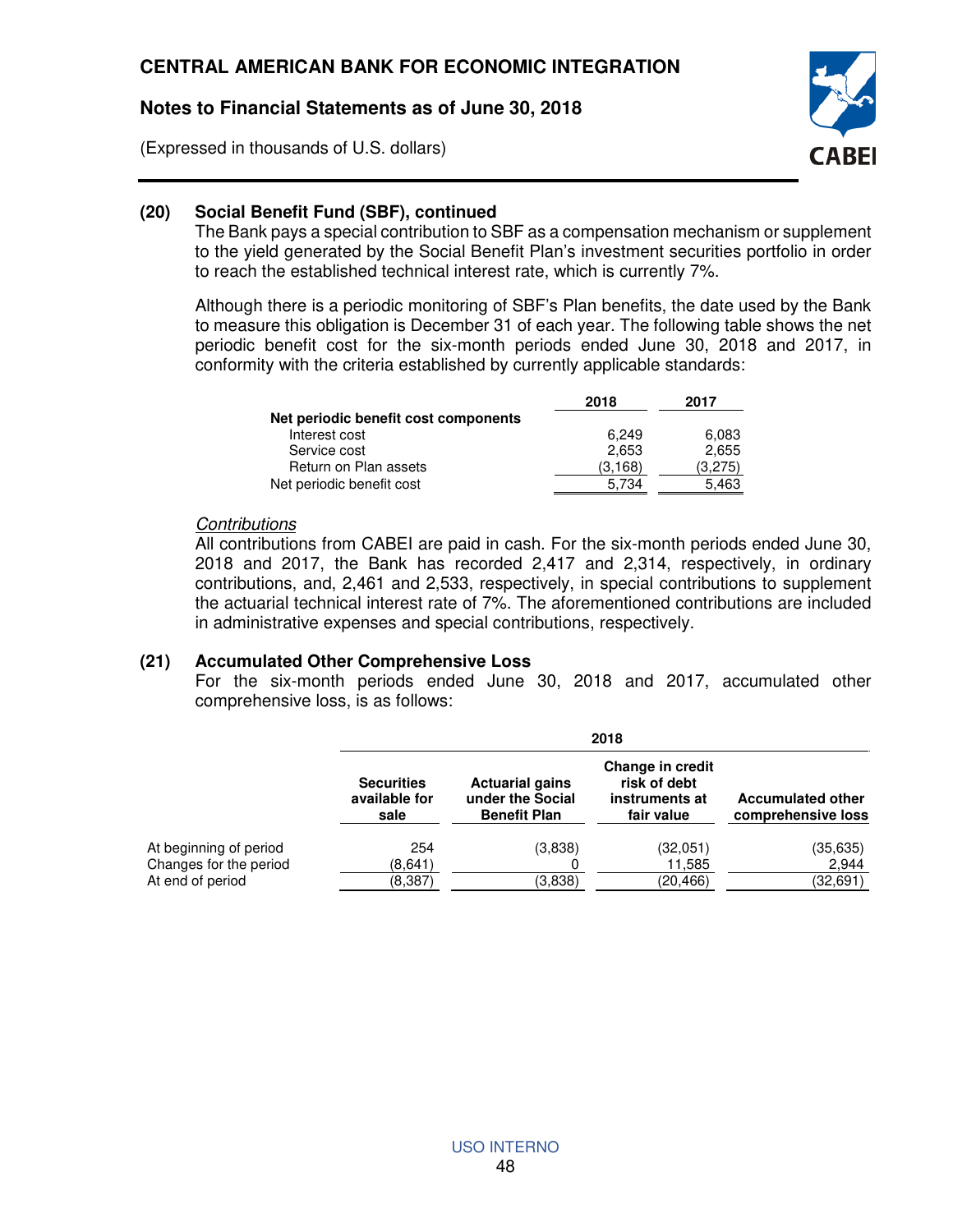### (20) Social Benefit Fund (SBF), continued

The Bank pays a special contribution to SBF as a compensation mechanism or supplement to the yield generated by the Social Benefit Plan's investment securities portfolio in order to reach the established technical interest rate, which is currently 7%.

Although there is a periodic monitoring of SBF's Plan benefits, the date used by the Bank to measure this obligation is December 31 of each year. The following table shows the net periodic benefit cost for the six-month periods ended June 30, 2018 and 2017, in conformity with the criteria established by currently applicable standards:

| | 2018 | 2017 |
|---|---|---|
| **Net periodic benefit cost components** | | |
| Interest cost | 6,249 | 6,083 |
| Service cost | 2,653 | 2,655 |
| Return on Plan assets | (3,168) | (3,275) |
| Net periodic benefit cost | 5,734 | 5,463 |

*Contributions*

All contributions from CABEI are paid in cash. For the six-month periods ended June 30, 2018 and 2017, the Bank has recorded 2,417 and 2,314, respectively, in ordinary contributions, and, 2,461 and 2,533, respectively, in special contributions to supplement the actuarial technical interest rate of 7%. The aforementioned contributions are included in administrative expenses and special contributions, respectively.

### (21) Accumulated Other Comprehensive Loss

For the six-month periods ended June 30, 2018 and 2017, accumulated other comprehensive loss, is as follows:

| | 2018 | | | |
|---|---|---|---|---|
| | **Securities available for sale** | **Actuarial gains under the Social Benefit Plan** | **Change in credit risk of debt instruments at fair value** | **Accumulated other comprehensive loss** |
| At beginning of period | 254 | (3,838) | (32,051) | (35,635) |
| Changes for the period | (8,641) | 0 | 11,585 | 2,944 |
| At end of period | (8,387) | (3,838) | (20,466) | (32,691) |

USO INTERNO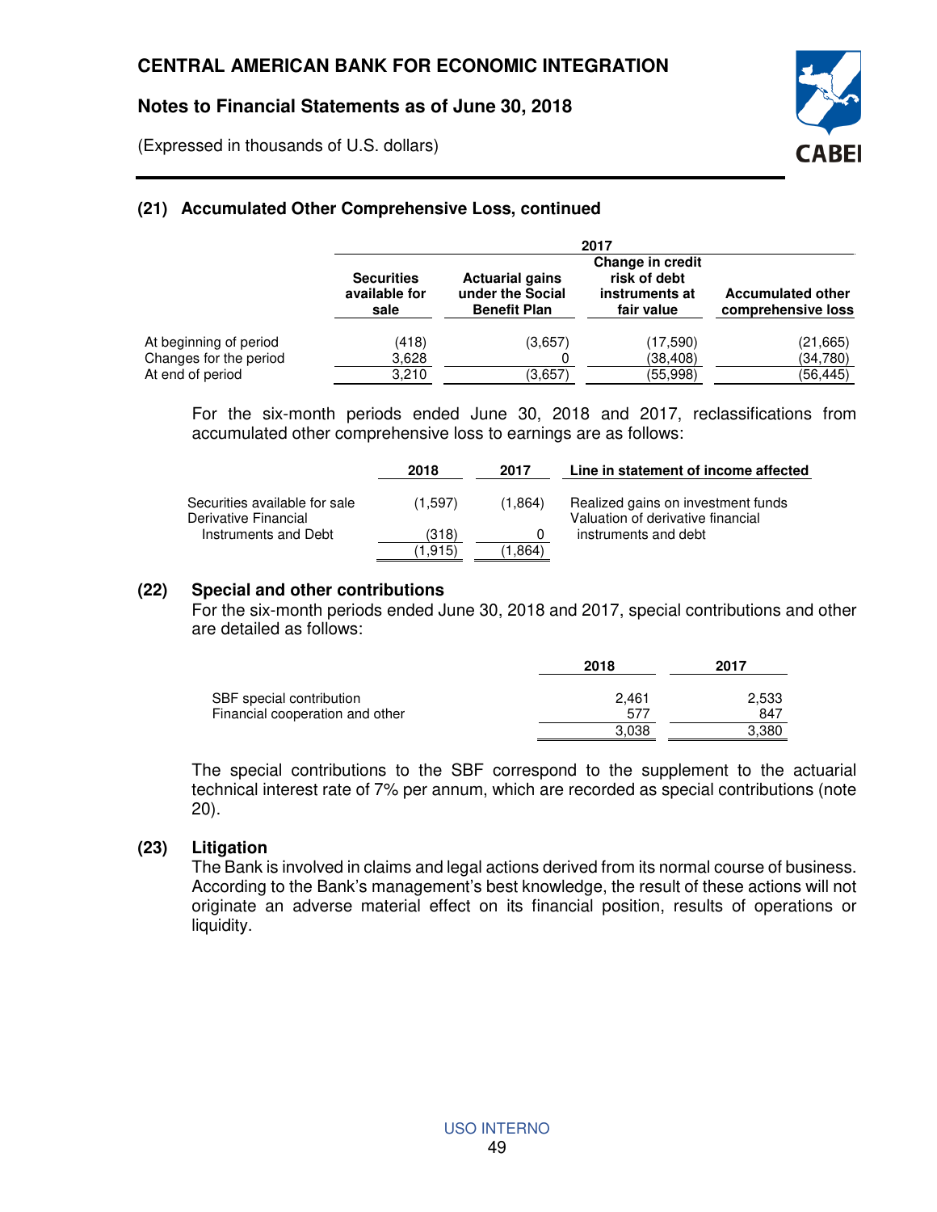### (21) Accumulated Other Comprehensive Loss, continued

| | 2017 | | | |
|---|---|---|---|---|
| | Securities available for sale | Actuarial gains under the Social Benefit Plan | Change in credit risk of debt instruments at fair value | Accumulated other comprehensive loss |
| At beginning of period | (418) | (3,657) | (17,590) | (21,665) |
| Changes for the period | 3,628 | 0 | (38,408) | (34,780) |
| At end of period | 3,210 | (3,657) | (55,998) | (56,445) |

For the six-month periods ended June 30, 2018 and 2017, reclassifications from accumulated other comprehensive loss to earnings are as follows:

| | 2018 | 2017 | Line in statement of income affected |
|---|---|---|---|
| Securities available for sale | (1,597) | (1,864) | Realized gains on investment funds |
| Derivative Financial Instruments and Debt | (318) | 0 | Valuation of derivative financial instruments and debt |
| | (1,915) | (1,864) | |

### (22) Special and other contributions

For the six-month periods ended June 30, 2018 and 2017, special contributions and other are detailed as follows:

| | 2018 | 2017 |
|---|---|---|
| SBF special contribution | 2,461 | 2,533 |
| Financial cooperation and other | 577 | 847 |
| | 3,038 | 3,380 |

The special contributions to the SBF correspond to the supplement to the actuarial technical interest rate of 7% per annum, which are recorded as special contributions (note 20).

### (23) Litigation

The Bank is involved in claims and legal actions derived from its normal course of business. According to the Bank's management's best knowledge, the result of these actions will not originate an adverse material effect on its financial position, results of operations or liquidity.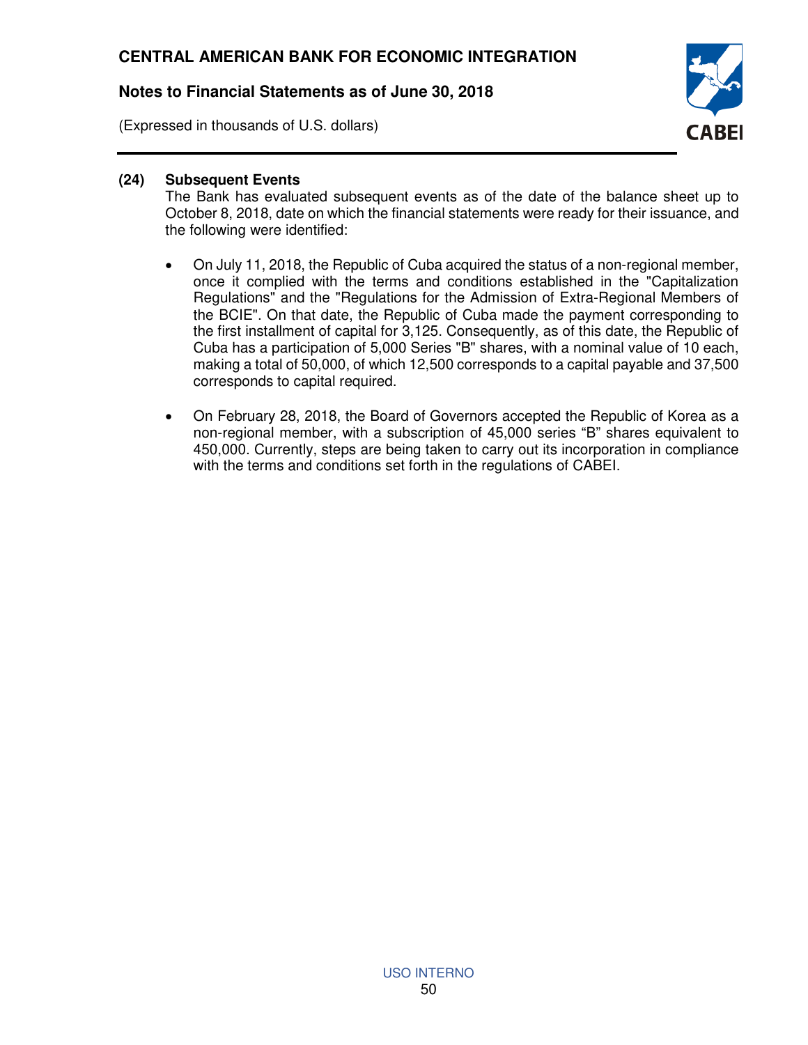## (24) Subsequent Events

The Bank has evaluated subsequent events as of the date of the balance sheet up to October 8, 2018, date on which the financial statements were ready for their issuance, and the following were identified:

- On July 11, 2018, the Republic of Cuba acquired the status of a non-regional member, once it complied with the terms and conditions established in the "Capitalization Regulations" and the "Regulations for the Admission of Extra-Regional Members of the BCIE". On that date, the Republic of Cuba made the payment corresponding to the first installment of capital for 3,125. Consequently, as of this date, the Republic of Cuba has a participation of 5,000 Series "B" shares, with a nominal value of 10 each, making a total of 50,000, of which 12,500 corresponds to a capital payable and 37,500 corresponds to capital required.

- On February 28, 2018, the Board of Governors accepted the Republic of Korea as a non-regional member, with a subscription of 45,000 series "B" shares equivalent to 450,000. Currently, steps are being taken to carry out its incorporation in compliance with the terms and conditions set forth in the regulations of CABEI.

USO INTERNO